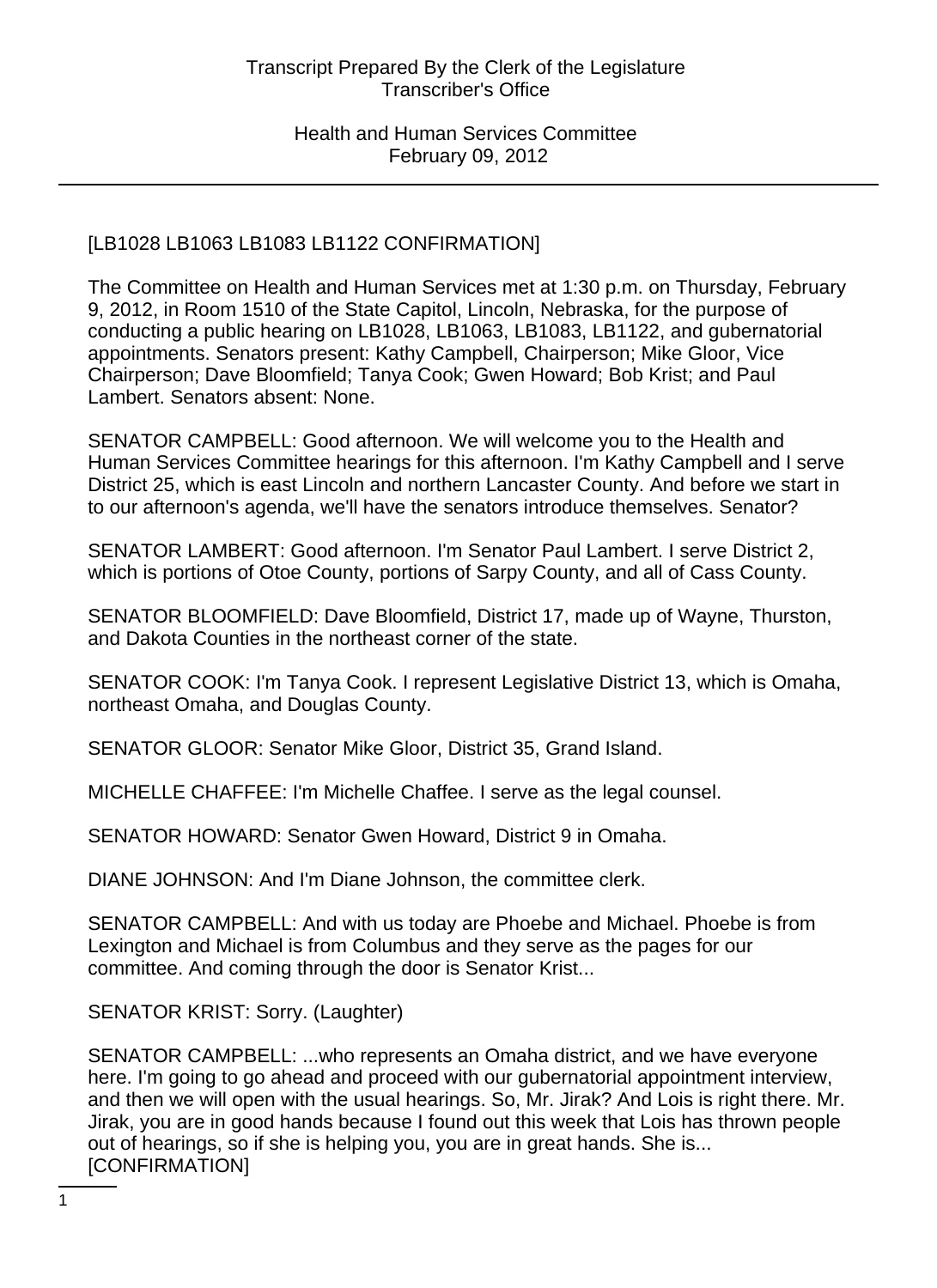[LB1028 LB1063 LB1083 LB1122 CONFIRMATION]

The Committee on Health and Human Services met at 1:30 p.m. on Thursday, February 9, 2012, in Room 1510 of the State Capitol, Lincoln, Nebraska, for the purpose of conducting a public hearing on LB1028, LB1063, LB1083, LB1122, and gubernatorial appointments. Senators present: Kathy Campbell, Chairperson; Mike Gloor, Vice Chairperson; Dave Bloomfield; Tanya Cook; Gwen Howard; Bob Krist; and Paul Lambert. Senators absent: None.

SENATOR CAMPBELL: Good afternoon. We will welcome you to the Health and Human Services Committee hearings for this afternoon. I'm Kathy Campbell and I serve District 25, which is east Lincoln and northern Lancaster County. And before we start in to our afternoon's agenda, we'll have the senators introduce themselves. Senator?

SENATOR LAMBERT: Good afternoon. I'm Senator Paul Lambert. I serve District 2, which is portions of Otoe County, portions of Sarpy County, and all of Cass County.

SENATOR BLOOMFIELD: Dave Bloomfield, District 17, made up of Wayne, Thurston, and Dakota Counties in the northeast corner of the state.

SENATOR COOK: I'm Tanya Cook. I represent Legislative District 13, which is Omaha, northeast Omaha, and Douglas County.

SENATOR GLOOR: Senator Mike Gloor, District 35, Grand Island.

MICHELLE CHAFFEE: I'm Michelle Chaffee. I serve as the legal counsel.

SENATOR HOWARD: Senator Gwen Howard, District 9 in Omaha.

DIANE JOHNSON: And I'm Diane Johnson, the committee clerk.

SENATOR CAMPBELL: And with us today are Phoebe and Michael. Phoebe is from Lexington and Michael is from Columbus and they serve as the pages for our committee. And coming through the door is Senator Krist...

SENATOR KRIST: Sorry. (Laughter)

SENATOR CAMPBELL: ...who represents an Omaha district, and we have everyone here. I'm going to go ahead and proceed with our gubernatorial appointment interview, and then we will open with the usual hearings. So, Mr. Jirak? And Lois is right there. Mr. Jirak, you are in good hands because I found out this week that Lois has thrown people out of hearings, so if she is helping you, you are in great hands. She is... [CONFIRMATION]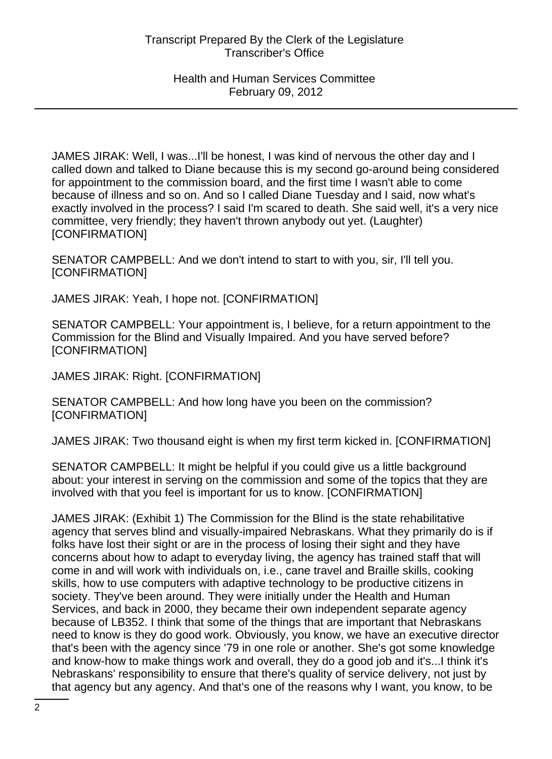JAMES JIRAK: Well, I was...I'll be honest, I was kind of nervous the other day and I called down and talked to Diane because this is my second go-around being considered for appointment to the commission board, and the first time I wasn't able to come because of illness and so on. And so I called Diane Tuesday and I said, now what's exactly involved in the process? I said I'm scared to death. She said well, it's a very nice committee, very friendly; they haven't thrown anybody out yet. (Laughter) [CONFIRMATION]

SENATOR CAMPBELL: And we don't intend to start to with you, sir, I'll tell you. [CONFIRMATION]

JAMES JIRAK: Yeah, I hope not. [CONFIRMATION]

SENATOR CAMPBELL: Your appointment is, I believe, for a return appointment to the Commission for the Blind and Visually Impaired. And you have served before? [CONFIRMATION]

JAMES JIRAK: Right. [CONFIRMATION]

SENATOR CAMPBELL: And how long have you been on the commission? [CONFIRMATION]

JAMES JIRAK: Two thousand eight is when my first term kicked in. [CONFIRMATION]

SENATOR CAMPBELL: It might be helpful if you could give us a little background about: your interest in serving on the commission and some of the topics that they are involved with that you feel is important for us to know. [CONFIRMATION]

JAMES JIRAK: (Exhibit 1) The Commission for the Blind is the state rehabilitative agency that serves blind and visually-impaired Nebraskans. What they primarily do is if folks have lost their sight or are in the process of losing their sight and they have concerns about how to adapt to everyday living, the agency has trained staff that will come in and will work with individuals on, i.e., cane travel and Braille skills, cooking skills, how to use computers with adaptive technology to be productive citizens in society. They've been around. They were initially under the Health and Human Services, and back in 2000, they became their own independent separate agency because of LB352. I think that some of the things that are important that Nebraskans need to know is they do good work. Obviously, you know, we have an executive director that's been with the agency since '79 in one role or another. She's got some knowledge and know-how to make things work and overall, they do a good job and it's...I think it's Nebraskans' responsibility to ensure that there's quality of service delivery, not just by that agency but any agency. And that's one of the reasons why I want, you know, to be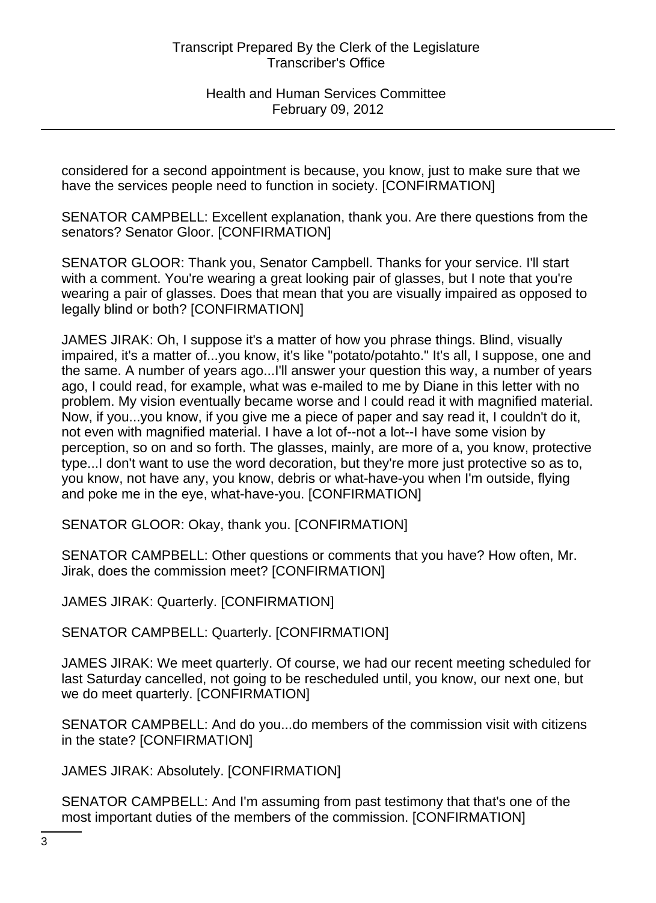considered for a second appointment is because, you know, just to make sure that we have the services people need to function in society. [CONFIRMATION]

SENATOR CAMPBELL: Excellent explanation, thank you. Are there questions from the senators? Senator Gloor. [CONFIRMATION]

SENATOR GLOOR: Thank you, Senator Campbell. Thanks for your service. I'll start with a comment. You're wearing a great looking pair of glasses, but I note that you're wearing a pair of glasses. Does that mean that you are visually impaired as opposed to legally blind or both? [CONFIRMATION]

JAMES JIRAK: Oh, I suppose it's a matter of how you phrase things. Blind, visually impaired, it's a matter of...you know, it's like "potato/potahto." It's all, I suppose, one and the same. A number of years ago...I'll answer your question this way, a number of years ago, I could read, for example, what was e-mailed to me by Diane in this letter with no problem. My vision eventually became worse and I could read it with magnified material. Now, if you...you know, if you give me a piece of paper and say read it, I couldn't do it, not even with magnified material. I have a lot of--not a lot--I have some vision by perception, so on and so forth. The glasses, mainly, are more of a, you know, protective type...I don't want to use the word decoration, but they're more just protective so as to, you know, not have any, you know, debris or what-have-you when I'm outside, flying and poke me in the eye, what-have-you. [CONFIRMATION]

SENATOR GLOOR: Okay, thank you. [CONFIRMATION]

SENATOR CAMPBELL: Other questions or comments that you have? How often, Mr. Jirak, does the commission meet? [CONFIRMATION]

JAMES JIRAK: Quarterly. [CONFIRMATION]

SENATOR CAMPBELL: Quarterly. [CONFIRMATION]

JAMES JIRAK: We meet quarterly. Of course, we had our recent meeting scheduled for last Saturday cancelled, not going to be rescheduled until, you know, our next one, but we do meet quarterly. [CONFIRMATION]

SENATOR CAMPBELL: And do you...do members of the commission visit with citizens in the state? [CONFIRMATION]

JAMES JIRAK: Absolutely. [CONFIRMATION]

SENATOR CAMPBELL: And I'm assuming from past testimony that that's one of the most important duties of the members of the commission. [CONFIRMATION]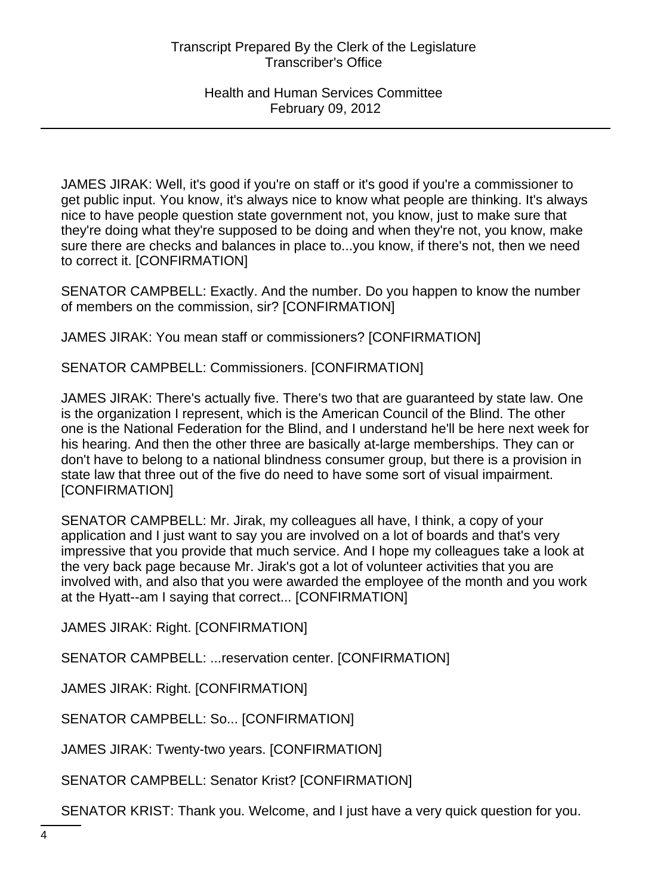JAMES JIRAK: Well, it's good if you're on staff or it's good if you're a commissioner to get public input. You know, it's always nice to know what people are thinking. It's always nice to have people question state government not, you know, just to make sure that they're doing what they're supposed to be doing and when they're not, you know, make sure there are checks and balances in place to...you know, if there's not, then we need to correct it. [CONFIRMATION]

SENATOR CAMPBELL: Exactly. And the number. Do you happen to know the number of members on the commission, sir? [CONFIRMATION]

JAMES JIRAK: You mean staff or commissioners? [CONFIRMATION]

SENATOR CAMPBELL: Commissioners. [CONFIRMATION]

JAMES JIRAK: There's actually five. There's two that are guaranteed by state law. One is the organization I represent, which is the American Council of the Blind. The other one is the National Federation for the Blind, and I understand he'll be here next week for his hearing. And then the other three are basically at-large memberships. They can or don't have to belong to a national blindness consumer group, but there is a provision in state law that three out of the five do need to have some sort of visual impairment. [CONFIRMATION]

SENATOR CAMPBELL: Mr. Jirak, my colleagues all have, I think, a copy of your application and I just want to say you are involved on a lot of boards and that's very impressive that you provide that much service. And I hope my colleagues take a look at the very back page because Mr. Jirak's got a lot of volunteer activities that you are involved with, and also that you were awarded the employee of the month and you work at the Hyatt--am I saying that correct... [CONFIRMATION]

JAMES JIRAK: Right. [CONFIRMATION]

SENATOR CAMPBELL: ...reservation center. [CONFIRMATION]

JAMES JIRAK: Right. [CONFIRMATION]

SENATOR CAMPBELL: So... [CONFIRMATION]

JAMES JIRAK: Twenty-two years. [CONFIRMATION]

SENATOR CAMPBELL: Senator Krist? [CONFIRMATION]

SENATOR KRIST: Thank you. Welcome, and I just have a very quick question for you.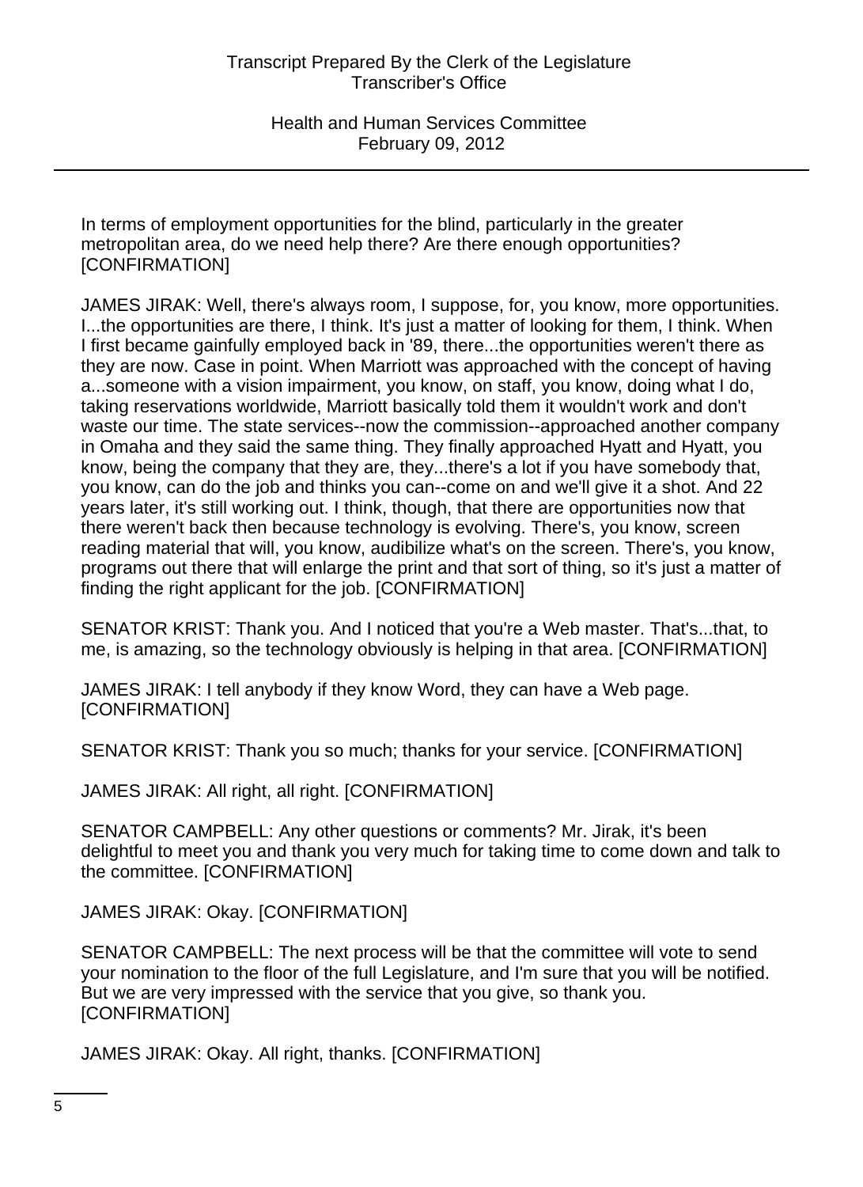In terms of employment opportunities for the blind, particularly in the greater metropolitan area, do we need help there? Are there enough opportunities? [CONFIRMATION]

JAMES JIRAK: Well, there's always room, I suppose, for, you know, more opportunities. I...the opportunities are there, I think. It's just a matter of looking for them, I think. When I first became gainfully employed back in '89, there...the opportunities weren't there as they are now. Case in point. When Marriott was approached with the concept of having a...someone with a vision impairment, you know, on staff, you know, doing what I do, taking reservations worldwide, Marriott basically told them it wouldn't work and don't waste our time. The state services--now the commission--approached another company in Omaha and they said the same thing. They finally approached Hyatt and Hyatt, you know, being the company that they are, they...there's a lot if you have somebody that, you know, can do the job and thinks you can--come on and we'll give it a shot. And 22 years later, it's still working out. I think, though, that there are opportunities now that there weren't back then because technology is evolving. There's, you know, screen reading material that will, you know, audibilize what's on the screen. There's, you know, programs out there that will enlarge the print and that sort of thing, so it's just a matter of finding the right applicant for the job. [CONFIRMATION]

SENATOR KRIST: Thank you. And I noticed that you're a Web master. That's...that, to me, is amazing, so the technology obviously is helping in that area. [CONFIRMATION]

JAMES JIRAK: I tell anybody if they know Word, they can have a Web page. [CONFIRMATION]

SENATOR KRIST: Thank you so much; thanks for your service. [CONFIRMATION]

JAMES JIRAK: All right, all right. [CONFIRMATION]

SENATOR CAMPBELL: Any other questions or comments? Mr. Jirak, it's been delightful to meet you and thank you very much for taking time to come down and talk to the committee. [CONFIRMATION]

JAMES JIRAK: Okay. [CONFIRMATION]

SENATOR CAMPBELL: The next process will be that the committee will vote to send your nomination to the floor of the full Legislature, and I'm sure that you will be notified. But we are very impressed with the service that you give, so thank you. [CONFIRMATION]

JAMES JIRAK: Okay. All right, thanks. [CONFIRMATION]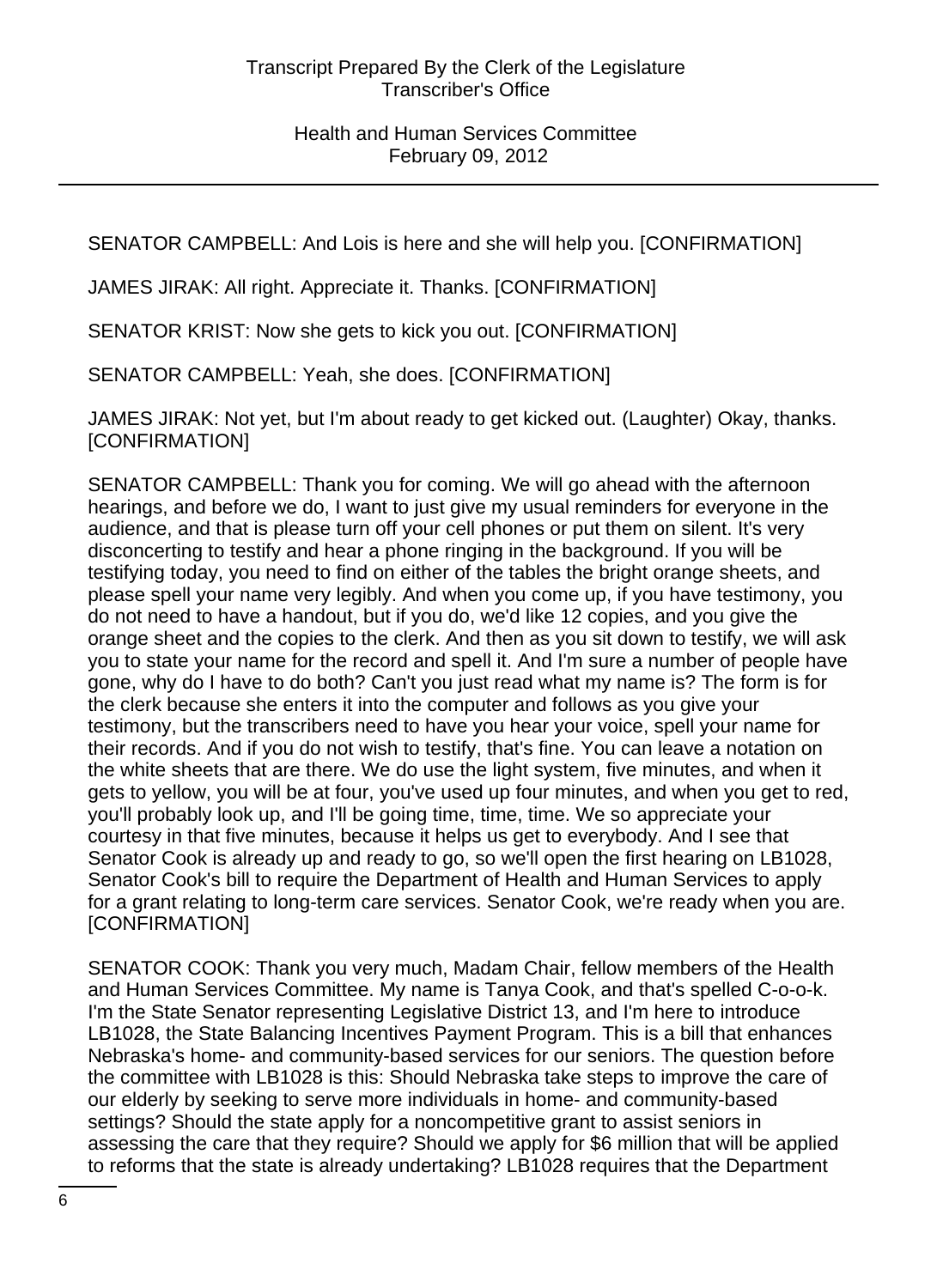SENATOR CAMPBELL: And Lois is here and she will help you. [CONFIRMATION]

JAMES JIRAK: All right. Appreciate it. Thanks. [CONFIRMATION]

SENATOR KRIST: Now she gets to kick you out. [CONFIRMATION]

SENATOR CAMPBELL: Yeah, she does. [CONFIRMATION]

JAMES JIRAK: Not yet, but I'm about ready to get kicked out. (Laughter) Okay, thanks. [CONFIRMATION]

SENATOR CAMPBELL: Thank you for coming. We will go ahead with the afternoon hearings, and before we do, I want to just give my usual reminders for everyone in the audience, and that is please turn off your cell phones or put them on silent. It's very disconcerting to testify and hear a phone ringing in the background. If you will be testifying today, you need to find on either of the tables the bright orange sheets, and please spell your name very legibly. And when you come up, if you have testimony, you do not need to have a handout, but if you do, we'd like 12 copies, and you give the orange sheet and the copies to the clerk. And then as you sit down to testify, we will ask you to state your name for the record and spell it. And I'm sure a number of people have gone, why do I have to do both? Can't you just read what my name is? The form is for the clerk because she enters it into the computer and follows as you give your testimony, but the transcribers need to have you hear your voice, spell your name for their records. And if you do not wish to testify, that's fine. You can leave a notation on the white sheets that are there. We do use the light system, five minutes, and when it gets to yellow, you will be at four, you've used up four minutes, and when you get to red, you'll probably look up, and I'll be going time, time, time. We so appreciate your courtesy in that five minutes, because it helps us get to everybody. And I see that Senator Cook is already up and ready to go, so we'll open the first hearing on LB1028, Senator Cook's bill to require the Department of Health and Human Services to apply for a grant relating to long-term care services. Senator Cook, we're ready when you are. [CONFIRMATION]

SENATOR COOK: Thank you very much, Madam Chair, fellow members of the Health and Human Services Committee. My name is Tanya Cook, and that's spelled C-o-o-k. I'm the State Senator representing Legislative District 13, and I'm here to introduce LB1028, the State Balancing Incentives Payment Program. This is a bill that enhances Nebraska's home- and community-based services for our seniors. The question before the committee with LB1028 is this: Should Nebraska take steps to improve the care of our elderly by seeking to serve more individuals in home- and community-based settings? Should the state apply for a noncompetitive grant to assist seniors in assessing the care that they require? Should we apply for $6 million that will be applied to reforms that the state is already undertaking? LB1028 requires that the Department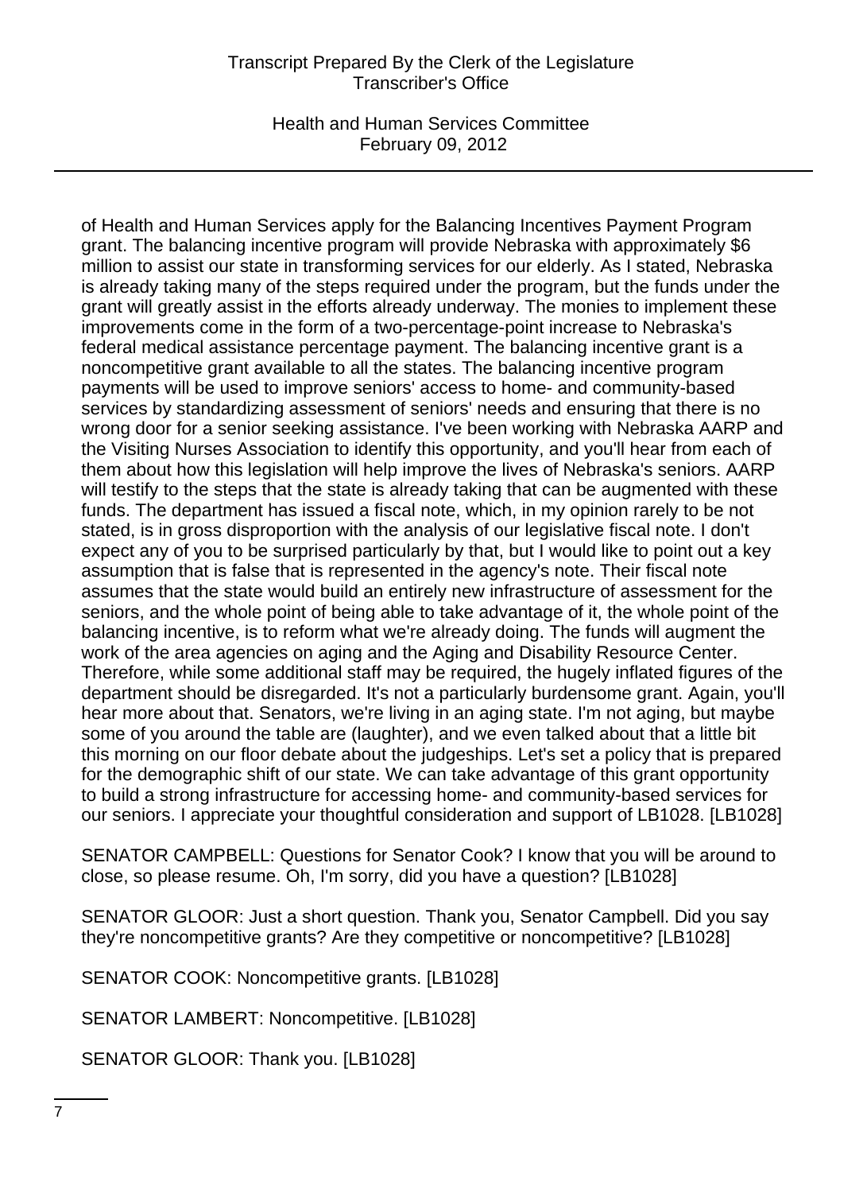of Health and Human Services apply for the Balancing Incentives Payment Program grant. The balancing incentive program will provide Nebraska with approximately $6 million to assist our state in transforming services for our elderly. As I stated, Nebraska is already taking many of the steps required under the program, but the funds under the grant will greatly assist in the efforts already underway. The monies to implement these improvements come in the form of a two-percentage-point increase to Nebraska's federal medical assistance percentage payment. The balancing incentive grant is a noncompetitive grant available to all the states. The balancing incentive program payments will be used to improve seniors' access to home- and community-based services by standardizing assessment of seniors' needs and ensuring that there is no wrong door for a senior seeking assistance. I've been working with Nebraska AARP and the Visiting Nurses Association to identify this opportunity, and you'll hear from each of them about how this legislation will help improve the lives of Nebraska's seniors. AARP will testify to the steps that the state is already taking that can be augmented with these funds. The department has issued a fiscal note, which, in my opinion rarely to be not stated, is in gross disproportion with the analysis of our legislative fiscal note. I don't expect any of you to be surprised particularly by that, but I would like to point out a key assumption that is false that is represented in the agency's note. Their fiscal note assumes that the state would build an entirely new infrastructure of assessment for the seniors, and the whole point of being able to take advantage of it, the whole point of the balancing incentive, is to reform what we're already doing. The funds will augment the work of the area agencies on aging and the Aging and Disability Resource Center. Therefore, while some additional staff may be required, the hugely inflated figures of the department should be disregarded. It's not a particularly burdensome grant. Again, you'll hear more about that. Senators, we're living in an aging state. I'm not aging, but maybe some of you around the table are (laughter), and we even talked about that a little bit this morning on our floor debate about the judgeships. Let's set a policy that is prepared for the demographic shift of our state. We can take advantage of this grant opportunity to build a strong infrastructure for accessing home- and community-based services for our seniors. I appreciate your thoughtful consideration and support of LB1028. [LB1028]

SENATOR CAMPBELL: Questions for Senator Cook? I know that you will be around to close, so please resume. Oh, I'm sorry, did you have a question? [LB1028]

SENATOR GLOOR: Just a short question. Thank you, Senator Campbell. Did you say they're noncompetitive grants? Are they competitive or noncompetitive? [LB1028]

SENATOR COOK: Noncompetitive grants. [LB1028]

SENATOR LAMBERT: Noncompetitive. [LB1028]

SENATOR GLOOR: Thank you. [LB1028]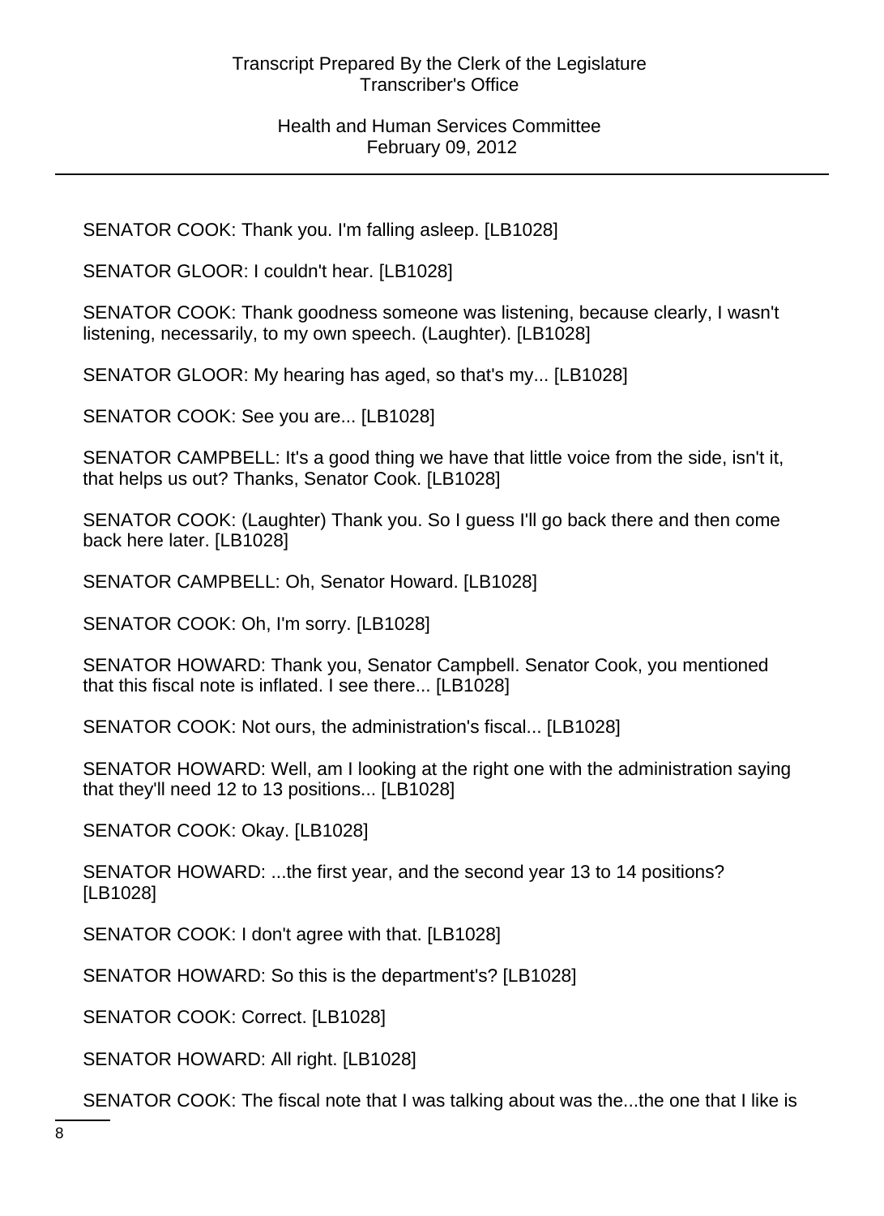SENATOR COOK: Thank you. I'm falling asleep. [LB1028]

SENATOR GLOOR: I couldn't hear. [LB1028]

SENATOR COOK: Thank goodness someone was listening, because clearly, I wasn't listening, necessarily, to my own speech. (Laughter). [LB1028]

SENATOR GLOOR: My hearing has aged, so that's my... [LB1028]

SENATOR COOK: See you are... [LB1028]

SENATOR CAMPBELL: It's a good thing we have that little voice from the side, isn't it, that helps us out? Thanks, Senator Cook. [LB1028]

SENATOR COOK: (Laughter) Thank you. So I guess I'll go back there and then come back here later. [LB1028]

SENATOR CAMPBELL: Oh, Senator Howard. [LB1028]

SENATOR COOK: Oh, I'm sorry. [LB1028]

SENATOR HOWARD: Thank you, Senator Campbell. Senator Cook, you mentioned that this fiscal note is inflated. I see there... [LB1028]

SENATOR COOK: Not ours, the administration's fiscal... [LB1028]

SENATOR HOWARD: Well, am I looking at the right one with the administration saying that they'll need 12 to 13 positions... [LB1028]

SENATOR COOK: Okay. [LB1028]

SENATOR HOWARD: ...the first year, and the second year 13 to 14 positions? [LB1028]

SENATOR COOK: I don't agree with that. [LB1028]

SENATOR HOWARD: So this is the department's? [LB1028]

SENATOR COOK: Correct. [LB1028]

SENATOR HOWARD: All right. [LB1028]

SENATOR COOK: The fiscal note that I was talking about was the...the one that I like is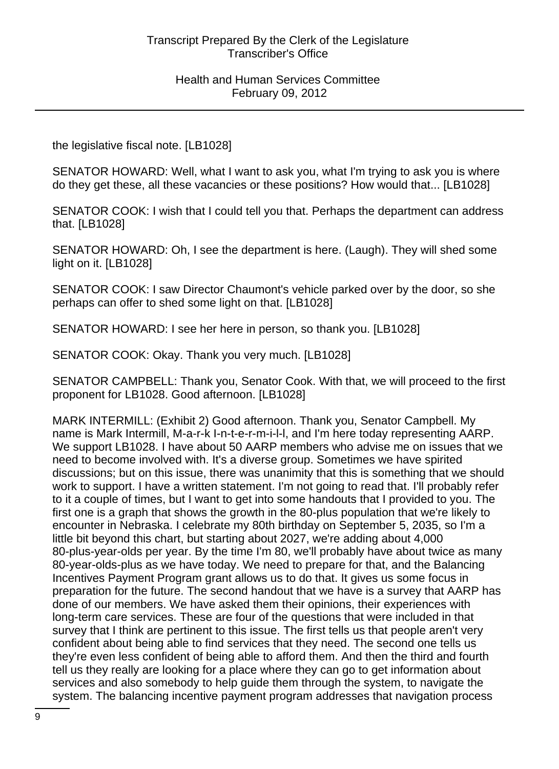the legislative fiscal note. [LB1028]

SENATOR HOWARD: Well, what I want to ask you, what I'm trying to ask you is where do they get these, all these vacancies or these positions? How would that... [LB1028]

SENATOR COOK: I wish that I could tell you that. Perhaps the department can address that. [LB1028]

SENATOR HOWARD: Oh, I see the department is here. (Laugh). They will shed some light on it. [LB1028]

SENATOR COOK: I saw Director Chaumont's vehicle parked over by the door, so she perhaps can offer to shed some light on that. [LB1028]

SENATOR HOWARD: I see her here in person, so thank you. [LB1028]

SENATOR COOK: Okay. Thank you very much. [LB1028]

SENATOR CAMPBELL: Thank you, Senator Cook. With that, we will proceed to the first proponent for LB1028. Good afternoon. [LB1028]

MARK INTERMILL: (Exhibit 2) Good afternoon. Thank you, Senator Campbell. My name is Mark Intermill, M-a-r-k I-n-t-e-r-m-i-l-l, and I'm here today representing AARP. We support LB1028. I have about 50 AARP members who advise me on issues that we need to become involved with. It's a diverse group. Sometimes we have spirited discussions; but on this issue, there was unanimity that this is something that we should work to support. I have a written statement. I'm not going to read that. I'll probably refer to it a couple of times, but I want to get into some handouts that I provided to you. The first one is a graph that shows the growth in the 80-plus population that we're likely to encounter in Nebraska. I celebrate my 80th birthday on September 5, 2035, so I'm a little bit beyond this chart, but starting about 2027, we're adding about 4,000 80-plus-year-olds per year. By the time I'm 80, we'll probably have about twice as many 80-year-olds-plus as we have today. We need to prepare for that, and the Balancing Incentives Payment Program grant allows us to do that. It gives us some focus in preparation for the future. The second handout that we have is a survey that AARP has done of our members. We have asked them their opinions, their experiences with long-term care services. These are four of the questions that were included in that survey that I think are pertinent to this issue. The first tells us that people aren't very confident about being able to find services that they need. The second one tells us they're even less confident of being able to afford them. And then the third and fourth tell us they really are looking for a place where they can go to get information about services and also somebody to help guide them through the system, to navigate the system. The balancing incentive payment program addresses that navigation process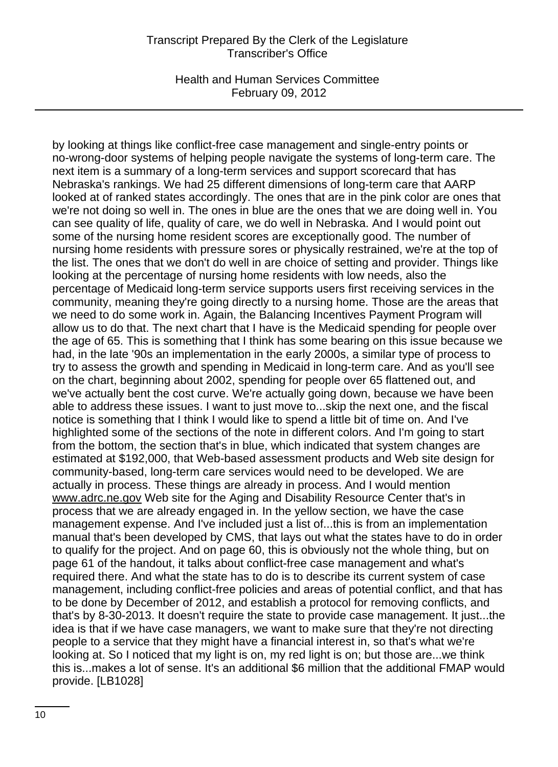by looking at things like conflict-free case management and single-entry points or no-wrong-door systems of helping people navigate the systems of long-term care. The next item is a summary of a long-term services and support scorecard that has Nebraska's rankings. We had 25 different dimensions of long-term care that AARP looked at of ranked states accordingly. The ones that are in the pink color are ones that we're not doing so well in. The ones in blue are the ones that we are doing well in. You can see quality of life, quality of care, we do well in Nebraska. And I would point out some of the nursing home resident scores are exceptionally good. The number of nursing home residents with pressure sores or physically restrained, we're at the top of the list. The ones that we don't do well in are choice of setting and provider. Things like looking at the percentage of nursing home residents with low needs, also the percentage of Medicaid long-term service supports users first receiving services in the community, meaning they're going directly to a nursing home. Those are the areas that we need to do some work in. Again, the Balancing Incentives Payment Program will allow us to do that. The next chart that I have is the Medicaid spending for people over the age of 65. This is something that I think has some bearing on this issue because we had, in the late '90s an implementation in the early 2000s, a similar type of process to try to assess the growth and spending in Medicaid in long-term care. And as you'll see on the chart, beginning about 2002, spending for people over 65 flattened out, and we've actually bent the cost curve. We're actually going down, because we have been able to address these issues. I want to just move to...skip the next one, and the fiscal notice is something that I think I would like to spend a little bit of time on. And I've highlighted some of the sections of the note in different colors. And I'm going to start from the bottom, the section that's in blue, which indicated that system changes are estimated at $192,000, that Web-based assessment products and Web site design for community-based, long-term care services would need to be developed. We are actually in process. These things are already in process. And I would mention www.adrc.ne.gov Web site for the Aging and Disability Resource Center that's in process that we are already engaged in. In the yellow section, we have the case management expense. And I've included just a list of...this is from an implementation manual that's been developed by CMS, that lays out what the states have to do in order to qualify for the project. And on page 60, this is obviously not the whole thing, but on page 61 of the handout, it talks about conflict-free case management and what's required there. And what the state has to do is to describe its current system of case management, including conflict-free policies and areas of potential conflict, and that has to be done by December of 2012, and establish a protocol for removing conflicts, and that's by 8-30-2013. It doesn't require the state to provide case management. It just...the idea is that if we have case managers, we want to make sure that they're not directing people to a service that they might have a financial interest in, so that's what we're looking at. So I noticed that my light is on, my red light is on; but those are...we think this is...makes a lot of sense. It's an additional $6 million that the additional FMAP would provide. [LB1028]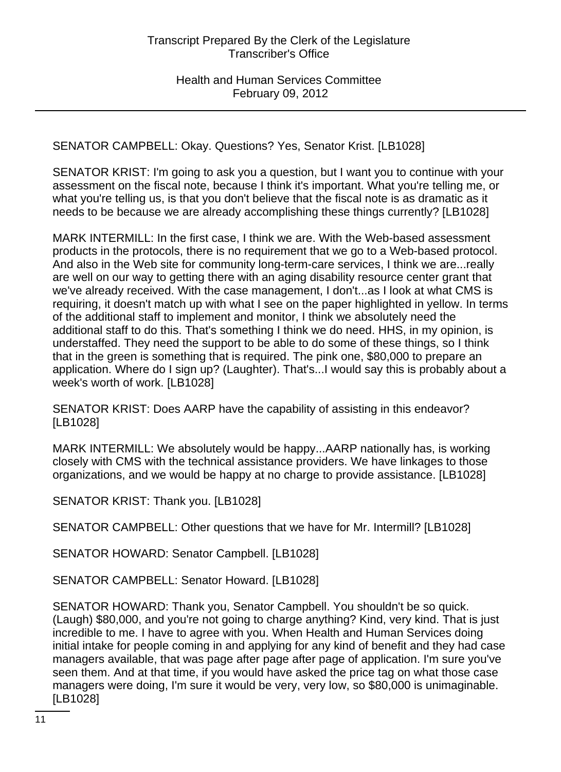SENATOR CAMPBELL: Okay. Questions? Yes, Senator Krist. [LB1028]

SENATOR KRIST: I'm going to ask you a question, but I want you to continue with your assessment on the fiscal note, because I think it's important. What you're telling me, or what you're telling us, is that you don't believe that the fiscal note is as dramatic as it needs to be because we are already accomplishing these things currently? [LB1028]

MARK INTERMILL: In the first case, I think we are. With the Web-based assessment products in the protocols, there is no requirement that we go to a Web-based protocol. And also in the Web site for community long-term-care services, I think we are...really are well on our way to getting there with an aging disability resource center grant that we've already received. With the case management, I don't...as I look at what CMS is requiring, it doesn't match up with what I see on the paper highlighted in yellow. In terms of the additional staff to implement and monitor, I think we absolutely need the additional staff to do this. That's something I think we do need. HHS, in my opinion, is understaffed. They need the support to be able to do some of these things, so I think that in the green is something that is required. The pink one, $80,000 to prepare an application. Where do I sign up? (Laughter). That's...I would say this is probably about a week's worth of work. [LB1028]

SENATOR KRIST: Does AARP have the capability of assisting in this endeavor? [LB1028]

MARK INTERMILL: We absolutely would be happy...AARP nationally has, is working closely with CMS with the technical assistance providers. We have linkages to those organizations, and we would be happy at no charge to provide assistance. [LB1028]

SENATOR KRIST: Thank you. [LB1028]

SENATOR CAMPBELL: Other questions that we have for Mr. Intermill? [LB1028]

SENATOR HOWARD: Senator Campbell. [LB1028]

SENATOR CAMPBELL: Senator Howard. [LB1028]

SENATOR HOWARD: Thank you, Senator Campbell. You shouldn't be so quick. (Laugh) $80,000, and you're not going to charge anything? Kind, very kind. That is just incredible to me. I have to agree with you. When Health and Human Services doing initial intake for people coming in and applying for any kind of benefit and they had case managers available, that was page after page after page of application. I'm sure you've seen them. And at that time, if you would have asked the price tag on what those case managers were doing, I'm sure it would be very, very low, so $80,000 is unimaginable. [LB1028]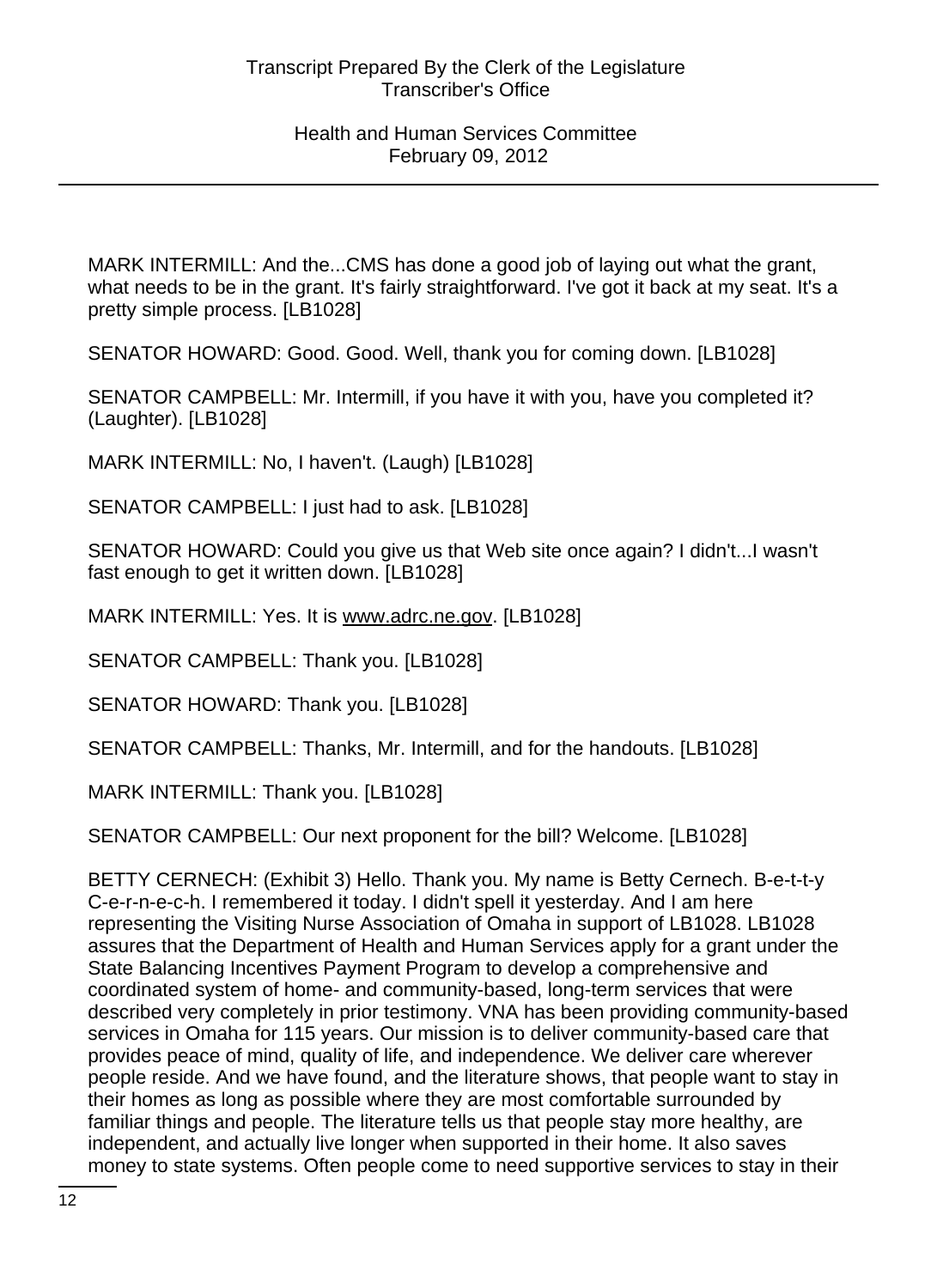MARK INTERMILL: And the...CMS has done a good job of laying out what the grant, what needs to be in the grant. It's fairly straightforward. I've got it back at my seat. It's a pretty simple process. [LB1028]

SENATOR HOWARD: Good. Good. Well, thank you for coming down. [LB1028]

SENATOR CAMPBELL: Mr. Intermill, if you have it with you, have you completed it? (Laughter). [LB1028]

MARK INTERMILL: No, I haven't. (Laugh) [LB1028]

SENATOR CAMPBELL: I just had to ask. [LB1028]

SENATOR HOWARD: Could you give us that Web site once again? I didn't...I wasn't fast enough to get it written down. [LB1028]

MARK INTERMILL: Yes. It is www.adrc.ne.gov. [LB1028]

SENATOR CAMPBELL: Thank you. [LB1028]

SENATOR HOWARD: Thank you. [LB1028]

SENATOR CAMPBELL: Thanks, Mr. Intermill, and for the handouts. [LB1028]

MARK INTERMILL: Thank you. [LB1028]

SENATOR CAMPBELL: Our next proponent for the bill? Welcome. [LB1028]

BETTY CERNECH: (Exhibit 3) Hello. Thank you. My name is Betty Cernech. B-e-t-t-y C-e-r-n-e-c-h. I remembered it today. I didn't spell it yesterday. And I am here representing the Visiting Nurse Association of Omaha in support of LB1028. LB1028 assures that the Department of Health and Human Services apply for a grant under the State Balancing Incentives Payment Program to develop a comprehensive and coordinated system of home- and community-based, long-term services that were described very completely in prior testimony. VNA has been providing community-based services in Omaha for 115 years. Our mission is to deliver community-based care that provides peace of mind, quality of life, and independence. We deliver care wherever people reside. And we have found, and the literature shows, that people want to stay in their homes as long as possible where they are most comfortable surrounded by familiar things and people. The literature tells us that people stay more healthy, are independent, and actually live longer when supported in their home. It also saves money to state systems. Often people come to need supportive services to stay in their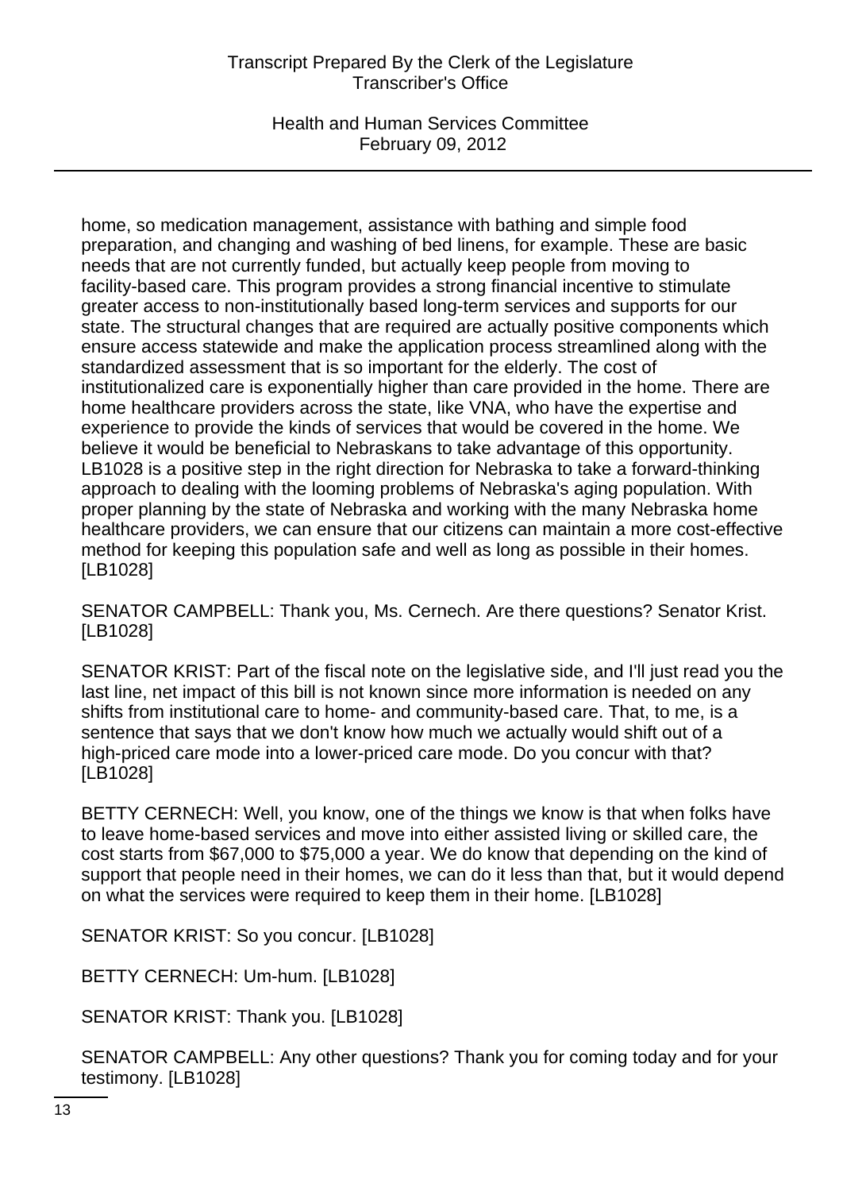home, so medication management, assistance with bathing and simple food preparation, and changing and washing of bed linens, for example. These are basic needs that are not currently funded, but actually keep people from moving to facility-based care. This program provides a strong financial incentive to stimulate greater access to non-institutionally based long-term services and supports for our state. The structural changes that are required are actually positive components which ensure access statewide and make the application process streamlined along with the standardized assessment that is so important for the elderly. The cost of institutionalized care is exponentially higher than care provided in the home. There are home healthcare providers across the state, like VNA, who have the expertise and experience to provide the kinds of services that would be covered in the home. We believe it would be beneficial to Nebraskans to take advantage of this opportunity. LB1028 is a positive step in the right direction for Nebraska to take a forward-thinking approach to dealing with the looming problems of Nebraska's aging population. With proper planning by the state of Nebraska and working with the many Nebraska home healthcare providers, we can ensure that our citizens can maintain a more cost-effective method for keeping this population safe and well as long as possible in their homes. [LB1028]

SENATOR CAMPBELL: Thank you, Ms. Cernech. Are there questions? Senator Krist. [LB1028]

SENATOR KRIST: Part of the fiscal note on the legislative side, and I'll just read you the last line, net impact of this bill is not known since more information is needed on any shifts from institutional care to home- and community-based care. That, to me, is a sentence that says that we don't know how much we actually would shift out of a high-priced care mode into a lower-priced care mode. Do you concur with that? [LB1028]

BETTY CERNECH: Well, you know, one of the things we know is that when folks have to leave home-based services and move into either assisted living or skilled care, the cost starts from $67,000 to $75,000 a year. We do know that depending on the kind of support that people need in their homes, we can do it less than that, but it would depend on what the services were required to keep them in their home. [LB1028]

SENATOR KRIST: So you concur. [LB1028]

BETTY CERNECH: Um-hum. [LB1028]

SENATOR KRIST: Thank you. [LB1028]

SENATOR CAMPBELL: Any other questions? Thank you for coming today and for your testimony. [LB1028]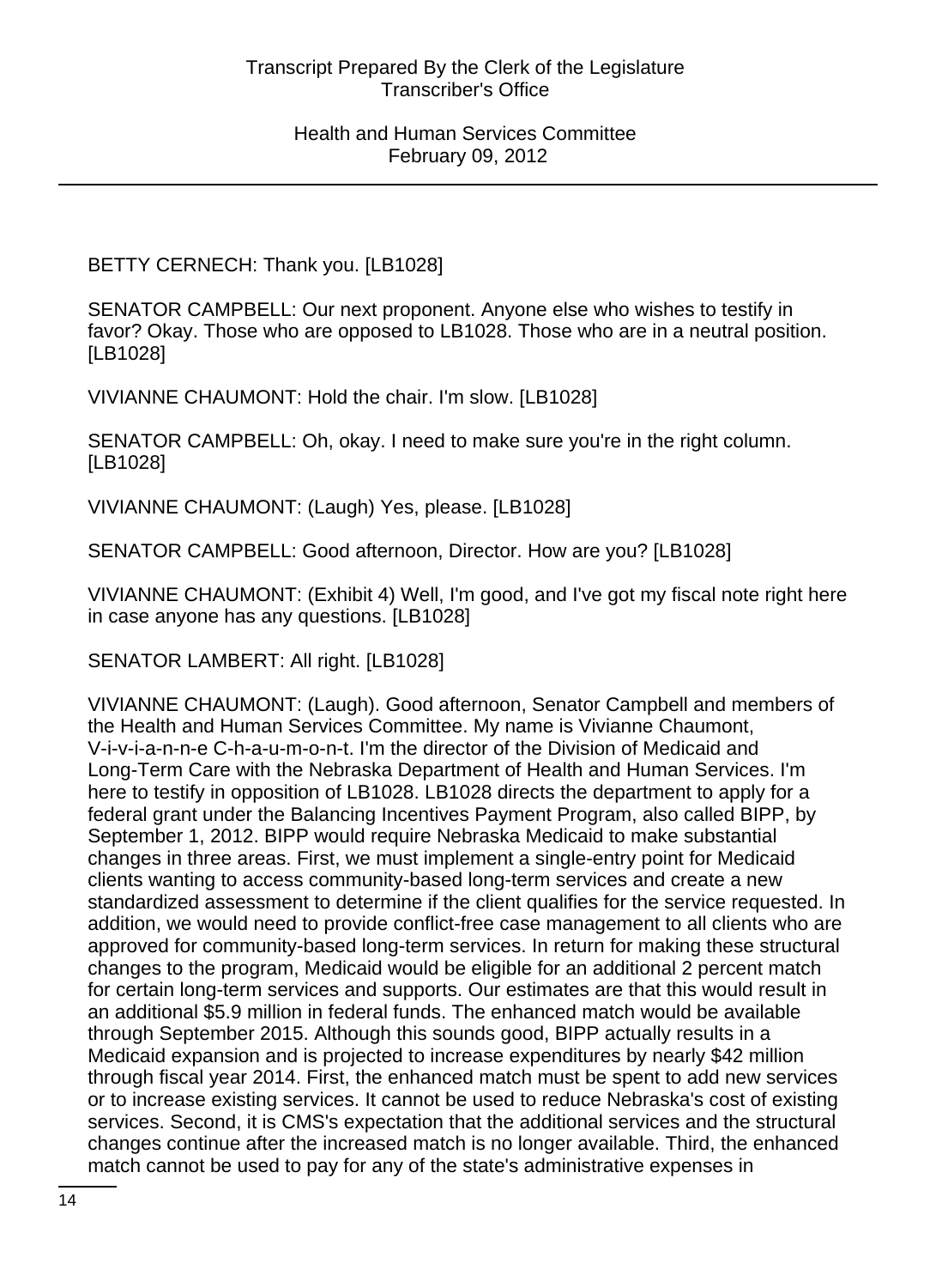BETTY CERNECH: Thank you. [LB1028]

SENATOR CAMPBELL: Our next proponent. Anyone else who wishes to testify in favor? Okay. Those who are opposed to LB1028. Those who are in a neutral position. [LB1028]

VIVIANNE CHAUMONT: Hold the chair. I'm slow. [LB1028]

SENATOR CAMPBELL: Oh, okay. I need to make sure you're in the right column. [LB1028]

VIVIANNE CHAUMONT: (Laugh) Yes, please. [LB1028]

SENATOR CAMPBELL: Good afternoon, Director. How are you? [LB1028]

VIVIANNE CHAUMONT: (Exhibit 4) Well, I'm good, and I've got my fiscal note right here in case anyone has any questions. [LB1028]

SENATOR LAMBERT: All right. [LB1028]

VIVIANNE CHAUMONT: (Laugh). Good afternoon, Senator Campbell and members of the Health and Human Services Committee. My name is Vivianne Chaumont, V-i-v-i-a-n-n-e C-h-a-u-m-o-n-t. I'm the director of the Division of Medicaid and Long-Term Care with the Nebraska Department of Health and Human Services. I'm here to testify in opposition of LB1028. LB1028 directs the department to apply for a federal grant under the Balancing Incentives Payment Program, also called BIPP, by September 1, 2012. BIPP would require Nebraska Medicaid to make substantial changes in three areas. First, we must implement a single-entry point for Medicaid clients wanting to access community-based long-term services and create a new standardized assessment to determine if the client qualifies for the service requested. In addition, we would need to provide conflict-free case management to all clients who are approved for community-based long-term services. In return for making these structural changes to the program, Medicaid would be eligible for an additional 2 percent match for certain long-term services and supports. Our estimates are that this would result in an additional $5.9 million in federal funds. The enhanced match would be available through September 2015. Although this sounds good, BIPP actually results in a Medicaid expansion and is projected to increase expenditures by nearly $42 million through fiscal year 2014. First, the enhanced match must be spent to add new services or to increase existing services. It cannot be used to reduce Nebraska's cost of existing services. Second, it is CMS's expectation that the additional services and the structural changes continue after the increased match is no longer available. Third, the enhanced match cannot be used to pay for any of the state's administrative expenses in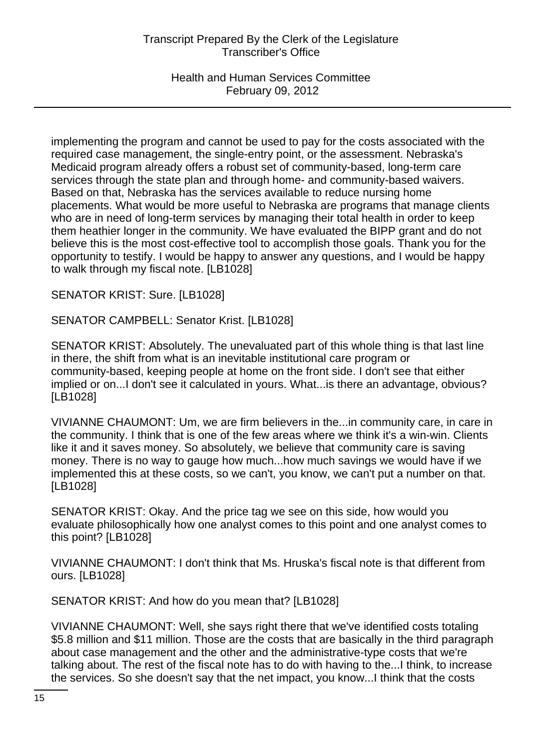implementing the program and cannot be used to pay for the costs associated with the required case management, the single-entry point, or the assessment. Nebraska's Medicaid program already offers a robust set of community-based, long-term care services through the state plan and through home- and community-based waivers. Based on that, Nebraska has the services available to reduce nursing home placements. What would be more useful to Nebraska are programs that manage clients who are in need of long-term services by managing their total health in order to keep them heathier longer in the community. We have evaluated the BIPP grant and do not believe this is the most cost-effective tool to accomplish those goals. Thank you for the opportunity to testify. I would be happy to answer any questions, and I would be happy to walk through my fiscal note. [LB1028]

SENATOR KRIST: Sure. [LB1028]

SENATOR CAMPBELL: Senator Krist. [LB1028]

SENATOR KRIST: Absolutely. The unevaluated part of this whole thing is that last line in there, the shift from what is an inevitable institutional care program or community-based, keeping people at home on the front side. I don't see that either implied or on...I don't see it calculated in yours. What...is there an advantage, obvious? [LB1028]

VIVIANNE CHAUMONT: Um, we are firm believers in the...in community care, in care in the community. I think that is one of the few areas where we think it's a win-win. Clients like it and it saves money. So absolutely, we believe that community care is saving money. There is no way to gauge how much...how much savings we would have if we implemented this at these costs, so we can't, you know, we can't put a number on that. [LB1028]

SENATOR KRIST: Okay. And the price tag we see on this side, how would you evaluate philosophically how one analyst comes to this point and one analyst comes to this point? [LB1028]

VIVIANNE CHAUMONT: I don't think that Ms. Hruska's fiscal note is that different from ours. [LB1028]

SENATOR KRIST: And how do you mean that? [LB1028]

VIVIANNE CHAUMONT: Well, she says right there that we've identified costs totaling $5.8 million and $11 million. Those are the costs that are basically in the third paragraph about case management and the other and the administrative-type costs that we're talking about. The rest of the fiscal note has to do with having to the...I think, to increase the services. So she doesn't say that the net impact, you know...I think that the costs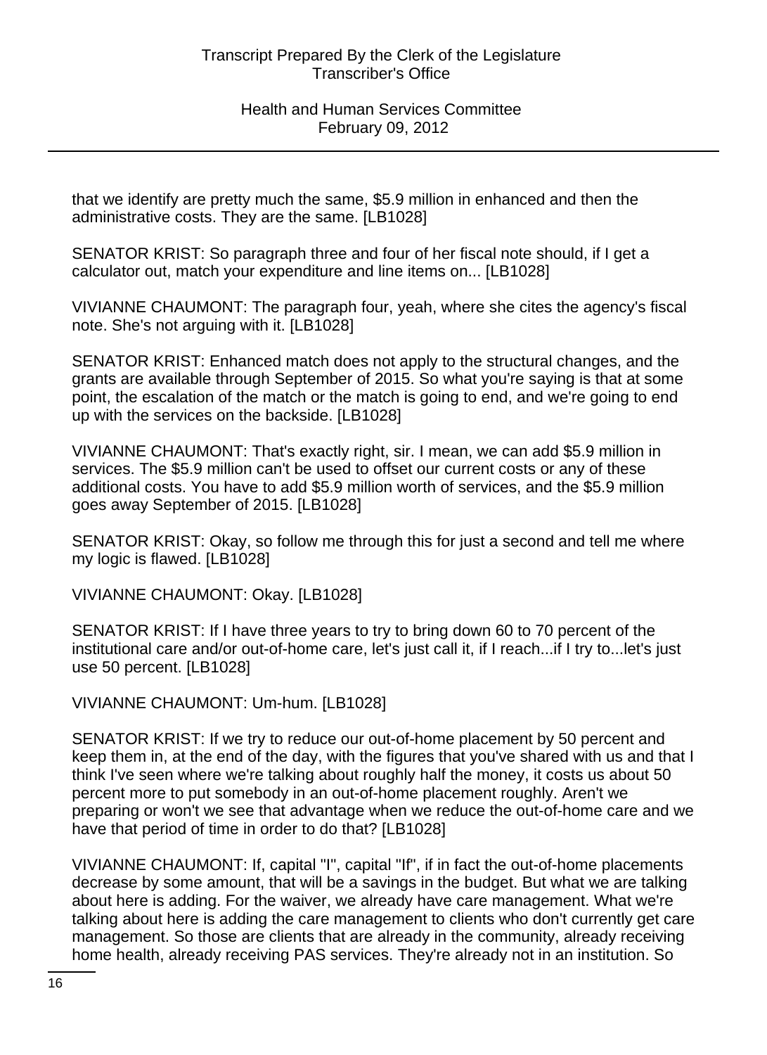that we identify are pretty much the same, $5.9 million in enhanced and then the administrative costs. They are the same. [LB1028]

SENATOR KRIST: So paragraph three and four of her fiscal note should, if I get a calculator out, match your expenditure and line items on... [LB1028]

VIVIANNE CHAUMONT: The paragraph four, yeah, where she cites the agency's fiscal note. She's not arguing with it. [LB1028]

SENATOR KRIST: Enhanced match does not apply to the structural changes, and the grants are available through September of 2015. So what you're saying is that at some point, the escalation of the match or the match is going to end, and we're going to end up with the services on the backside. [LB1028]

VIVIANNE CHAUMONT: That's exactly right, sir. I mean, we can add $5.9 million in services. The $5.9 million can't be used to offset our current costs or any of these additional costs. You have to add $5.9 million worth of services, and the $5.9 million goes away September of 2015. [LB1028]

SENATOR KRIST: Okay, so follow me through this for just a second and tell me where my logic is flawed. [LB1028]

VIVIANNE CHAUMONT: Okay. [LB1028]

SENATOR KRIST: If I have three years to try to bring down 60 to 70 percent of the institutional care and/or out-of-home care, let's just call it, if I reach...if I try to...let's just use 50 percent. [LB1028]

VIVIANNE CHAUMONT: Um-hum. [LB1028]

SENATOR KRIST: If we try to reduce our out-of-home placement by 50 percent and keep them in, at the end of the day, with the figures that you've shared with us and that I think I've seen where we're talking about roughly half the money, it costs us about 50 percent more to put somebody in an out-of-home placement roughly. Aren't we preparing or won't we see that advantage when we reduce the out-of-home care and we have that period of time in order to do that? [LB1028]

VIVIANNE CHAUMONT: If, capital "I", capital "If", if in fact the out-of-home placements decrease by some amount, that will be a savings in the budget. But what we are talking about here is adding. For the waiver, we already have care management. What we're talking about here is adding the care management to clients who don't currently get care management. So those are clients that are already in the community, already receiving home health, already receiving PAS services. They're already not in an institution. So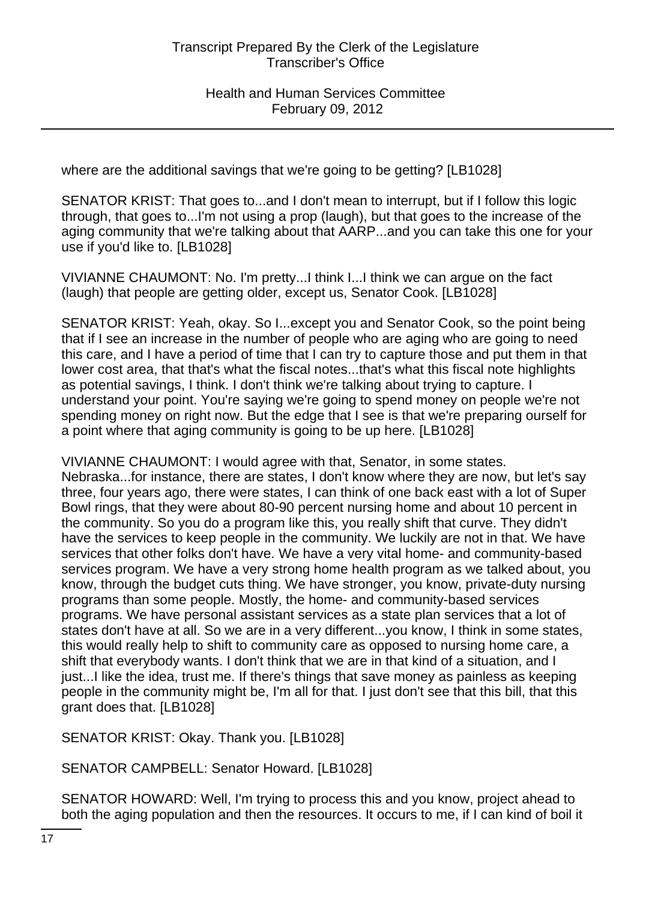where are the additional savings that we're going to be getting? [LB1028]

SENATOR KRIST: That goes to...and I don't mean to interrupt, but if I follow this logic through, that goes to...I'm not using a prop (laugh), but that goes to the increase of the aging community that we're talking about that AARP...and you can take this one for your use if you'd like to. [LB1028]

VIVIANNE CHAUMONT: No. I'm pretty...I think I...I think we can argue on the fact (laugh) that people are getting older, except us, Senator Cook. [LB1028]

SENATOR KRIST: Yeah, okay. So I...except you and Senator Cook, so the point being that if I see an increase in the number of people who are aging who are going to need this care, and I have a period of time that I can try to capture those and put them in that lower cost area, that that's what the fiscal notes...that's what this fiscal note highlights as potential savings, I think. I don't think we're talking about trying to capture. I understand your point. You're saying we're going to spend money on people we're not spending money on right now. But the edge that I see is that we're preparing ourself for a point where that aging community is going to be up here. [LB1028]

VIVIANNE CHAUMONT: I would agree with that, Senator, in some states. Nebraska...for instance, there are states, I don't know where they are now, but let's say three, four years ago, there were states, I can think of one back east with a lot of Super Bowl rings, that they were about 80-90 percent nursing home and about 10 percent in the community. So you do a program like this, you really shift that curve. They didn't have the services to keep people in the community. We luckily are not in that. We have services that other folks don't have. We have a very vital home- and community-based services program. We have a very strong home health program as we talked about, you know, through the budget cuts thing. We have stronger, you know, private-duty nursing programs than some people. Mostly, the home- and community-based services programs. We have personal assistant services as a state plan services that a lot of states don't have at all. So we are in a very different...you know, I think in some states, this would really help to shift to community care as opposed to nursing home care, a shift that everybody wants. I don't think that we are in that kind of a situation, and I just...I like the idea, trust me. If there's things that save money as painless as keeping people in the community might be, I'm all for that. I just don't see that this bill, that this grant does that. [LB1028]

SENATOR KRIST: Okay. Thank you. [LB1028]

SENATOR CAMPBELL: Senator Howard. [LB1028]

SENATOR HOWARD: Well, I'm trying to process this and you know, project ahead to both the aging population and then the resources. It occurs to me, if I can kind of boil it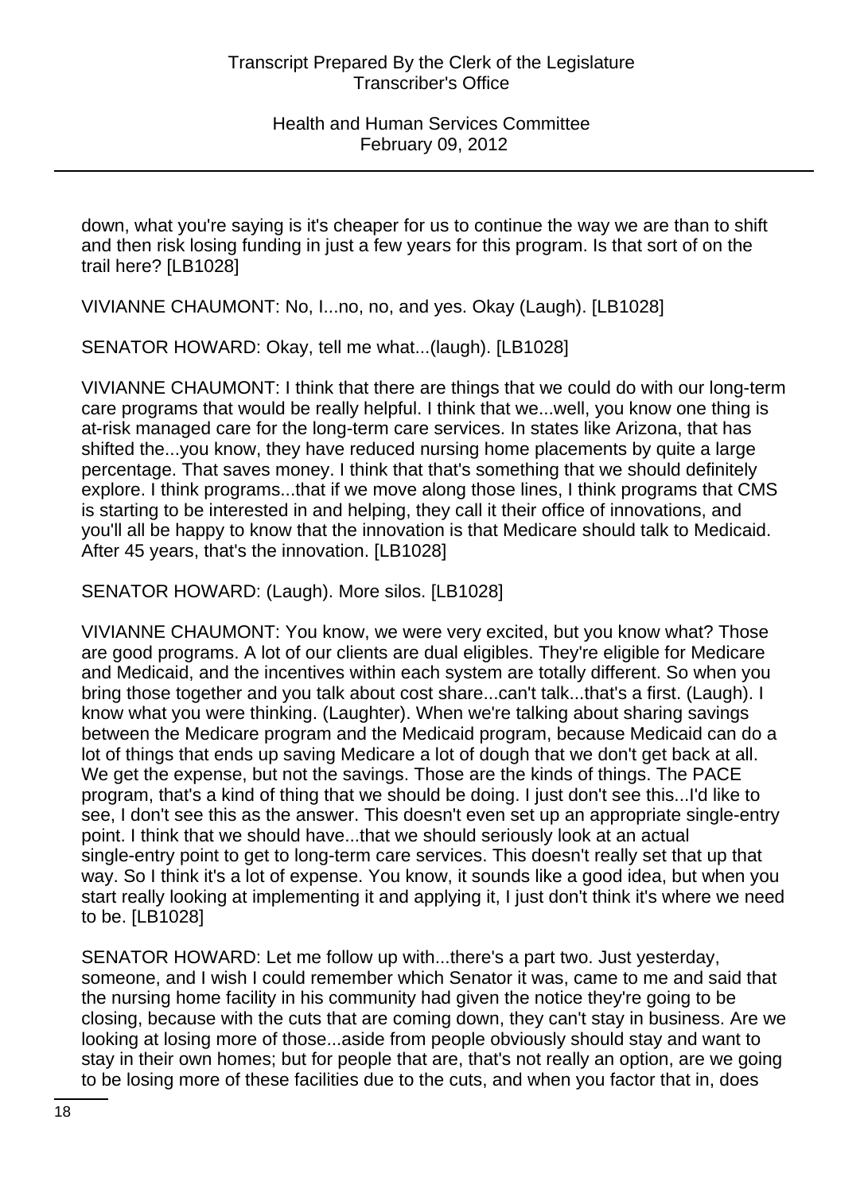down, what you're saying is it's cheaper for us to continue the way we are than to shift and then risk losing funding in just a few years for this program. Is that sort of on the trail here? [LB1028]

VIVIANNE CHAUMONT: No, I...no, no, and yes. Okay (Laugh). [LB1028]

SENATOR HOWARD: Okay, tell me what...(laugh). [LB1028]

VIVIANNE CHAUMONT: I think that there are things that we could do with our long-term care programs that would be really helpful. I think that we...well, you know one thing is at-risk managed care for the long-term care services. In states like Arizona, that has shifted the...you know, they have reduced nursing home placements by quite a large percentage. That saves money. I think that that's something that we should definitely explore. I think programs...that if we move along those lines, I think programs that CMS is starting to be interested in and helping, they call it their office of innovations, and you'll all be happy to know that the innovation is that Medicare should talk to Medicaid. After 45 years, that's the innovation. [LB1028]

SENATOR HOWARD: (Laugh). More silos. [LB1028]

VIVIANNE CHAUMONT: You know, we were very excited, but you know what? Those are good programs. A lot of our clients are dual eligibles. They're eligible for Medicare and Medicaid, and the incentives within each system are totally different. So when you bring those together and you talk about cost share...can't talk...that's a first. (Laugh). I know what you were thinking. (Laughter). When we're talking about sharing savings between the Medicare program and the Medicaid program, because Medicaid can do a lot of things that ends up saving Medicare a lot of dough that we don't get back at all. We get the expense, but not the savings. Those are the kinds of things. The PACE program, that's a kind of thing that we should be doing. I just don't see this...I'd like to see, I don't see this as the answer. This doesn't even set up an appropriate single-entry point. I think that we should have...that we should seriously look at an actual single-entry point to get to long-term care services. This doesn't really set that up that way. So I think it's a lot of expense. You know, it sounds like a good idea, but when you start really looking at implementing it and applying it, I just don't think it's where we need to be. [LB1028]

SENATOR HOWARD: Let me follow up with...there's a part two. Just yesterday, someone, and I wish I could remember which Senator it was, came to me and said that the nursing home facility in his community had given the notice they're going to be closing, because with the cuts that are coming down, they can't stay in business. Are we looking at losing more of those...aside from people obviously should stay and want to stay in their own homes; but for people that are, that's not really an option, are we going to be losing more of these facilities due to the cuts, and when you factor that in, does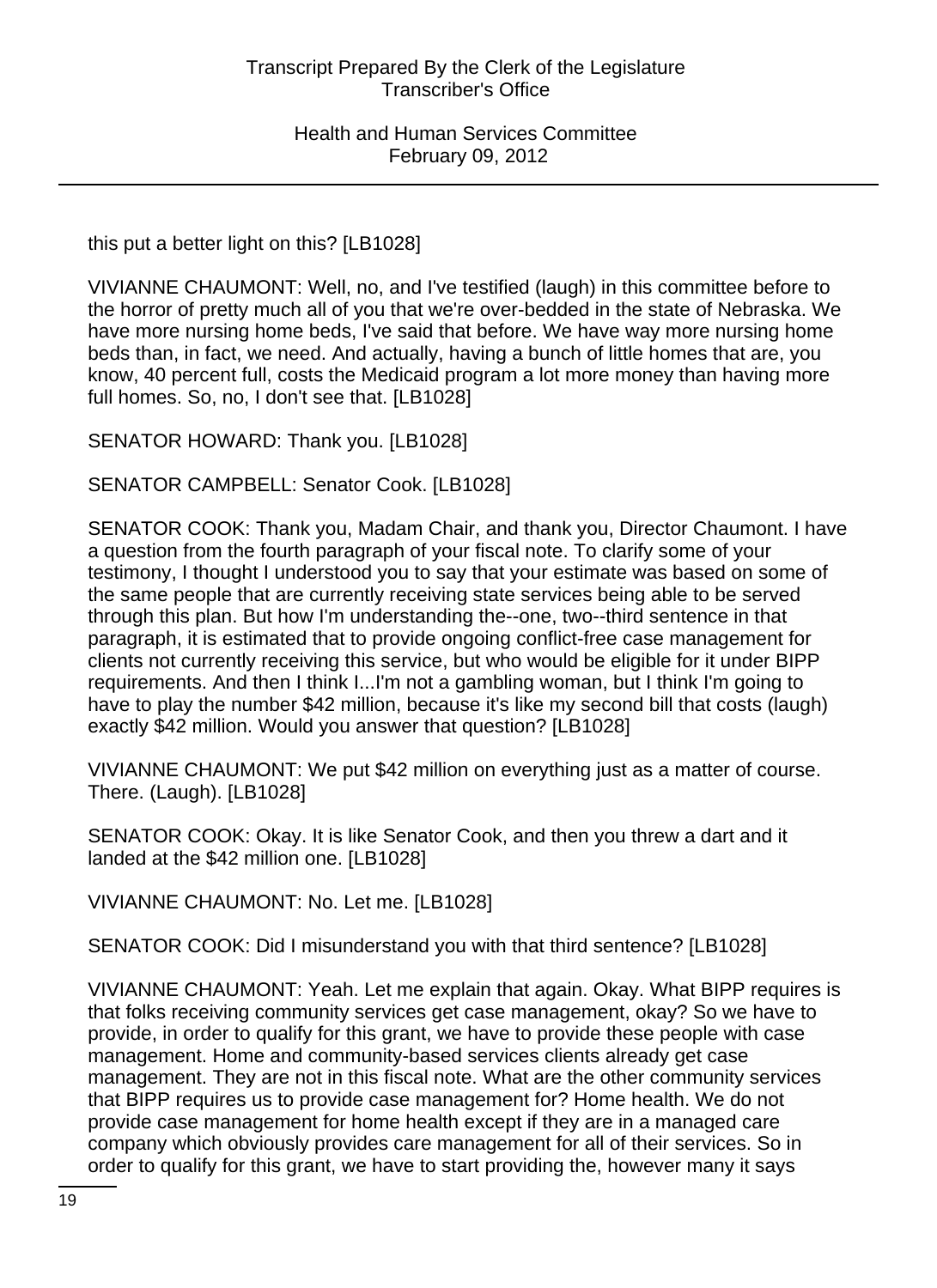this put a better light on this? [LB1028]

VIVIANNE CHAUMONT: Well, no, and I've testified (laugh) in this committee before to the horror of pretty much all of you that we're over-bedded in the state of Nebraska. We have more nursing home beds, I've said that before. We have way more nursing home beds than, in fact, we need. And actually, having a bunch of little homes that are, you know, 40 percent full, costs the Medicaid program a lot more money than having more full homes. So, no, I don't see that. [LB1028]

SENATOR HOWARD: Thank you. [LB1028]

SENATOR CAMPBELL: Senator Cook. [LB1028]

SENATOR COOK: Thank you, Madam Chair, and thank you, Director Chaumont. I have a question from the fourth paragraph of your fiscal note. To clarify some of your testimony, I thought I understood you to say that your estimate was based on some of the same people that are currently receiving state services being able to be served through this plan. But how I'm understanding the--one, two--third sentence in that paragraph, it is estimated that to provide ongoing conflict-free case management for clients not currently receiving this service, but who would be eligible for it under BIPP requirements. And then I think I...I'm not a gambling woman, but I think I'm going to have to play the number $42 million, because it's like my second bill that costs (laugh) exactly $42 million. Would you answer that question? [LB1028]

VIVIANNE CHAUMONT: We put $42 million on everything just as a matter of course. There. (Laugh). [LB1028]

SENATOR COOK: Okay. It is like Senator Cook, and then you threw a dart and it landed at the $42 million one. [LB1028]

VIVIANNE CHAUMONT: No. Let me. [LB1028]

SENATOR COOK: Did I misunderstand you with that third sentence? [LB1028]

VIVIANNE CHAUMONT: Yeah. Let me explain that again. Okay. What BIPP requires is that folks receiving community services get case management, okay? So we have to provide, in order to qualify for this grant, we have to provide these people with case management. Home and community-based services clients already get case management. They are not in this fiscal note. What are the other community services that BIPP requires us to provide case management for? Home health. We do not provide case management for home health except if they are in a managed care company which obviously provides care management for all of their services. So in order to qualify for this grant, we have to start providing the, however many it says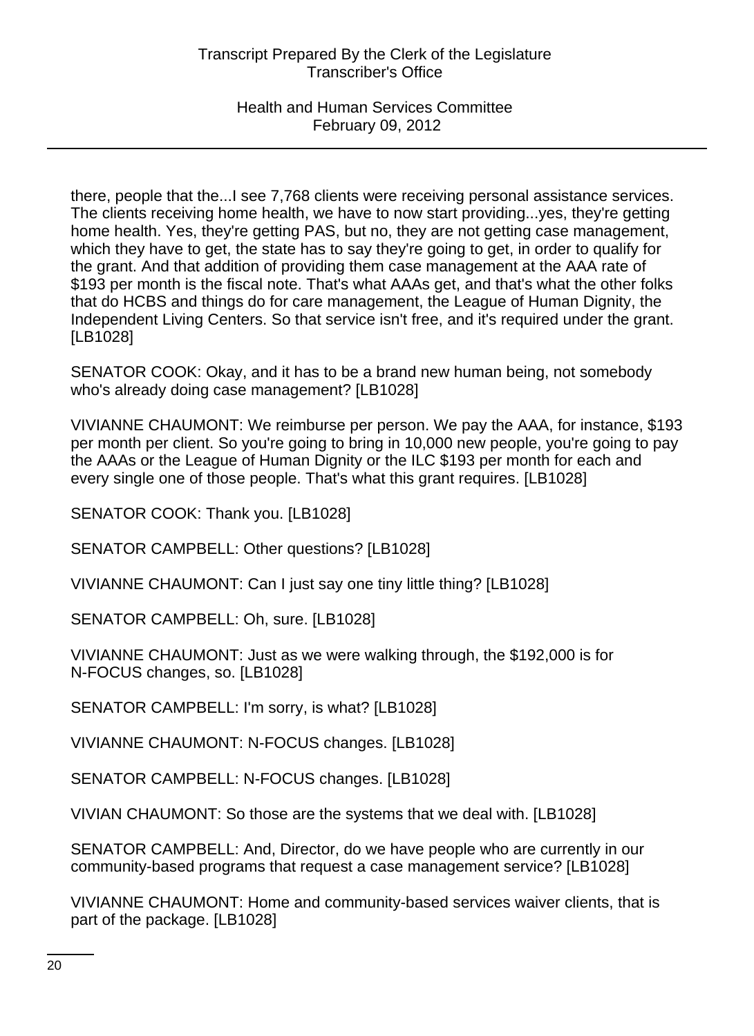there, people that the...I see 7,768 clients were receiving personal assistance services. The clients receiving home health, we have to now start providing...yes, they're getting home health. Yes, they're getting PAS, but no, they are not getting case management, which they have to get, the state has to say they're going to get, in order to qualify for the grant. And that addition of providing them case management at the AAA rate of $193 per month is the fiscal note. That's what AAAs get, and that's what the other folks that do HCBS and things do for care management, the League of Human Dignity, the Independent Living Centers. So that service isn't free, and it's required under the grant. [LB1028]

SENATOR COOK: Okay, and it has to be a brand new human being, not somebody who's already doing case management? [LB1028]

VIVIANNE CHAUMONT: We reimburse per person. We pay the AAA, for instance, $193 per month per client. So you're going to bring in 10,000 new people, you're going to pay the AAAs or the League of Human Dignity or the ILC $193 per month for each and every single one of those people. That's what this grant requires. [LB1028]

SENATOR COOK: Thank you. [LB1028]

SENATOR CAMPBELL: Other questions? [LB1028]

VIVIANNE CHAUMONT: Can I just say one tiny little thing? [LB1028]

SENATOR CAMPBELL: Oh, sure. [LB1028]

VIVIANNE CHAUMONT: Just as we were walking through, the $192,000 is for N-FOCUS changes, so. [LB1028]

SENATOR CAMPBELL: I'm sorry, is what? [LB1028]

VIVIANNE CHAUMONT: N-FOCUS changes. [LB1028]

SENATOR CAMPBELL: N-FOCUS changes. [LB1028]

VIVIAN CHAUMONT: So those are the systems that we deal with. [LB1028]

SENATOR CAMPBELL: And, Director, do we have people who are currently in our community-based programs that request a case management service? [LB1028]

VIVIANNE CHAUMONT: Home and community-based services waiver clients, that is part of the package. [LB1028]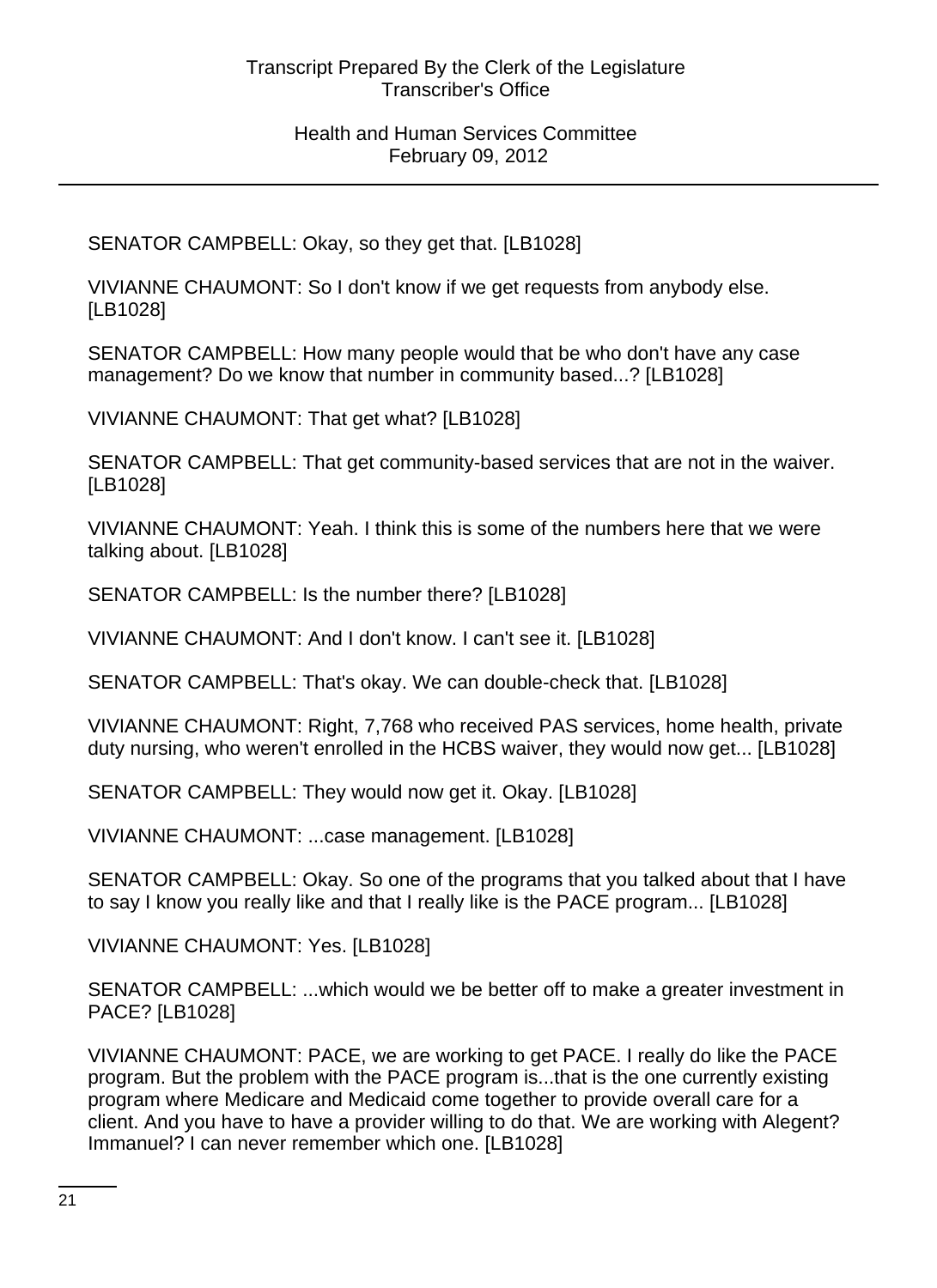SENATOR CAMPBELL: Okay, so they get that. [LB1028]

VIVIANNE CHAUMONT: So I don't know if we get requests from anybody else. [LB1028]

SENATOR CAMPBELL: How many people would that be who don't have any case management? Do we know that number in community based...? [LB1028]

VIVIANNE CHAUMONT: That get what? [LB1028]

SENATOR CAMPBELL: That get community-based services that are not in the waiver. [LB1028]

VIVIANNE CHAUMONT: Yeah. I think this is some of the numbers here that we were talking about. [LB1028]

SENATOR CAMPBELL: Is the number there? [LB1028]

VIVIANNE CHAUMONT: And I don't know. I can't see it. [LB1028]

SENATOR CAMPBELL: That's okay. We can double-check that. [LB1028]

VIVIANNE CHAUMONT: Right, 7,768 who received PAS services, home health, private duty nursing, who weren't enrolled in the HCBS waiver, they would now get... [LB1028]

SENATOR CAMPBELL: They would now get it. Okay. [LB1028]

VIVIANNE CHAUMONT: ...case management. [LB1028]

SENATOR CAMPBELL: Okay. So one of the programs that you talked about that I have to say I know you really like and that I really like is the PACE program... [LB1028]

VIVIANNE CHAUMONT: Yes. [LB1028]

SENATOR CAMPBELL: ...which would we be better off to make a greater investment in PACE? [LB1028]

VIVIANNE CHAUMONT: PACE, we are working to get PACE. I really do like the PACE program. But the problem with the PACE program is...that is the one currently existing program where Medicare and Medicaid come together to provide overall care for a client. And you have to have a provider willing to do that. We are working with Alegent? Immanuel? I can never remember which one. [LB1028]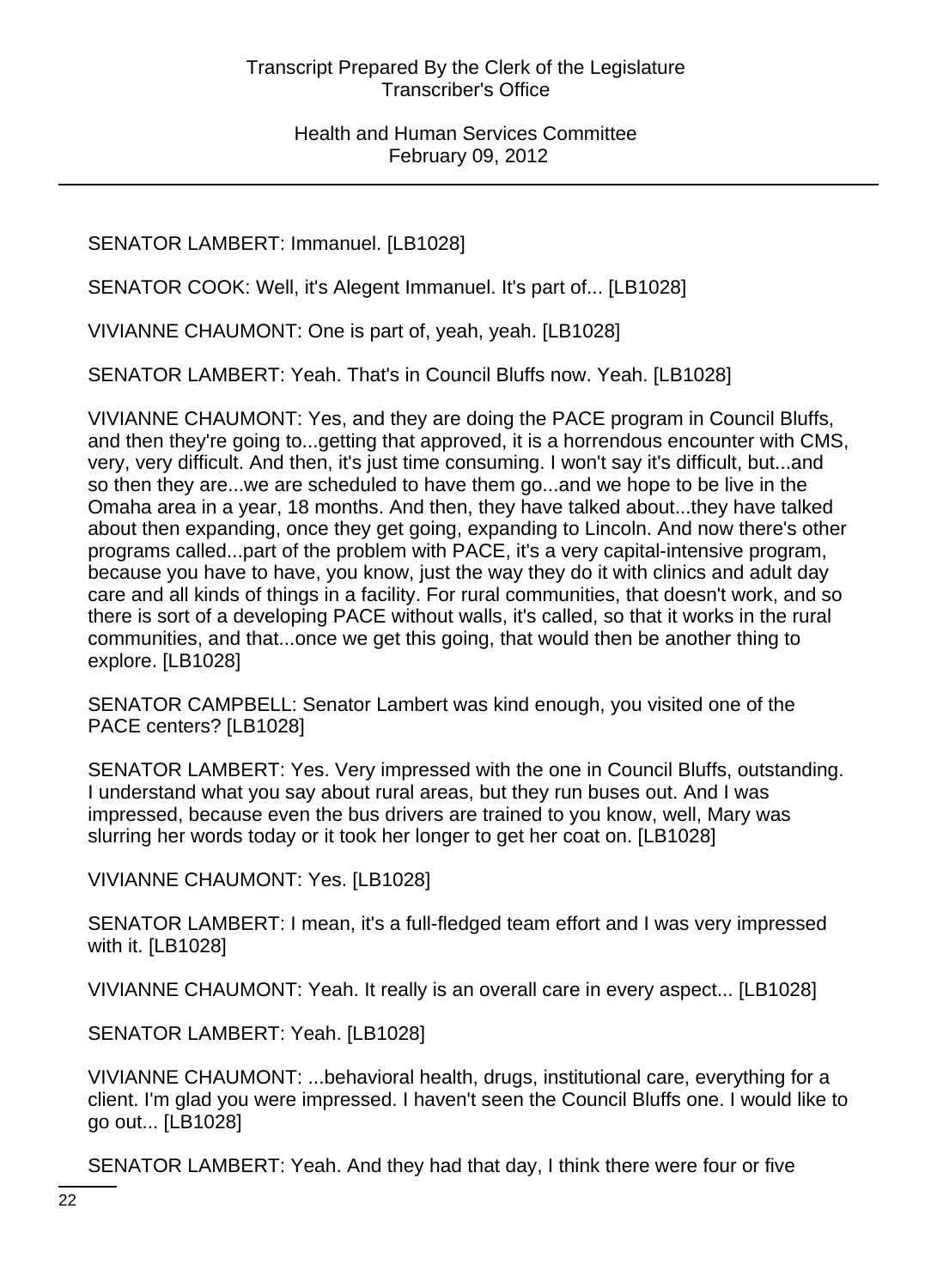SENATOR LAMBERT: Immanuel. [LB1028]

SENATOR COOK: Well, it's Alegent Immanuel. It's part of... [LB1028]

VIVIANNE CHAUMONT: One is part of, yeah, yeah. [LB1028]

SENATOR LAMBERT: Yeah. That's in Council Bluffs now. Yeah. [LB1028]

VIVIANNE CHAUMONT: Yes, and they are doing the PACE program in Council Bluffs, and then they're going to...getting that approved, it is a horrendous encounter with CMS, very, very difficult. And then, it's just time consuming. I won't say it's difficult, but...and so then they are...we are scheduled to have them go...and we hope to be live in the Omaha area in a year, 18 months. And then, they have talked about...they have talked about then expanding, once they get going, expanding to Lincoln. And now there's other programs called...part of the problem with PACE, it's a very capital-intensive program, because you have to have, you know, just the way they do it with clinics and adult day care and all kinds of things in a facility. For rural communities, that doesn't work, and so there is sort of a developing PACE without walls, it's called, so that it works in the rural communities, and that...once we get this going, that would then be another thing to explore. [LB1028]

SENATOR CAMPBELL: Senator Lambert was kind enough, you visited one of the PACE centers? [LB1028]

SENATOR LAMBERT: Yes. Very impressed with the one in Council Bluffs, outstanding. I understand what you say about rural areas, but they run buses out. And I was impressed, because even the bus drivers are trained to you know, well, Mary was slurring her words today or it took her longer to get her coat on. [LB1028]

VIVIANNE CHAUMONT: Yes. [LB1028]

SENATOR LAMBERT: I mean, it's a full-fledged team effort and I was very impressed with it. [LB1028]

VIVIANNE CHAUMONT: Yeah. It really is an overall care in every aspect... [LB1028]

SENATOR LAMBERT: Yeah. [LB1028]

VIVIANNE CHAUMONT: ...behavioral health, drugs, institutional care, everything for a client. I'm glad you were impressed. I haven't seen the Council Bluffs one. I would like to go out... [LB1028]

SENATOR LAMBERT: Yeah. And they had that day, I think there were four or five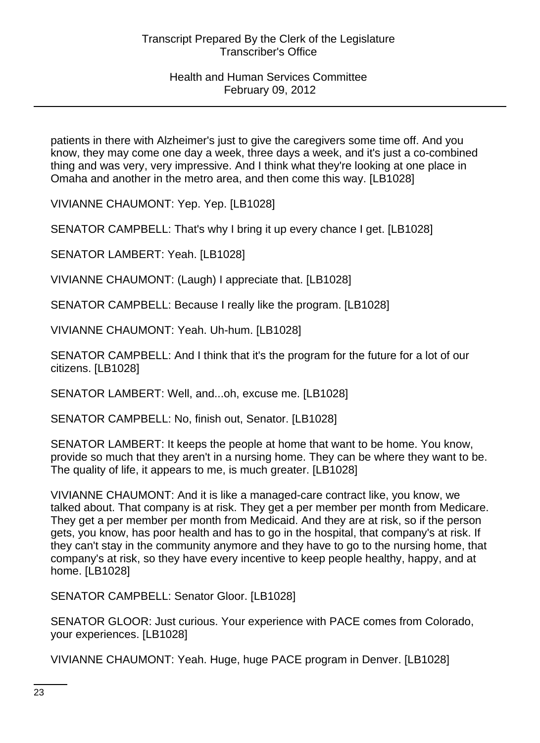patients in there with Alzheimer's just to give the caregivers some time off. And you know, they may come one day a week, three days a week, and it's just a co-combined thing and was very, very impressive. And I think what they're looking at one place in Omaha and another in the metro area, and then come this way. [LB1028]

VIVIANNE CHAUMONT: Yep. Yep. [LB1028]

SENATOR CAMPBELL: That's why I bring it up every chance I get. [LB1028]

SENATOR LAMBERT: Yeah. [LB1028]

VIVIANNE CHAUMONT: (Laugh) I appreciate that. [LB1028]

SENATOR CAMPBELL: Because I really like the program. [LB1028]

VIVIANNE CHAUMONT: Yeah. Uh-hum. [LB1028]

SENATOR CAMPBELL: And I think that it's the program for the future for a lot of our citizens. [LB1028]

SENATOR LAMBERT: Well, and...oh, excuse me. [LB1028]

SENATOR CAMPBELL: No, finish out, Senator. [LB1028]

SENATOR LAMBERT: It keeps the people at home that want to be home. You know, provide so much that they aren't in a nursing home. They can be where they want to be. The quality of life, it appears to me, is much greater. [LB1028]

VIVIANNE CHAUMONT: And it is like a managed-care contract like, you know, we talked about. That company is at risk. They get a per member per month from Medicare. They get a per member per month from Medicaid. And they are at risk, so if the person gets, you know, has poor health and has to go in the hospital, that company's at risk. If they can't stay in the community anymore and they have to go to the nursing home, that company's at risk, so they have every incentive to keep people healthy, happy, and at home. [LB1028]

SENATOR CAMPBELL: Senator Gloor. [LB1028]

SENATOR GLOOR: Just curious. Your experience with PACE comes from Colorado, your experiences. [LB1028]

VIVIANNE CHAUMONT: Yeah. Huge, huge PACE program in Denver. [LB1028]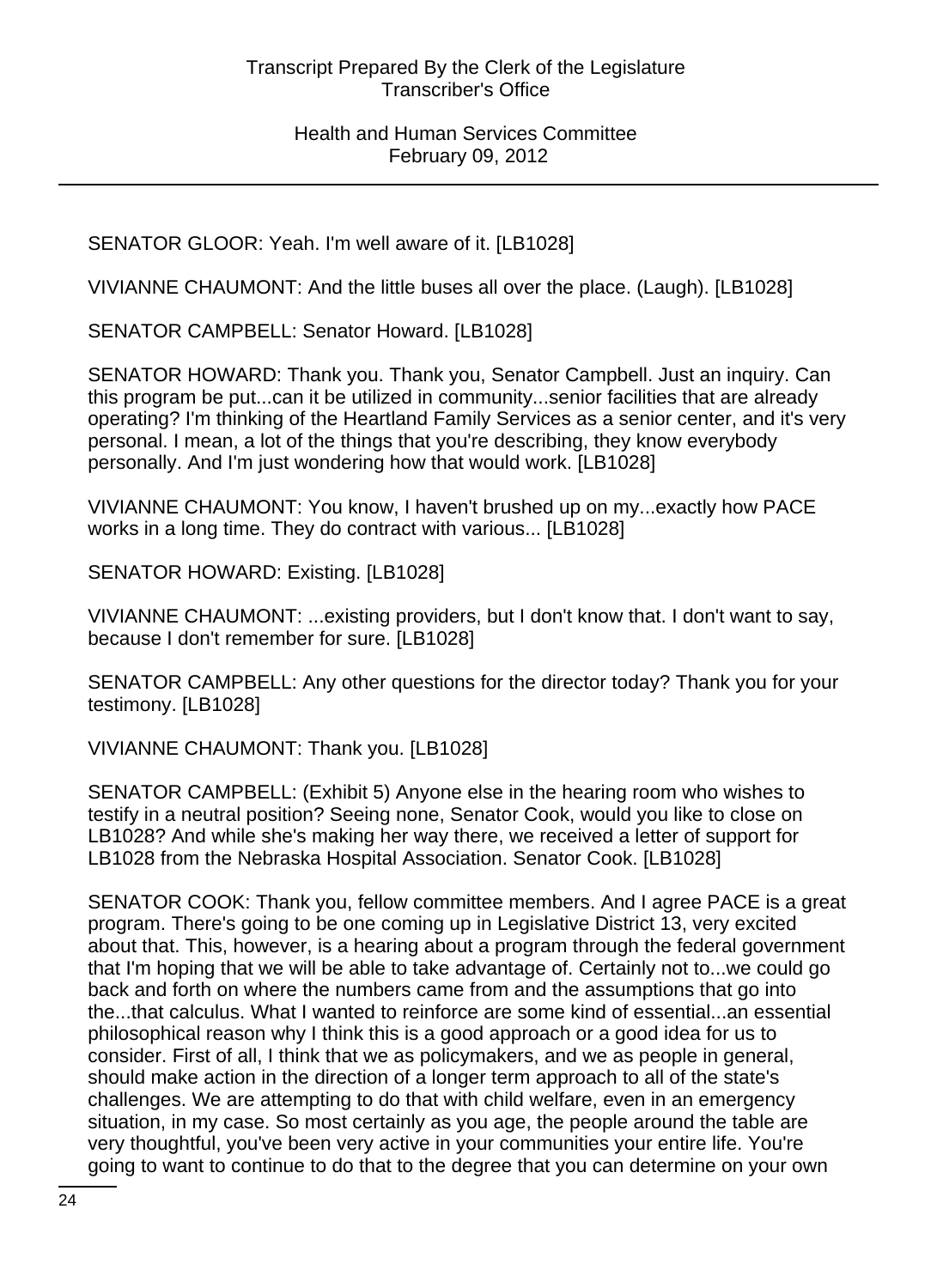SENATOR GLOOR: Yeah. I'm well aware of it. [LB1028]

VIVIANNE CHAUMONT: And the little buses all over the place. (Laugh). [LB1028]

SENATOR CAMPBELL: Senator Howard. [LB1028]

SENATOR HOWARD: Thank you. Thank you, Senator Campbell. Just an inquiry. Can this program be put...can it be utilized in community...senior facilities that are already operating? I'm thinking of the Heartland Family Services as a senior center, and it's very personal. I mean, a lot of the things that you're describing, they know everybody personally. And I'm just wondering how that would work. [LB1028]

VIVIANNE CHAUMONT: You know, I haven't brushed up on my...exactly how PACE works in a long time. They do contract with various... [LB1028]

SENATOR HOWARD: Existing. [LB1028]

VIVIANNE CHAUMONT: ...existing providers, but I don't know that. I don't want to say, because I don't remember for sure. [LB1028]

SENATOR CAMPBELL: Any other questions for the director today? Thank you for your testimony. [LB1028]

VIVIANNE CHAUMONT: Thank you. [LB1028]

SENATOR CAMPBELL: (Exhibit 5) Anyone else in the hearing room who wishes to testify in a neutral position? Seeing none, Senator Cook, would you like to close on LB1028? And while she's making her way there, we received a letter of support for LB1028 from the Nebraska Hospital Association. Senator Cook. [LB1028]

SENATOR COOK: Thank you, fellow committee members. And I agree PACE is a great program. There's going to be one coming up in Legislative District 13, very excited about that. This, however, is a hearing about a program through the federal government that I'm hoping that we will be able to take advantage of. Certainly not to...we could go back and forth on where the numbers came from and the assumptions that go into the...that calculus. What I wanted to reinforce are some kind of essential...an essential philosophical reason why I think this is a good approach or a good idea for us to consider. First of all, I think that we as policymakers, and we as people in general, should make action in the direction of a longer term approach to all of the state's challenges. We are attempting to do that with child welfare, even in an emergency situation, in my case. So most certainly as you age, the people around the table are very thoughtful, you've been very active in your communities your entire life. You're going to want to continue to do that to the degree that you can determine on your own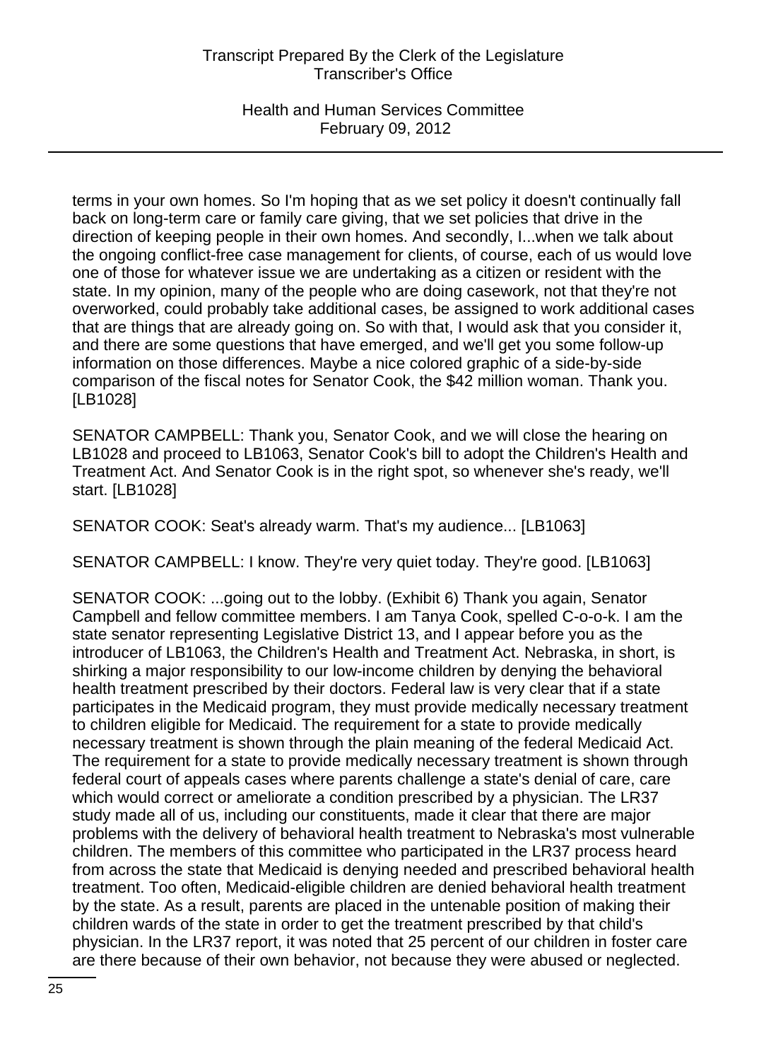terms in your own homes. So I'm hoping that as we set policy it doesn't continually fall back on long-term care or family care giving, that we set policies that drive in the direction of keeping people in their own homes. And secondly, I...when we talk about the ongoing conflict-free case management for clients, of course, each of us would love one of those for whatever issue we are undertaking as a citizen or resident with the state. In my opinion, many of the people who are doing casework, not that they're not overworked, could probably take additional cases, be assigned to work additional cases that are things that are already going on. So with that, I would ask that you consider it, and there are some questions that have emerged, and we'll get you some follow-up information on those differences. Maybe a nice colored graphic of a side-by-side comparison of the fiscal notes for Senator Cook, the $42 million woman. Thank you. [LB1028]

SENATOR CAMPBELL: Thank you, Senator Cook, and we will close the hearing on LB1028 and proceed to LB1063, Senator Cook's bill to adopt the Children's Health and Treatment Act. And Senator Cook is in the right spot, so whenever she's ready, we'll start. [LB1028]

SENATOR COOK: Seat's already warm. That's my audience... [LB1063]

SENATOR CAMPBELL: I know. They're very quiet today. They're good. [LB1063]

SENATOR COOK: ...going out to the lobby. (Exhibit 6) Thank you again, Senator Campbell and fellow committee members. I am Tanya Cook, spelled C-o-o-k. I am the state senator representing Legislative District 13, and I appear before you as the introducer of LB1063, the Children's Health and Treatment Act. Nebraska, in short, is shirking a major responsibility to our low-income children by denying the behavioral health treatment prescribed by their doctors. Federal law is very clear that if a state participates in the Medicaid program, they must provide medically necessary treatment to children eligible for Medicaid. The requirement for a state to provide medically necessary treatment is shown through the plain meaning of the federal Medicaid Act. The requirement for a state to provide medically necessary treatment is shown through federal court of appeals cases where parents challenge a state's denial of care, care which would correct or ameliorate a condition prescribed by a physician. The LR37 study made all of us, including our constituents, made it clear that there are major problems with the delivery of behavioral health treatment to Nebraska's most vulnerable children. The members of this committee who participated in the LR37 process heard from across the state that Medicaid is denying needed and prescribed behavioral health treatment. Too often, Medicaid-eligible children are denied behavioral health treatment by the state. As a result, parents are placed in the untenable position of making their children wards of the state in order to get the treatment prescribed by that child's physician. In the LR37 report, it was noted that 25 percent of our children in foster care are there because of their own behavior, not because they were abused or neglected.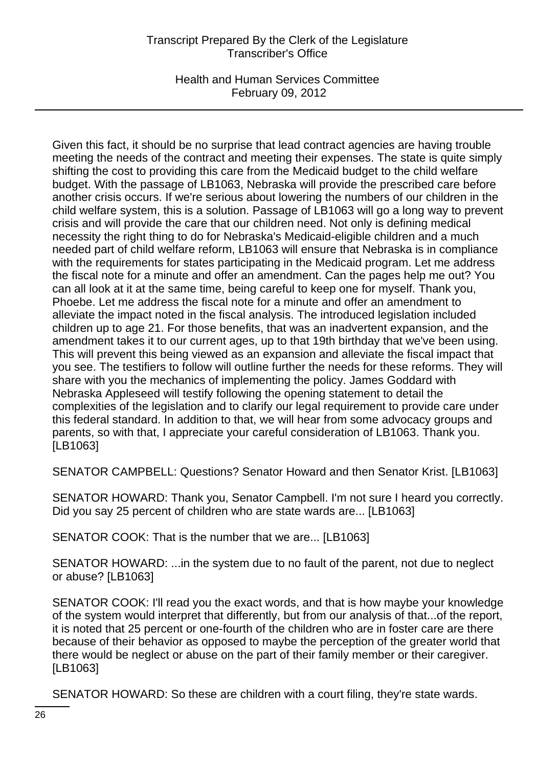Given this fact, it should be no surprise that lead contract agencies are having trouble meeting the needs of the contract and meeting their expenses. The state is quite simply shifting the cost to providing this care from the Medicaid budget to the child welfare budget. With the passage of LB1063, Nebraska will provide the prescribed care before another crisis occurs. If we're serious about lowering the numbers of our children in the child welfare system, this is a solution. Passage of LB1063 will go a long way to prevent crisis and will provide the care that our children need. Not only is defining medical necessity the right thing to do for Nebraska's Medicaid-eligible children and a much needed part of child welfare reform, LB1063 will ensure that Nebraska is in compliance with the requirements for states participating in the Medicaid program. Let me address the fiscal note for a minute and offer an amendment. Can the pages help me out? You can all look at it at the same time, being careful to keep one for myself. Thank you, Phoebe. Let me address the fiscal note for a minute and offer an amendment to alleviate the impact noted in the fiscal analysis. The introduced legislation included children up to age 21. For those benefits, that was an inadvertent expansion, and the amendment takes it to our current ages, up to that 19th birthday that we've been using. This will prevent this being viewed as an expansion and alleviate the fiscal impact that you see. The testifiers to follow will outline further the needs for these reforms. They will share with you the mechanics of implementing the policy. James Goddard with Nebraska Appleseed will testify following the opening statement to detail the complexities of the legislation and to clarify our legal requirement to provide care under this federal standard. In addition to that, we will hear from some advocacy groups and parents, so with that, I appreciate your careful consideration of LB1063. Thank you. [LB1063]

SENATOR CAMPBELL: Questions? Senator Howard and then Senator Krist. [LB1063]

SENATOR HOWARD: Thank you, Senator Campbell. I'm not sure I heard you correctly. Did you say 25 percent of children who are state wards are... [LB1063]

SENATOR COOK: That is the number that we are... [LB1063]

SENATOR HOWARD: ...in the system due to no fault of the parent, not due to neglect or abuse? [LB1063]

SENATOR COOK: I'll read you the exact words, and that is how maybe your knowledge of the system would interpret that differently, but from our analysis of that...of the report, it is noted that 25 percent or one-fourth of the children who are in foster care are there because of their behavior as opposed to maybe the perception of the greater world that there would be neglect or abuse on the part of their family member or their caregiver. [LB1063]

SENATOR HOWARD: So these are children with a court filing, they're state wards.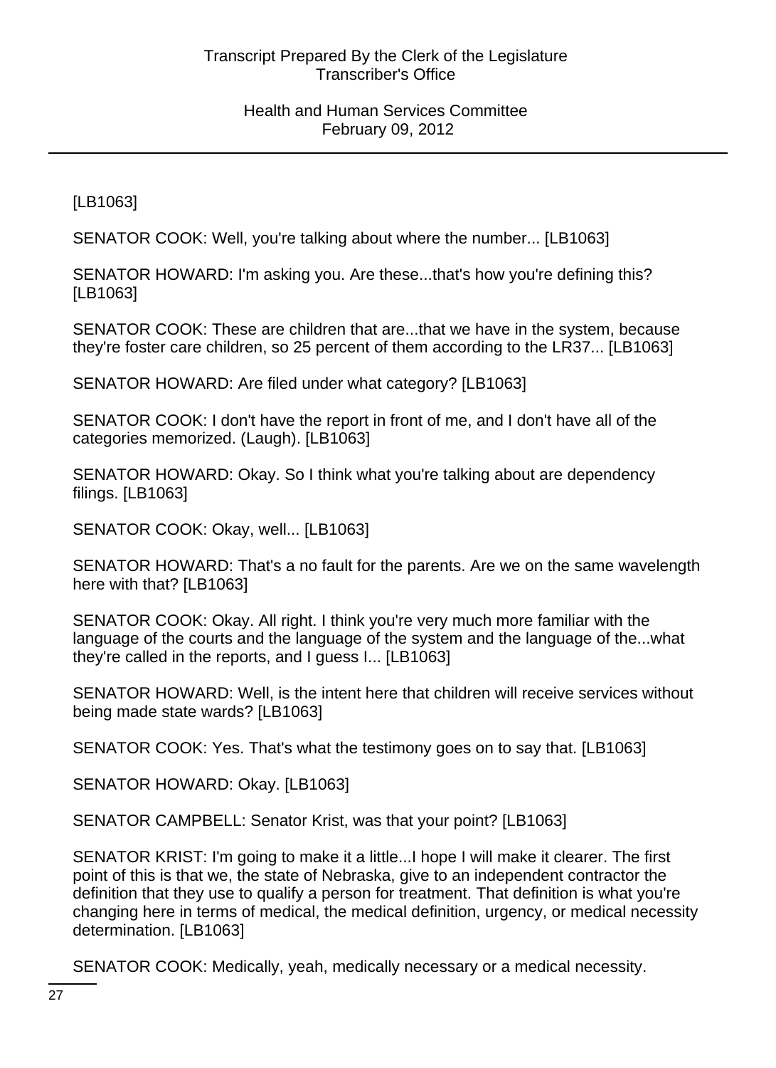[LB1063]

SENATOR COOK: Well, you're talking about where the number... [LB1063]

SENATOR HOWARD: I'm asking you. Are these...that's how you're defining this? [LB1063]

SENATOR COOK: These are children that are...that we have in the system, because they're foster care children, so 25 percent of them according to the LR37... [LB1063]

SENATOR HOWARD: Are filed under what category? [LB1063]

SENATOR COOK: I don't have the report in front of me, and I don't have all of the categories memorized. (Laugh). [LB1063]

SENATOR HOWARD: Okay. So I think what you're talking about are dependency filings. [LB1063]

SENATOR COOK: Okay, well... [LB1063]

SENATOR HOWARD: That's a no fault for the parents. Are we on the same wavelength here with that? [LB1063]

SENATOR COOK: Okay. All right. I think you're very much more familiar with the language of the courts and the language of the system and the language of the...what they're called in the reports, and I guess I... [LB1063]

SENATOR HOWARD: Well, is the intent here that children will receive services without being made state wards? [LB1063]

SENATOR COOK: Yes. That's what the testimony goes on to say that. [LB1063]

SENATOR HOWARD: Okay. [LB1063]

SENATOR CAMPBELL: Senator Krist, was that your point? [LB1063]

SENATOR KRIST: I'm going to make it a little...I hope I will make it clearer. The first point of this is that we, the state of Nebraska, give to an independent contractor the definition that they use to qualify a person for treatment. That definition is what you're changing here in terms of medical, the medical definition, urgency, or medical necessity determination. [LB1063]

SENATOR COOK: Medically, yeah, medically necessary or a medical necessity.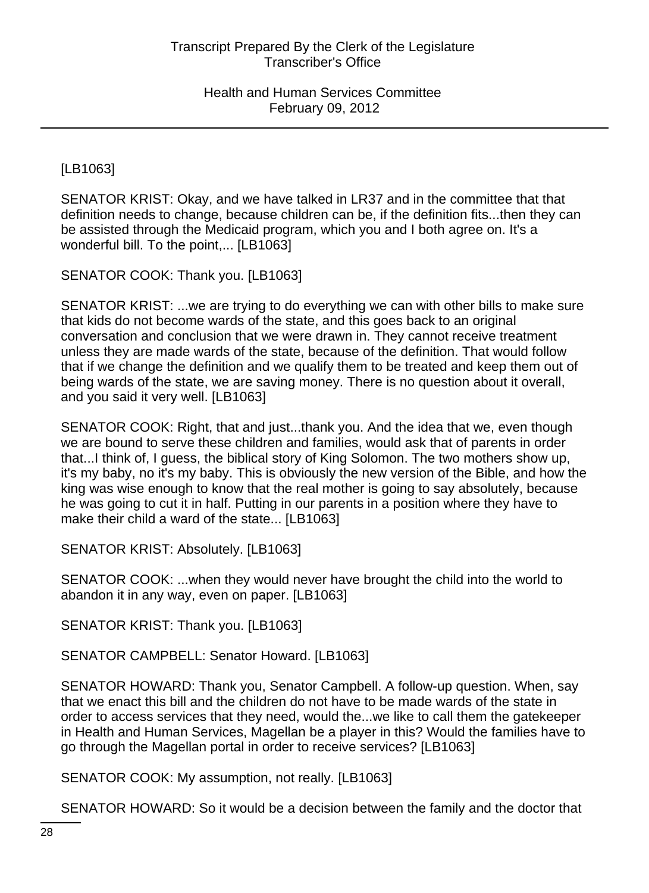[LB1063]

SENATOR KRIST: Okay, and we have talked in LR37 and in the committee that that definition needs to change, because children can be, if the definition fits...then they can be assisted through the Medicaid program, which you and I both agree on. It's a wonderful bill. To the point,... [LB1063]

SENATOR COOK: Thank you. [LB1063]

SENATOR KRIST: ...we are trying to do everything we can with other bills to make sure that kids do not become wards of the state, and this goes back to an original conversation and conclusion that we were drawn in. They cannot receive treatment unless they are made wards of the state, because of the definition. That would follow that if we change the definition and we qualify them to be treated and keep them out of being wards of the state, we are saving money. There is no question about it overall, and you said it very well. [LB1063]

SENATOR COOK: Right, that and just...thank you. And the idea that we, even though we are bound to serve these children and families, would ask that of parents in order that...I think of, I guess, the biblical story of King Solomon. The two mothers show up, it's my baby, no it's my baby. This is obviously the new version of the Bible, and how the king was wise enough to know that the real mother is going to say absolutely, because he was going to cut it in half. Putting in our parents in a position where they have to make their child a ward of the state... [LB1063]

SENATOR KRIST: Absolutely. [LB1063]

SENATOR COOK: ...when they would never have brought the child into the world to abandon it in any way, even on paper. [LB1063]

SENATOR KRIST: Thank you. [LB1063]

SENATOR CAMPBELL: Senator Howard. [LB1063]

SENATOR HOWARD: Thank you, Senator Campbell. A follow-up question. When, say that we enact this bill and the children do not have to be made wards of the state in order to access services that they need, would the...we like to call them the gatekeeper in Health and Human Services, Magellan be a player in this? Would the families have to go through the Magellan portal in order to receive services? [LB1063]

SENATOR COOK: My assumption, not really. [LB1063]

SENATOR HOWARD: So it would be a decision between the family and the doctor that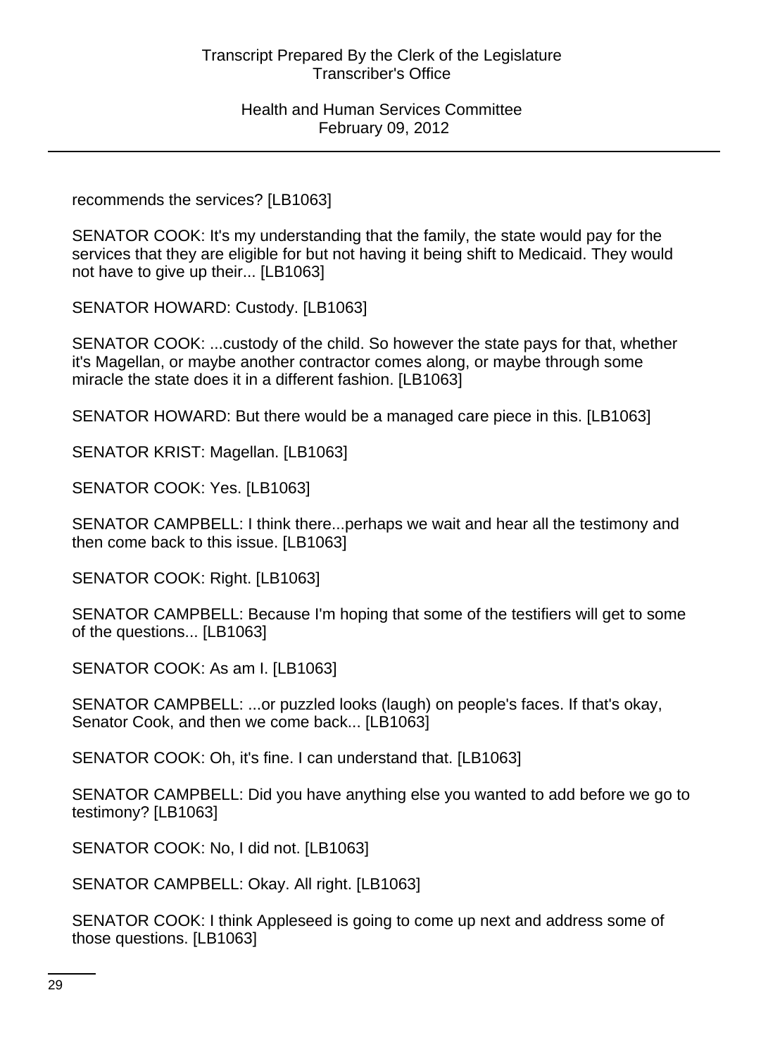recommends the services? [LB1063]

SENATOR COOK: It's my understanding that the family, the state would pay for the services that they are eligible for but not having it being shift to Medicaid. They would not have to give up their... [LB1063]

SENATOR HOWARD: Custody. [LB1063]

SENATOR COOK: ...custody of the child. So however the state pays for that, whether it's Magellan, or maybe another contractor comes along, or maybe through some miracle the state does it in a different fashion. [LB1063]

SENATOR HOWARD: But there would be a managed care piece in this. [LB1063]

SENATOR KRIST: Magellan. [LB1063]

SENATOR COOK: Yes. [LB1063]

SENATOR CAMPBELL: I think there...perhaps we wait and hear all the testimony and then come back to this issue. [LB1063]

SENATOR COOK: Right. [LB1063]

SENATOR CAMPBELL: Because I'm hoping that some of the testifiers will get to some of the questions... [LB1063]

SENATOR COOK: As am I. [LB1063]

SENATOR CAMPBELL: ...or puzzled looks (laugh) on people's faces. If that's okay, Senator Cook, and then we come back... [LB1063]

SENATOR COOK: Oh, it's fine. I can understand that. [LB1063]

SENATOR CAMPBELL: Did you have anything else you wanted to add before we go to testimony? [LB1063]

SENATOR COOK: No, I did not. [LB1063]

SENATOR CAMPBELL: Okay. All right. [LB1063]

SENATOR COOK: I think Appleseed is going to come up next and address some of those questions. [LB1063]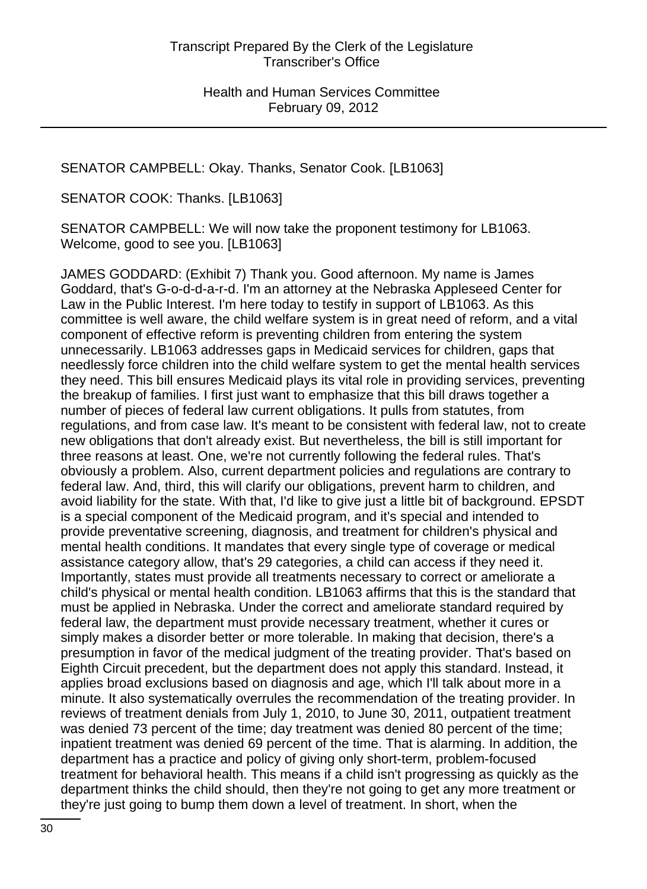SENATOR CAMPBELL: Okay. Thanks, Senator Cook. [LB1063]

SENATOR COOK: Thanks. [LB1063]

SENATOR CAMPBELL: We will now take the proponent testimony for LB1063. Welcome, good to see you. [LB1063]

JAMES GODDARD: (Exhibit 7) Thank you. Good afternoon. My name is James Goddard, that's G-o-d-d-a-r-d. I'm an attorney at the Nebraska Appleseed Center for Law in the Public Interest. I'm here today to testify in support of LB1063. As this committee is well aware, the child welfare system is in great need of reform, and a vital component of effective reform is preventing children from entering the system unnecessarily. LB1063 addresses gaps in Medicaid services for children, gaps that needlessly force children into the child welfare system to get the mental health services they need. This bill ensures Medicaid plays its vital role in providing services, preventing the breakup of families. I first just want to emphasize that this bill draws together a number of pieces of federal law current obligations. It pulls from statutes, from regulations, and from case law. It's meant to be consistent with federal law, not to create new obligations that don't already exist. But nevertheless, the bill is still important for three reasons at least. One, we're not currently following the federal rules. That's obviously a problem. Also, current department policies and regulations are contrary to federal law. And, third, this will clarify our obligations, prevent harm to children, and avoid liability for the state. With that, I'd like to give just a little bit of background. EPSDT is a special component of the Medicaid program, and it's special and intended to provide preventative screening, diagnosis, and treatment for children's physical and mental health conditions. It mandates that every single type of coverage or medical assistance category allow, that's 29 categories, a child can access if they need it. Importantly, states must provide all treatments necessary to correct or ameliorate a child's physical or mental health condition. LB1063 affirms that this is the standard that must be applied in Nebraska. Under the correct and ameliorate standard required by federal law, the department must provide necessary treatment, whether it cures or simply makes a disorder better or more tolerable. In making that decision, there's a presumption in favor of the medical judgment of the treating provider. That's based on Eighth Circuit precedent, but the department does not apply this standard. Instead, it applies broad exclusions based on diagnosis and age, which I'll talk about more in a minute. It also systematically overrules the recommendation of the treating provider. In reviews of treatment denials from July 1, 2010, to June 30, 2011, outpatient treatment was denied 73 percent of the time; day treatment was denied 80 percent of the time; inpatient treatment was denied 69 percent of the time. That is alarming. In addition, the department has a practice and policy of giving only short-term, problem-focused treatment for behavioral health. This means if a child isn't progressing as quickly as the department thinks the child should, then they're not going to get any more treatment or they're just going to bump them down a level of treatment. In short, when the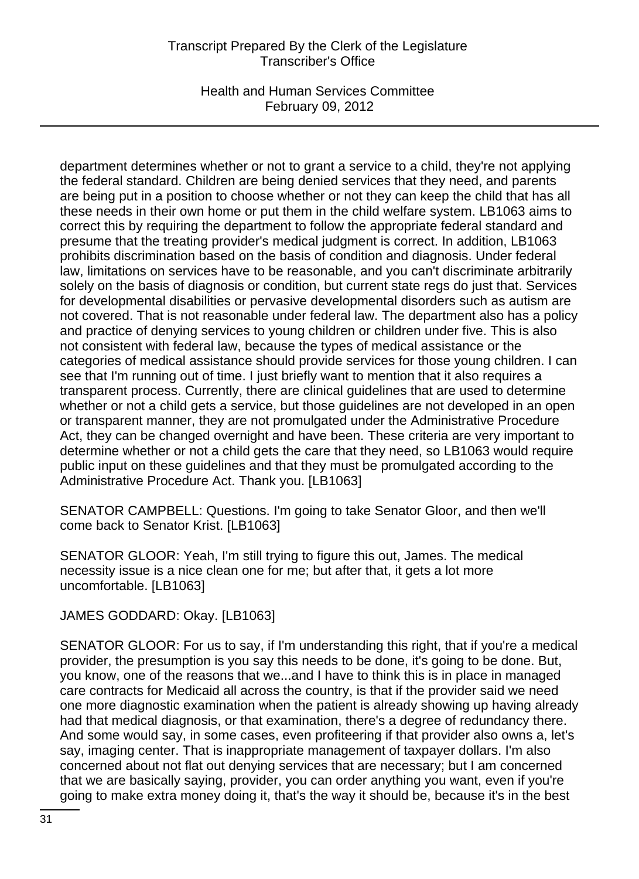department determines whether or not to grant a service to a child, they're not applying the federal standard. Children are being denied services that they need, and parents are being put in a position to choose whether or not they can keep the child that has all these needs in their own home or put them in the child welfare system. LB1063 aims to correct this by requiring the department to follow the appropriate federal standard and presume that the treating provider's medical judgment is correct. In addition, LB1063 prohibits discrimination based on the basis of condition and diagnosis. Under federal law, limitations on services have to be reasonable, and you can't discriminate arbitrarily solely on the basis of diagnosis or condition, but current state regs do just that. Services for developmental disabilities or pervasive developmental disorders such as autism are not covered. That is not reasonable under federal law. The department also has a policy and practice of denying services to young children or children under five. This is also not consistent with federal law, because the types of medical assistance or the categories of medical assistance should provide services for those young children. I can see that I'm running out of time. I just briefly want to mention that it also requires a transparent process. Currently, there are clinical guidelines that are used to determine whether or not a child gets a service, but those guidelines are not developed in an open or transparent manner, they are not promulgated under the Administrative Procedure Act, they can be changed overnight and have been. These criteria are very important to determine whether or not a child gets the care that they need, so LB1063 would require public input on these guidelines and that they must be promulgated according to the Administrative Procedure Act. Thank you. [LB1063]

SENATOR CAMPBELL: Questions. I'm going to take Senator Gloor, and then we'll come back to Senator Krist. [LB1063]

SENATOR GLOOR: Yeah, I'm still trying to figure this out, James. The medical necessity issue is a nice clean one for me; but after that, it gets a lot more uncomfortable. [LB1063]

JAMES GODDARD: Okay. [LB1063]

SENATOR GLOOR: For us to say, if I'm understanding this right, that if you're a medical provider, the presumption is you say this needs to be done, it's going to be done. But, you know, one of the reasons that we...and I have to think this is in place in managed care contracts for Medicaid all across the country, is that if the provider said we need one more diagnostic examination when the patient is already showing up having already had that medical diagnosis, or that examination, there's a degree of redundancy there. And some would say, in some cases, even profiteering if that provider also owns a, let's say, imaging center. That is inappropriate management of taxpayer dollars. I'm also concerned about not flat out denying services that are necessary; but I am concerned that we are basically saying, provider, you can order anything you want, even if you're going to make extra money doing it, that's the way it should be, because it's in the best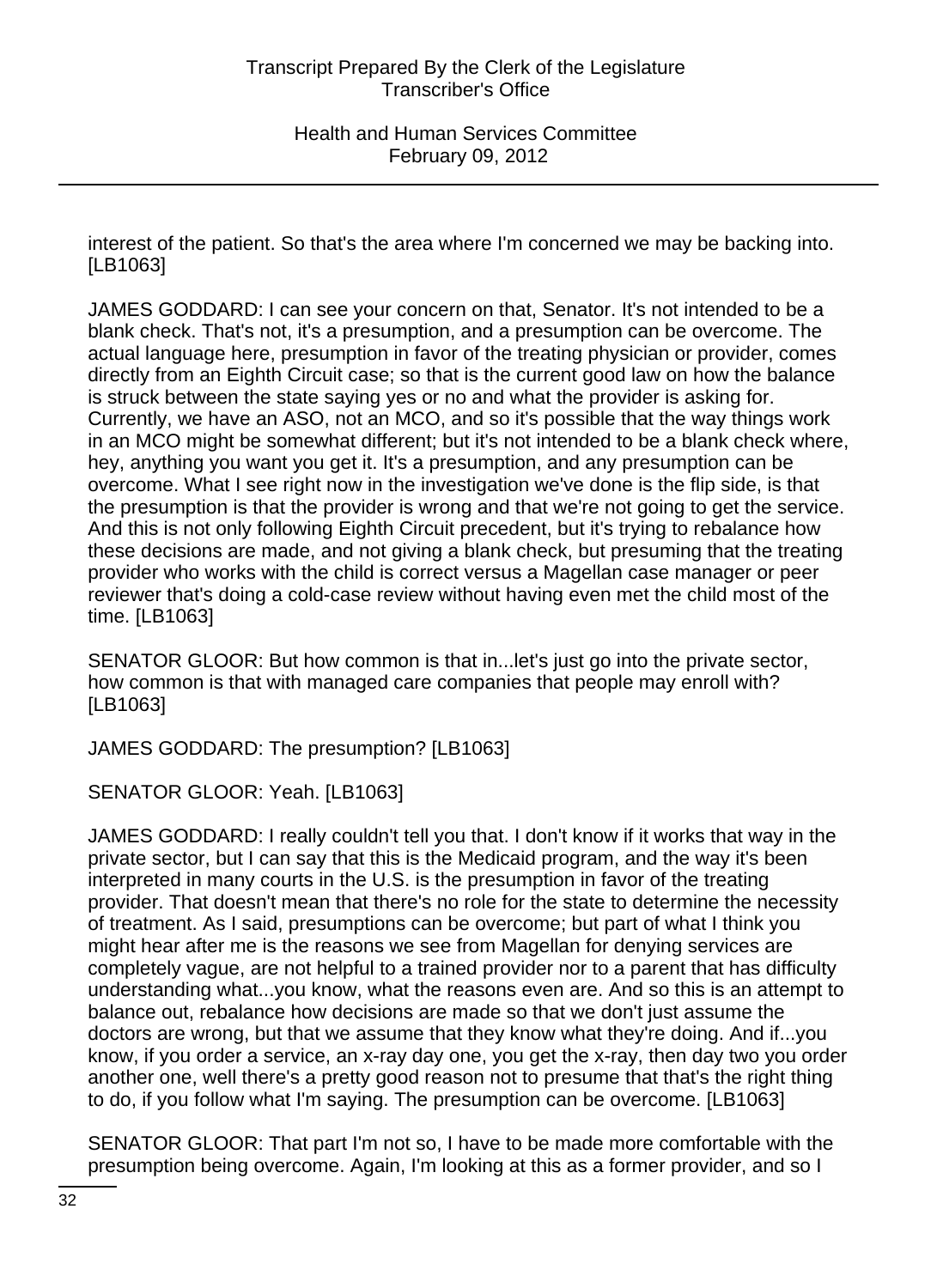interest of the patient. So that's the area where I'm concerned we may be backing into. [LB1063]

JAMES GODDARD: I can see your concern on that, Senator. It's not intended to be a blank check. That's not, it's a presumption, and a presumption can be overcome. The actual language here, presumption in favor of the treating physician or provider, comes directly from an Eighth Circuit case; so that is the current good law on how the balance is struck between the state saying yes or no and what the provider is asking for. Currently, we have an ASO, not an MCO, and so it's possible that the way things work in an MCO might be somewhat different; but it's not intended to be a blank check where, hey, anything you want you get it. It's a presumption, and any presumption can be overcome. What I see right now in the investigation we've done is the flip side, is that the presumption is that the provider is wrong and that we're not going to get the service. And this is not only following Eighth Circuit precedent, but it's trying to rebalance how these decisions are made, and not giving a blank check, but presuming that the treating provider who works with the child is correct versus a Magellan case manager or peer reviewer that's doing a cold-case review without having even met the child most of the time. [LB1063]

SENATOR GLOOR: But how common is that in...let's just go into the private sector, how common is that with managed care companies that people may enroll with? [LB1063]

JAMES GODDARD: The presumption? [LB1063]

SENATOR GLOOR: Yeah. [LB1063]

JAMES GODDARD: I really couldn't tell you that. I don't know if it works that way in the private sector, but I can say that this is the Medicaid program, and the way it's been interpreted in many courts in the U.S. is the presumption in favor of the treating provider. That doesn't mean that there's no role for the state to determine the necessity of treatment. As I said, presumptions can be overcome; but part of what I think you might hear after me is the reasons we see from Magellan for denying services are completely vague, are not helpful to a trained provider nor to a parent that has difficulty understanding what...you know, what the reasons even are. And so this is an attempt to balance out, rebalance how decisions are made so that we don't just assume the doctors are wrong, but that we assume that they know what they're doing. And if...you know, if you order a service, an x-ray day one, you get the x-ray, then day two you order another one, well there's a pretty good reason not to presume that that's the right thing to do, if you follow what I'm saying. The presumption can be overcome. [LB1063]

SENATOR GLOOR: That part I'm not so, I have to be made more comfortable with the presumption being overcome. Again, I'm looking at this as a former provider, and so I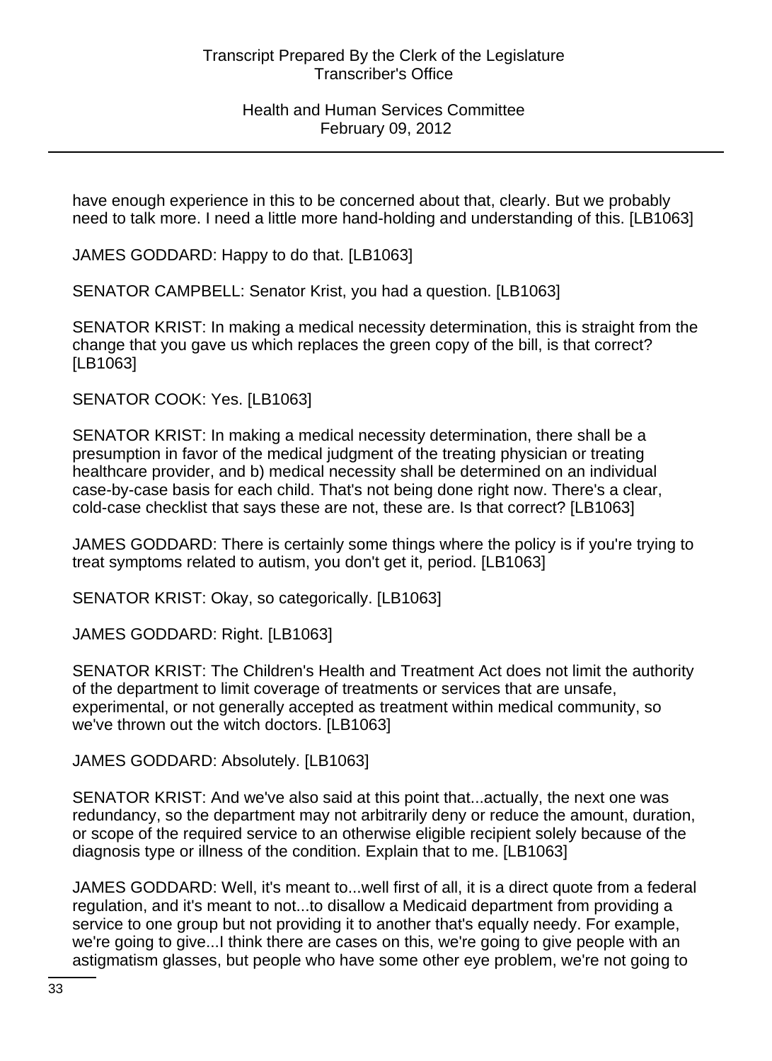have enough experience in this to be concerned about that, clearly. But we probably need to talk more. I need a little more hand-holding and understanding of this. [LB1063]

JAMES GODDARD: Happy to do that. [LB1063]

SENATOR CAMPBELL: Senator Krist, you had a question. [LB1063]

SENATOR KRIST: In making a medical necessity determination, this is straight from the change that you gave us which replaces the green copy of the bill, is that correct? [LB1063]

SENATOR COOK: Yes. [LB1063]

SENATOR KRIST: In making a medical necessity determination, there shall be a presumption in favor of the medical judgment of the treating physician or treating healthcare provider, and b) medical necessity shall be determined on an individual case-by-case basis for each child. That's not being done right now. There's a clear, cold-case checklist that says these are not, these are. Is that correct? [LB1063]

JAMES GODDARD: There is certainly some things where the policy is if you're trying to treat symptoms related to autism, you don't get it, period. [LB1063]

SENATOR KRIST: Okay, so categorically. [LB1063]

JAMES GODDARD: Right. [LB1063]

SENATOR KRIST: The Children's Health and Treatment Act does not limit the authority of the department to limit coverage of treatments or services that are unsafe, experimental, or not generally accepted as treatment within medical community, so we've thrown out the witch doctors. [LB1063]

JAMES GODDARD: Absolutely. [LB1063]

SENATOR KRIST: And we've also said at this point that...actually, the next one was redundancy, so the department may not arbitrarily deny or reduce the amount, duration, or scope of the required service to an otherwise eligible recipient solely because of the diagnosis type or illness of the condition. Explain that to me. [LB1063]

JAMES GODDARD: Well, it's meant to...well first of all, it is a direct quote from a federal regulation, and it's meant to not...to disallow a Medicaid department from providing a service to one group but not providing it to another that's equally needy. For example, we're going to give...I think there are cases on this, we're going to give people with an astigmatism glasses, but people who have some other eye problem, we're not going to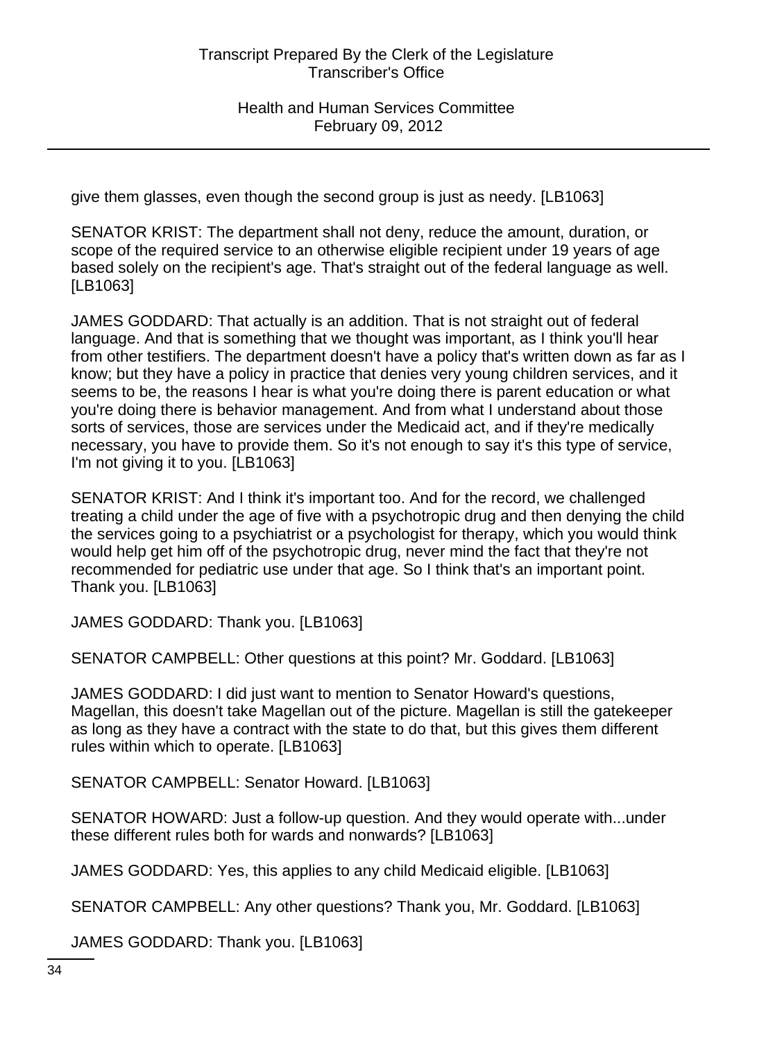give them glasses, even though the second group is just as needy. [LB1063]

SENATOR KRIST: The department shall not deny, reduce the amount, duration, or scope of the required service to an otherwise eligible recipient under 19 years of age based solely on the recipient's age. That's straight out of the federal language as well. [LB1063]

JAMES GODDARD: That actually is an addition. That is not straight out of federal language. And that is something that we thought was important, as I think you'll hear from other testifiers. The department doesn't have a policy that's written down as far as I know; but they have a policy in practice that denies very young children services, and it seems to be, the reasons I hear is what you're doing there is parent education or what you're doing there is behavior management. And from what I understand about those sorts of services, those are services under the Medicaid act, and if they're medically necessary, you have to provide them. So it's not enough to say it's this type of service, I'm not giving it to you. [LB1063]

SENATOR KRIST: And I think it's important too. And for the record, we challenged treating a child under the age of five with a psychotropic drug and then denying the child the services going to a psychiatrist or a psychologist for therapy, which you would think would help get him off of the psychotropic drug, never mind the fact that they're not recommended for pediatric use under that age. So I think that's an important point. Thank you. [LB1063]

JAMES GODDARD: Thank you. [LB1063]

SENATOR CAMPBELL: Other questions at this point? Mr. Goddard. [LB1063]

JAMES GODDARD: I did just want to mention to Senator Howard's questions, Magellan, this doesn't take Magellan out of the picture. Magellan is still the gatekeeper as long as they have a contract with the state to do that, but this gives them different rules within which to operate. [LB1063]

SENATOR CAMPBELL: Senator Howard. [LB1063]

SENATOR HOWARD: Just a follow-up question. And they would operate with...under these different rules both for wards and nonwards? [LB1063]

JAMES GODDARD: Yes, this applies to any child Medicaid eligible. [LB1063]

SENATOR CAMPBELL: Any other questions? Thank you, Mr. Goddard. [LB1063]

JAMES GODDARD: Thank you. [LB1063]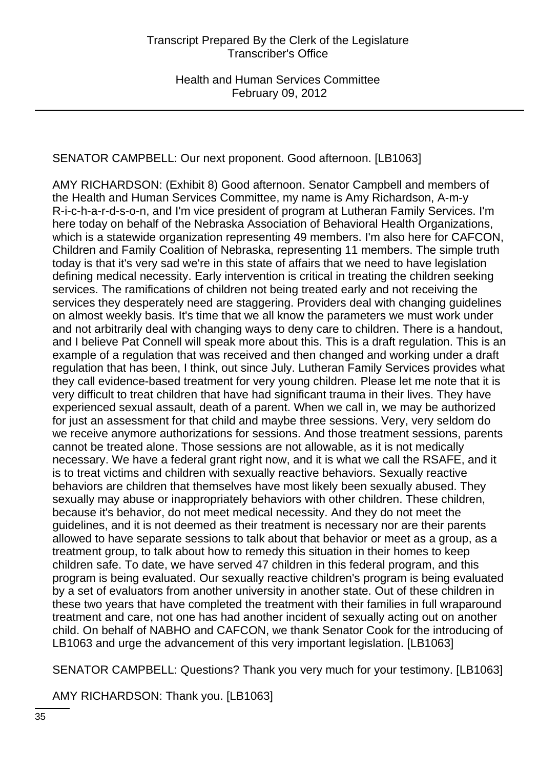SENATOR CAMPBELL: Our next proponent. Good afternoon. [LB1063]

AMY RICHARDSON: (Exhibit 8) Good afternoon. Senator Campbell and members of the Health and Human Services Committee, my name is Amy Richardson, A-m-y R-i-c-h-a-r-d-s-o-n, and I'm vice president of program at Lutheran Family Services. I'm here today on behalf of the Nebraska Association of Behavioral Health Organizations, which is a statewide organization representing 49 members. I'm also here for CAFCON, Children and Family Coalition of Nebraska, representing 11 members. The simple truth today is that it's very sad we're in this state of affairs that we need to have legislation defining medical necessity. Early intervention is critical in treating the children seeking services. The ramifications of children not being treated early and not receiving the services they desperately need are staggering. Providers deal with changing guidelines on almost weekly basis. It's time that we all know the parameters we must work under and not arbitrarily deal with changing ways to deny care to children. There is a handout, and I believe Pat Connell will speak more about this. This is a draft regulation. This is an example of a regulation that was received and then changed and working under a draft regulation that has been, I think, out since July. Lutheran Family Services provides what they call evidence-based treatment for very young children. Please let me note that it is very difficult to treat children that have had significant trauma in their lives. They have experienced sexual assault, death of a parent. When we call in, we may be authorized for just an assessment for that child and maybe three sessions. Very, very seldom do we receive anymore authorizations for sessions. And those treatment sessions, parents cannot be treated alone. Those sessions are not allowable, as it is not medically necessary. We have a federal grant right now, and it is what we call the RSAFE, and it is to treat victims and children with sexually reactive behaviors. Sexually reactive behaviors are children that themselves have most likely been sexually abused. They sexually may abuse or inappropriately behaviors with other children. These children, because it's behavior, do not meet medical necessity. And they do not meet the guidelines, and it is not deemed as their treatment is necessary nor are their parents allowed to have separate sessions to talk about that behavior or meet as a group, as a treatment group, to talk about how to remedy this situation in their homes to keep children safe. To date, we have served 47 children in this federal program, and this program is being evaluated. Our sexually reactive children's program is being evaluated by a set of evaluators from another university in another state. Out of these children in these two years that have completed the treatment with their families in full wraparound treatment and care, not one has had another incident of sexually acting out on another child. On behalf of NABHO and CAFCON, we thank Senator Cook for the introducing of LB1063 and urge the advancement of this very important legislation. [LB1063]

SENATOR CAMPBELL: Questions? Thank you very much for your testimony. [LB1063]

AMY RICHARDSON: Thank you. [LB1063]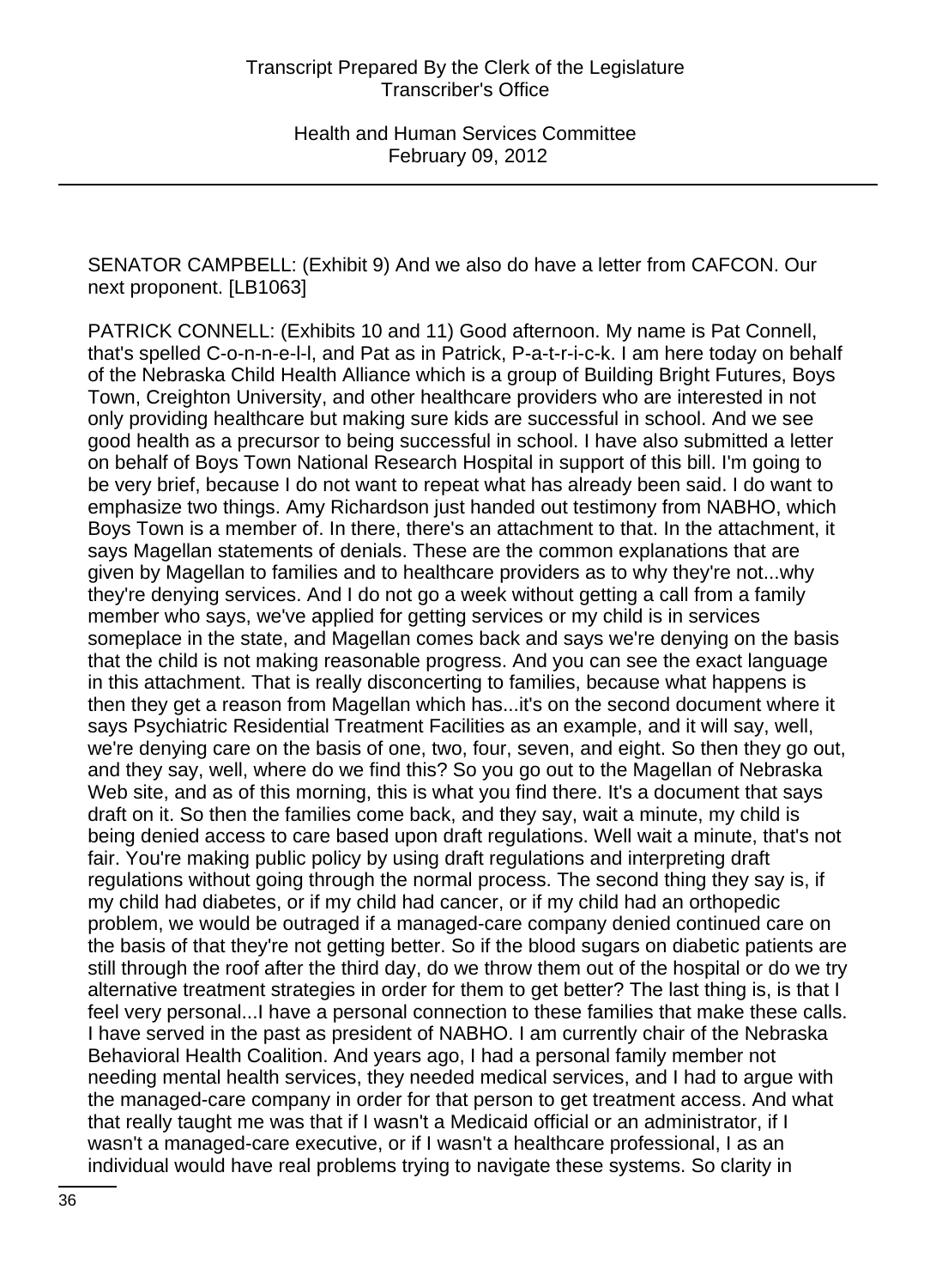SENATOR CAMPBELL: (Exhibit 9) And we also do have a letter from CAFCON. Our next proponent. [LB1063]

PATRICK CONNELL: (Exhibits 10 and 11) Good afternoon. My name is Pat Connell, that's spelled C-o-n-n-e-l-l, and Pat as in Patrick, P-a-t-r-i-c-k. I am here today on behalf of the Nebraska Child Health Alliance which is a group of Building Bright Futures, Boys Town, Creighton University, and other healthcare providers who are interested in not only providing healthcare but making sure kids are successful in school. And we see good health as a precursor to being successful in school. I have also submitted a letter on behalf of Boys Town National Research Hospital in support of this bill. I'm going to be very brief, because I do not want to repeat what has already been said. I do want to emphasize two things. Amy Richardson just handed out testimony from NABHO, which Boys Town is a member of. In there, there's an attachment to that. In the attachment, it says Magellan statements of denials. These are the common explanations that are given by Magellan to families and to healthcare providers as to why they're not...why they're denying services. And I do not go a week without getting a call from a family member who says, we've applied for getting services or my child is in services someplace in the state, and Magellan comes back and says we're denying on the basis that the child is not making reasonable progress. And you can see the exact language in this attachment. That is really disconcerting to families, because what happens is then they get a reason from Magellan which has...it's on the second document where it says Psychiatric Residential Treatment Facilities as an example, and it will say, well, we're denying care on the basis of one, two, four, seven, and eight. So then they go out, and they say, well, where do we find this? So you go out to the Magellan of Nebraska Web site, and as of this morning, this is what you find there. It's a document that says draft on it. So then the families come back, and they say, wait a minute, my child is being denied access to care based upon draft regulations. Well wait a minute, that's not fair. You're making public policy by using draft regulations and interpreting draft regulations without going through the normal process. The second thing they say is, if my child had diabetes, or if my child had cancer, or if my child had an orthopedic problem, we would be outraged if a managed-care company denied continued care on the basis of that they're not getting better. So if the blood sugars on diabetic patients are still through the roof after the third day, do we throw them out of the hospital or do we try alternative treatment strategies in order for them to get better? The last thing is, is that I feel very personal...I have a personal connection to these families that make these calls. I have served in the past as president of NABHO. I am currently chair of the Nebraska Behavioral Health Coalition. And years ago, I had a personal family member not needing mental health services, they needed medical services, and I had to argue with the managed-care company in order for that person to get treatment access. And what that really taught me was that if I wasn't a Medicaid official or an administrator, if I wasn't a managed-care executive, or if I wasn't a healthcare professional, I as an individual would have real problems trying to navigate these systems. So clarity in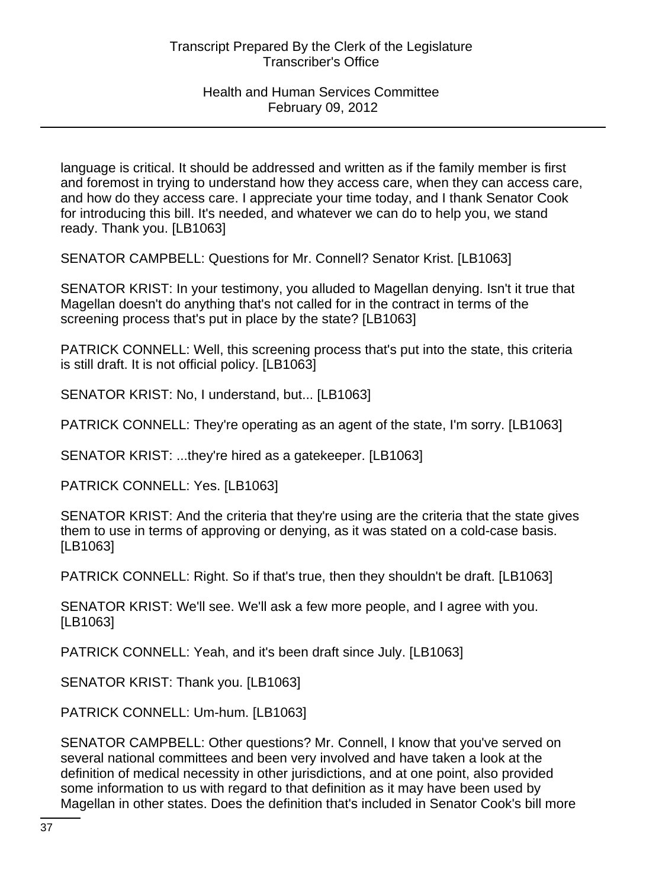language is critical. It should be addressed and written as if the family member is first and foremost in trying to understand how they access care, when they can access care, and how do they access care. I appreciate your time today, and I thank Senator Cook for introducing this bill. It's needed, and whatever we can do to help you, we stand ready. Thank you. [LB1063]

SENATOR CAMPBELL: Questions for Mr. Connell? Senator Krist. [LB1063]

SENATOR KRIST: In your testimony, you alluded to Magellan denying. Isn't it true that Magellan doesn't do anything that's not called for in the contract in terms of the screening process that's put in place by the state? [LB1063]

PATRICK CONNELL: Well, this screening process that's put into the state, this criteria is still draft. It is not official policy. [LB1063]

SENATOR KRIST: No, I understand, but... [LB1063]

PATRICK CONNELL: They're operating as an agent of the state, I'm sorry. [LB1063]

SENATOR KRIST: ...they're hired as a gatekeeper. [LB1063]

PATRICK CONNELL: Yes. [LB1063]

SENATOR KRIST: And the criteria that they're using are the criteria that the state gives them to use in terms of approving or denying, as it was stated on a cold-case basis. [LB1063]

PATRICK CONNELL: Right. So if that's true, then they shouldn't be draft. [LB1063]

SENATOR KRIST: We'll see. We'll ask a few more people, and I agree with you. [LB1063]

PATRICK CONNELL: Yeah, and it's been draft since July. [LB1063]

SENATOR KRIST: Thank you. [LB1063]

PATRICK CONNELL: Um-hum. [LB1063]

SENATOR CAMPBELL: Other questions? Mr. Connell, I know that you've served on several national committees and been very involved and have taken a look at the definition of medical necessity in other jurisdictions, and at one point, also provided some information to us with regard to that definition as it may have been used by Magellan in other states. Does the definition that's included in Senator Cook's bill more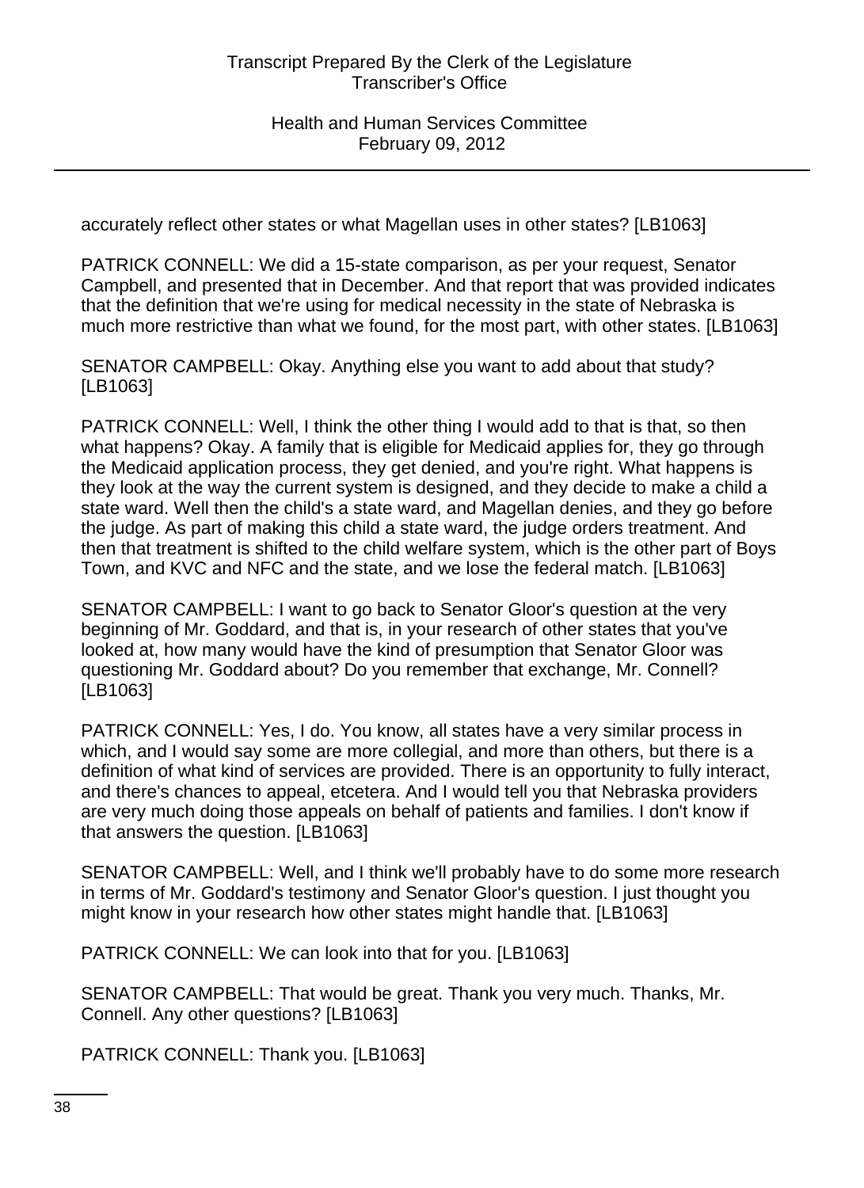accurately reflect other states or what Magellan uses in other states? [LB1063]

PATRICK CONNELL: We did a 15-state comparison, as per your request, Senator Campbell, and presented that in December. And that report that was provided indicates that the definition that we're using for medical necessity in the state of Nebraska is much more restrictive than what we found, for the most part, with other states. [LB1063]

SENATOR CAMPBELL: Okay. Anything else you want to add about that study? [LB1063]

PATRICK CONNELL: Well, I think the other thing I would add to that is that, so then what happens? Okay. A family that is eligible for Medicaid applies for, they go through the Medicaid application process, they get denied, and you're right. What happens is they look at the way the current system is designed, and they decide to make a child a state ward. Well then the child's a state ward, and Magellan denies, and they go before the judge. As part of making this child a state ward, the judge orders treatment. And then that treatment is shifted to the child welfare system, which is the other part of Boys Town, and KVC and NFC and the state, and we lose the federal match. [LB1063]

SENATOR CAMPBELL: I want to go back to Senator Gloor's question at the very beginning of Mr. Goddard, and that is, in your research of other states that you've looked at, how many would have the kind of presumption that Senator Gloor was questioning Mr. Goddard about? Do you remember that exchange, Mr. Connell? [LB1063]

PATRICK CONNELL: Yes, I do. You know, all states have a very similar process in which, and I would say some are more collegial, and more than others, but there is a definition of what kind of services are provided. There is an opportunity to fully interact, and there's chances to appeal, etcetera. And I would tell you that Nebraska providers are very much doing those appeals on behalf of patients and families. I don't know if that answers the question. [LB1063]

SENATOR CAMPBELL: Well, and I think we'll probably have to do some more research in terms of Mr. Goddard's testimony and Senator Gloor's question. I just thought you might know in your research how other states might handle that. [LB1063]

PATRICK CONNELL: We can look into that for you. [LB1063]

SENATOR CAMPBELL: That would be great. Thank you very much. Thanks, Mr. Connell. Any other questions? [LB1063]

PATRICK CONNELL: Thank you. [LB1063]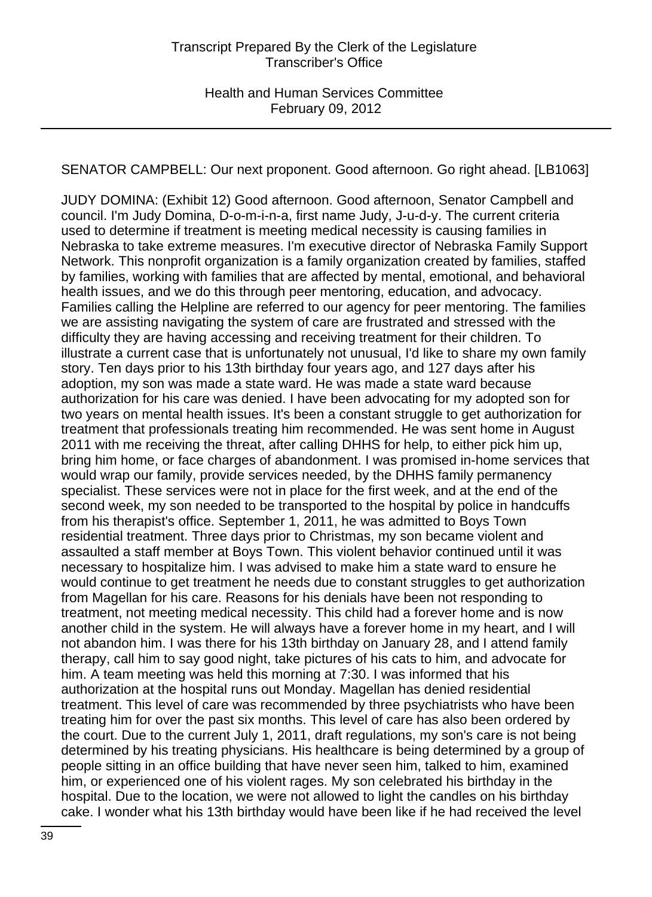SENATOR CAMPBELL: Our next proponent. Good afternoon. Go right ahead. [LB1063]

JUDY DOMINA: (Exhibit 12) Good afternoon. Good afternoon, Senator Campbell and council. I'm Judy Domina, D-o-m-i-n-a, first name Judy, J-u-d-y. The current criteria used to determine if treatment is meeting medical necessity is causing families in Nebraska to take extreme measures. I'm executive director of Nebraska Family Support Network. This nonprofit organization is a family organization created by families, staffed by families, working with families that are affected by mental, emotional, and behavioral health issues, and we do this through peer mentoring, education, and advocacy. Families calling the Helpline are referred to our agency for peer mentoring. The families we are assisting navigating the system of care are frustrated and stressed with the difficulty they are having accessing and receiving treatment for their children. To illustrate a current case that is unfortunately not unusual, I'd like to share my own family story. Ten days prior to his 13th birthday four years ago, and 127 days after his adoption, my son was made a state ward. He was made a state ward because authorization for his care was denied. I have been advocating for my adopted son for two years on mental health issues. It's been a constant struggle to get authorization for treatment that professionals treating him recommended. He was sent home in August 2011 with me receiving the threat, after calling DHHS for help, to either pick him up, bring him home, or face charges of abandonment. I was promised in-home services that would wrap our family, provide services needed, by the DHHS family permanency specialist. These services were not in place for the first week, and at the end of the second week, my son needed to be transported to the hospital by police in handcuffs from his therapist's office. September 1, 2011, he was admitted to Boys Town residential treatment. Three days prior to Christmas, my son became violent and assaulted a staff member at Boys Town. This violent behavior continued until it was necessary to hospitalize him. I was advised to make him a state ward to ensure he would continue to get treatment he needs due to constant struggles to get authorization from Magellan for his care. Reasons for his denials have been not responding to treatment, not meeting medical necessity. This child had a forever home and is now another child in the system. He will always have a forever home in my heart, and I will not abandon him. I was there for his 13th birthday on January 28, and I attend family therapy, call him to say good night, take pictures of his cats to him, and advocate for him. A team meeting was held this morning at 7:30. I was informed that his authorization at the hospital runs out Monday. Magellan has denied residential treatment. This level of care was recommended by three psychiatrists who have been treating him for over the past six months. This level of care has also been ordered by the court. Due to the current July 1, 2011, draft regulations, my son's care is not being determined by his treating physicians. His healthcare is being determined by a group of people sitting in an office building that have never seen him, talked to him, examined him, or experienced one of his violent rages. My son celebrated his birthday in the hospital. Due to the location, we were not allowed to light the candles on his birthday cake. I wonder what his 13th birthday would have been like if he had received the level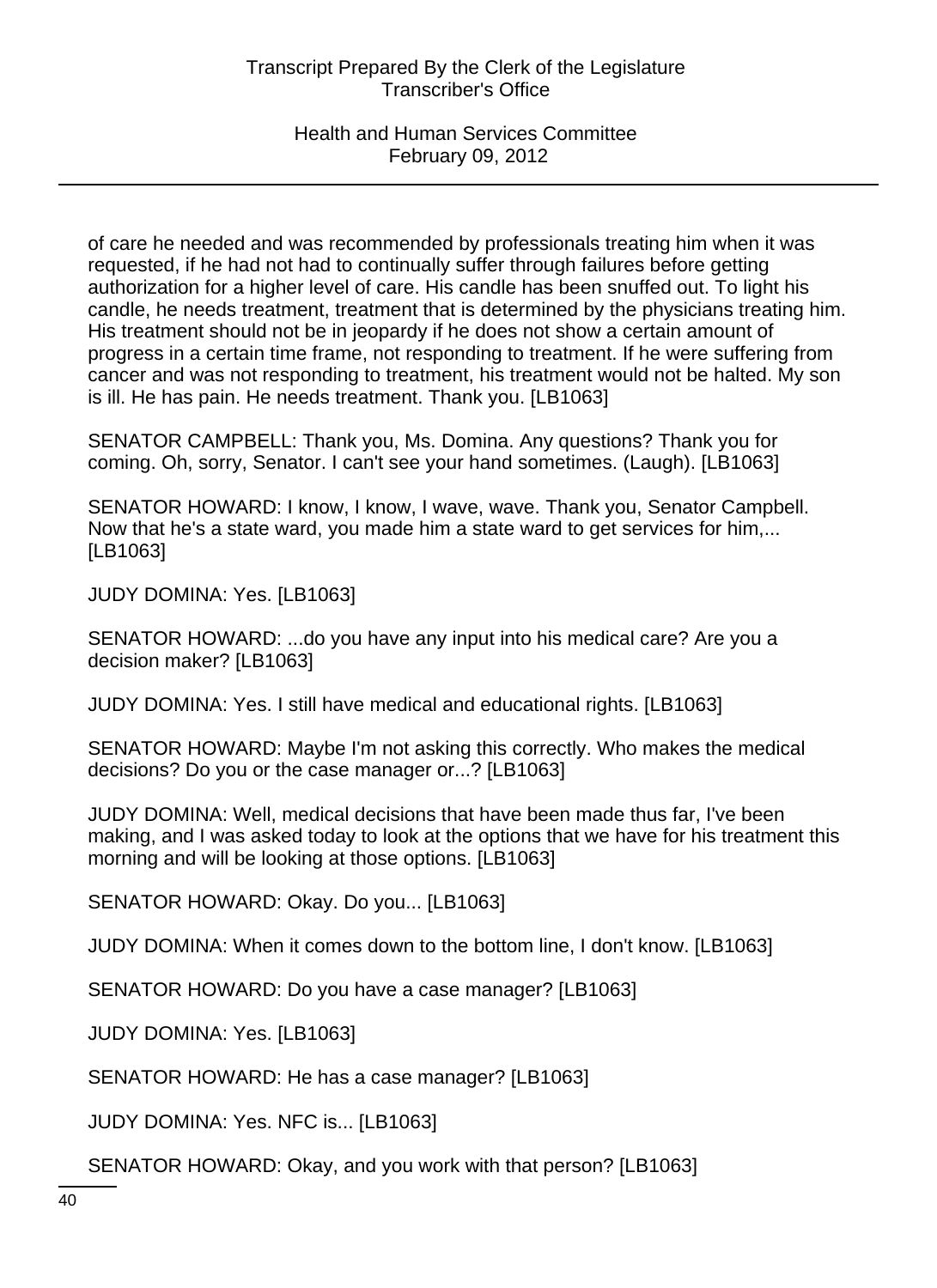of care he needed and was recommended by professionals treating him when it was requested, if he had not had to continually suffer through failures before getting authorization for a higher level of care. His candle has been snuffed out. To light his candle, he needs treatment, treatment that is determined by the physicians treating him. His treatment should not be in jeopardy if he does not show a certain amount of progress in a certain time frame, not responding to treatment. If he were suffering from cancer and was not responding to treatment, his treatment would not be halted. My son is ill. He has pain. He needs treatment. Thank you. [LB1063]

SENATOR CAMPBELL: Thank you, Ms. Domina. Any questions? Thank you for coming. Oh, sorry, Senator. I can't see your hand sometimes. (Laugh). [LB1063]

SENATOR HOWARD: I know, I know, I wave, wave. Thank you, Senator Campbell. Now that he's a state ward, you made him a state ward to get services for him,... [LB1063]

JUDY DOMINA: Yes. [LB1063]

SENATOR HOWARD: ...do you have any input into his medical care? Are you a decision maker? [LB1063]

JUDY DOMINA: Yes. I still have medical and educational rights. [LB1063]

SENATOR HOWARD: Maybe I'm not asking this correctly. Who makes the medical decisions? Do you or the case manager or...? [LB1063]

JUDY DOMINA: Well, medical decisions that have been made thus far, I've been making, and I was asked today to look at the options that we have for his treatment this morning and will be looking at those options. [LB1063]

SENATOR HOWARD: Okay. Do you... [LB1063]

JUDY DOMINA: When it comes down to the bottom line, I don't know. [LB1063]

SENATOR HOWARD: Do you have a case manager? [LB1063]

JUDY DOMINA: Yes. [LB1063]

SENATOR HOWARD: He has a case manager? [LB1063]

JUDY DOMINA: Yes. NFC is... [LB1063]

SENATOR HOWARD: Okay, and you work with that person? [LB1063]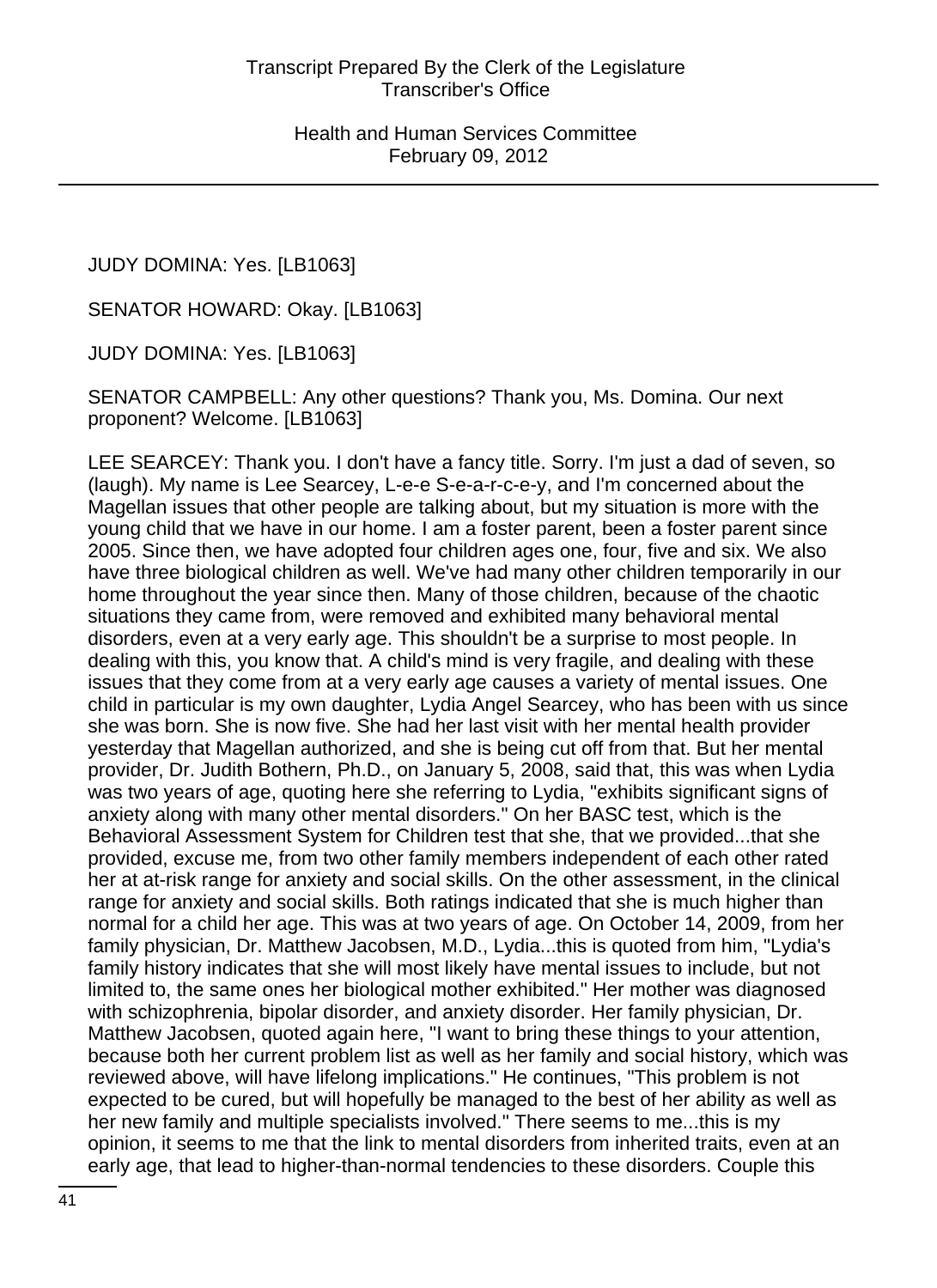JUDY DOMINA: Yes. [LB1063]

SENATOR HOWARD: Okay. [LB1063]

JUDY DOMINA: Yes. [LB1063]

SENATOR CAMPBELL: Any other questions? Thank you, Ms. Domina. Our next proponent? Welcome. [LB1063]

LEE SEARCEY: Thank you. I don't have a fancy title. Sorry. I'm just a dad of seven, so (laugh). My name is Lee Searcey, L-e-e S-e-a-r-c-e-y, and I'm concerned about the Magellan issues that other people are talking about, but my situation is more with the young child that we have in our home. I am a foster parent, been a foster parent since 2005. Since then, we have adopted four children ages one, four, five and six. We also have three biological children as well. We've had many other children temporarily in our home throughout the year since then. Many of those children, because of the chaotic situations they came from, were removed and exhibited many behavioral mental disorders, even at a very early age. This shouldn't be a surprise to most people. In dealing with this, you know that. A child's mind is very fragile, and dealing with these issues that they come from at a very early age causes a variety of mental issues. One child in particular is my own daughter, Lydia Angel Searcey, who has been with us since she was born. She is now five. She had her last visit with her mental health provider yesterday that Magellan authorized, and she is being cut off from that. But her mental provider, Dr. Judith Bothern, Ph.D., on January 5, 2008, said that, this was when Lydia was two years of age, quoting here she referring to Lydia, "exhibits significant signs of anxiety along with many other mental disorders." On her BASC test, which is the Behavioral Assessment System for Children test that she, that we provided...that she provided, excuse me, from two other family members independent of each other rated her at at-risk range for anxiety and social skills. On the other assessment, in the clinical range for anxiety and social skills. Both ratings indicated that she is much higher than normal for a child her age. This was at two years of age. On October 14, 2009, from her family physician, Dr. Matthew Jacobsen, M.D., Lydia...this is quoted from him, "Lydia's family history indicates that she will most likely have mental issues to include, but not limited to, the same ones her biological mother exhibited." Her mother was diagnosed with schizophrenia, bipolar disorder, and anxiety disorder. Her family physician, Dr. Matthew Jacobsen, quoted again here, "I want to bring these things to your attention, because both her current problem list as well as her family and social history, which was reviewed above, will have lifelong implications." He continues, "This problem is not expected to be cured, but will hopefully be managed to the best of her ability as well as her new family and multiple specialists involved." There seems to me...this is my opinion, it seems to me that the link to mental disorders from inherited traits, even at an early age, that lead to higher-than-normal tendencies to these disorders. Couple this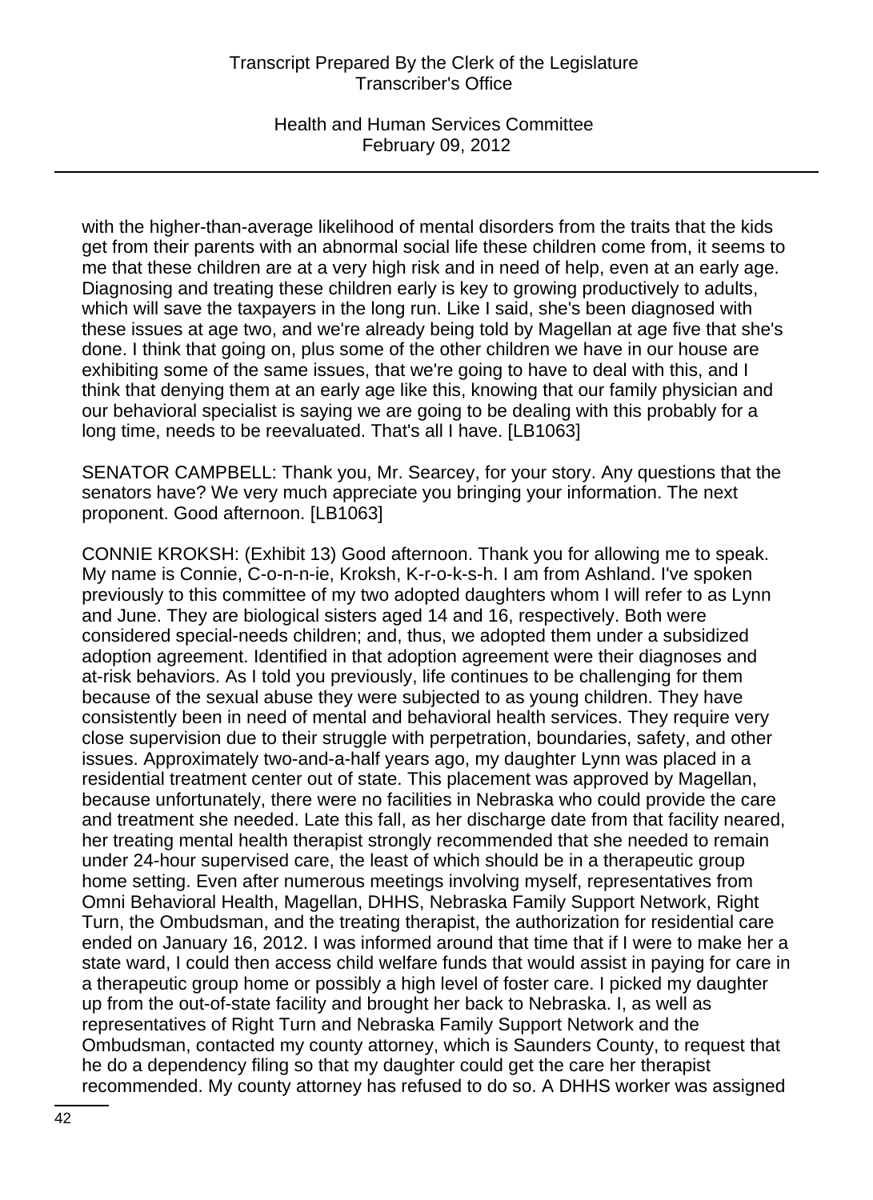with the higher-than-average likelihood of mental disorders from the traits that the kids get from their parents with an abnormal social life these children come from, it seems to me that these children are at a very high risk and in need of help, even at an early age. Diagnosing and treating these children early is key to growing productively to adults, which will save the taxpayers in the long run. Like I said, she's been diagnosed with these issues at age two, and we're already being told by Magellan at age five that she's done. I think that going on, plus some of the other children we have in our house are exhibiting some of the same issues, that we're going to have to deal with this, and I think that denying them at an early age like this, knowing that our family physician and our behavioral specialist is saying we are going to be dealing with this probably for a long time, needs to be reevaluated. That's all I have. [LB1063]

SENATOR CAMPBELL: Thank you, Mr. Searcey, for your story. Any questions that the senators have? We very much appreciate you bringing your information. The next proponent. Good afternoon. [LB1063]

CONNIE KROKSH: (Exhibit 13) Good afternoon. Thank you for allowing me to speak. My name is Connie, C-o-n-n-ie, Kroksh, K-r-o-k-s-h. I am from Ashland. I've spoken previously to this committee of my two adopted daughters whom I will refer to as Lynn and June. They are biological sisters aged 14 and 16, respectively. Both were considered special-needs children; and, thus, we adopted them under a subsidized adoption agreement. Identified in that adoption agreement were their diagnoses and at-risk behaviors. As I told you previously, life continues to be challenging for them because of the sexual abuse they were subjected to as young children. They have consistently been in need of mental and behavioral health services. They require very close supervision due to their struggle with perpetration, boundaries, safety, and other issues. Approximately two-and-a-half years ago, my daughter Lynn was placed in a residential treatment center out of state. This placement was approved by Magellan, because unfortunately, there were no facilities in Nebraska who could provide the care and treatment she needed. Late this fall, as her discharge date from that facility neared, her treating mental health therapist strongly recommended that she needed to remain under 24-hour supervised care, the least of which should be in a therapeutic group home setting. Even after numerous meetings involving myself, representatives from Omni Behavioral Health, Magellan, DHHS, Nebraska Family Support Network, Right Turn, the Ombudsman, and the treating therapist, the authorization for residential care ended on January 16, 2012. I was informed around that time that if I were to make her a state ward, I could then access child welfare funds that would assist in paying for care in a therapeutic group home or possibly a high level of foster care. I picked my daughter up from the out-of-state facility and brought her back to Nebraska. I, as well as representatives of Right Turn and Nebraska Family Support Network and the Ombudsman, contacted my county attorney, which is Saunders County, to request that he do a dependency filing so that my daughter could get the care her therapist recommended. My county attorney has refused to do so. A DHHS worker was assigned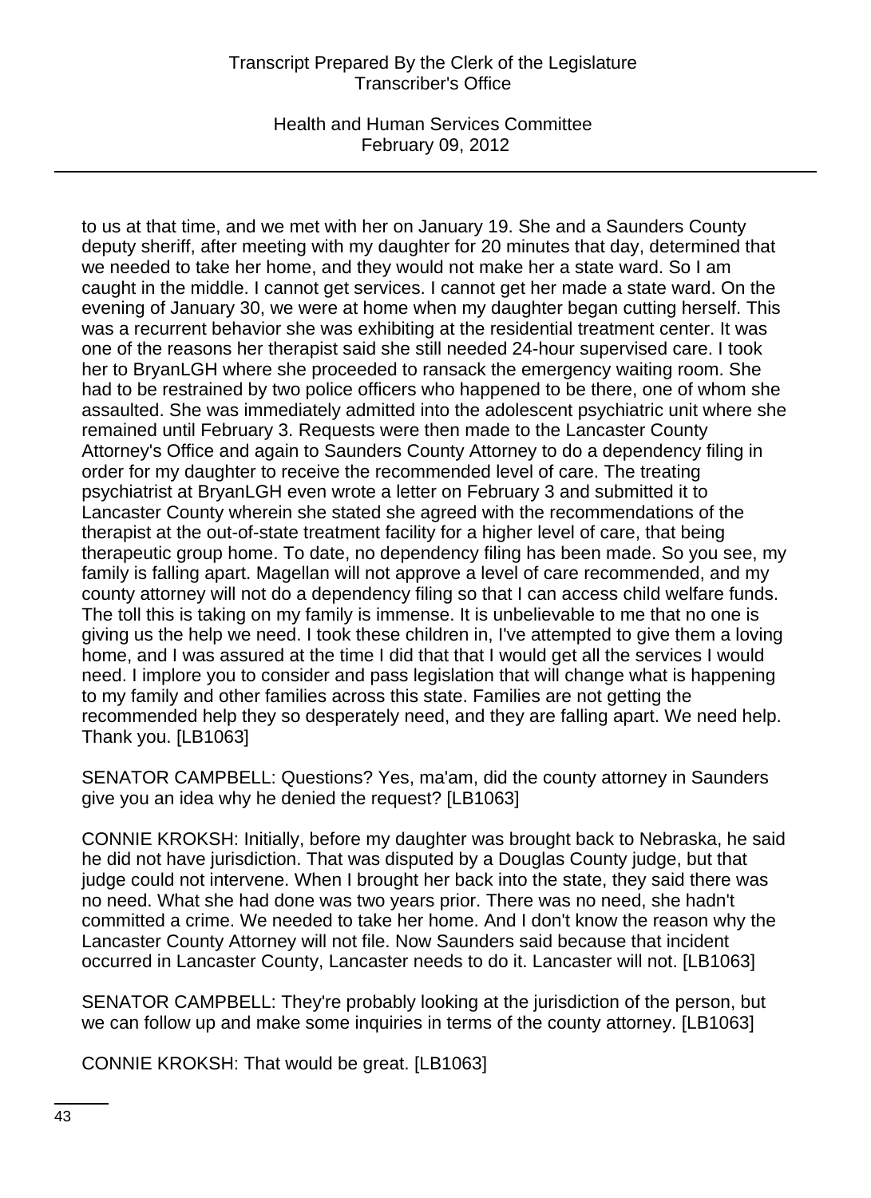to us at that time, and we met with her on January 19. She and a Saunders County deputy sheriff, after meeting with my daughter for 20 minutes that day, determined that we needed to take her home, and they would not make her a state ward. So I am caught in the middle. I cannot get services. I cannot get her made a state ward. On the evening of January 30, we were at home when my daughter began cutting herself. This was a recurrent behavior she was exhibiting at the residential treatment center. It was one of the reasons her therapist said she still needed 24-hour supervised care. I took her to BryanLGH where she proceeded to ransack the emergency waiting room. She had to be restrained by two police officers who happened to be there, one of whom she assaulted. She was immediately admitted into the adolescent psychiatric unit where she remained until February 3. Requests were then made to the Lancaster County Attorney's Office and again to Saunders County Attorney to do a dependency filing in order for my daughter to receive the recommended level of care. The treating psychiatrist at BryanLGH even wrote a letter on February 3 and submitted it to Lancaster County wherein she stated she agreed with the recommendations of the therapist at the out-of-state treatment facility for a higher level of care, that being therapeutic group home. To date, no dependency filing has been made. So you see, my family is falling apart. Magellan will not approve a level of care recommended, and my county attorney will not do a dependency filing so that I can access child welfare funds. The toll this is taking on my family is immense. It is unbelievable to me that no one is giving us the help we need. I took these children in, I've attempted to give them a loving home, and I was assured at the time I did that that I would get all the services I would need. I implore you to consider and pass legislation that will change what is happening to my family and other families across this state. Families are not getting the recommended help they so desperately need, and they are falling apart. We need help. Thank you. [LB1063]

SENATOR CAMPBELL: Questions? Yes, ma'am, did the county attorney in Saunders give you an idea why he denied the request? [LB1063]

CONNIE KROKSH: Initially, before my daughter was brought back to Nebraska, he said he did not have jurisdiction. That was disputed by a Douglas County judge, but that judge could not intervene. When I brought her back into the state, they said there was no need. What she had done was two years prior. There was no need, she hadn't committed a crime. We needed to take her home. And I don't know the reason why the Lancaster County Attorney will not file. Now Saunders said because that incident occurred in Lancaster County, Lancaster needs to do it. Lancaster will not. [LB1063]

SENATOR CAMPBELL: They're probably looking at the jurisdiction of the person, but we can follow up and make some inquiries in terms of the county attorney. [LB1063]

CONNIE KROKSH: That would be great. [LB1063]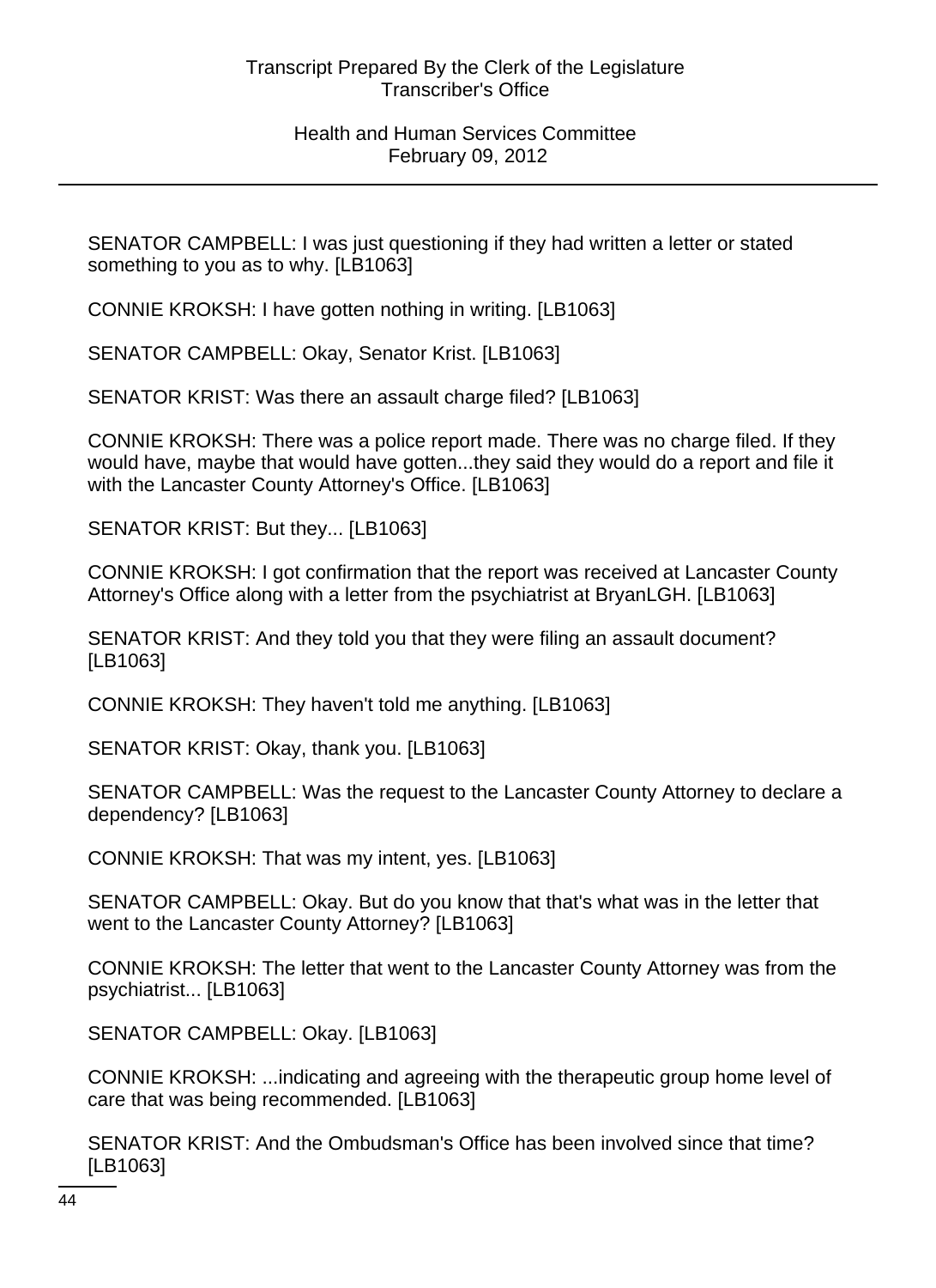SENATOR CAMPBELL: I was just questioning if they had written a letter or stated something to you as to why. [LB1063]

CONNIE KROKSH: I have gotten nothing in writing. [LB1063]

SENATOR CAMPBELL: Okay, Senator Krist. [LB1063]

SENATOR KRIST: Was there an assault charge filed? [LB1063]

CONNIE KROKSH: There was a police report made. There was no charge filed. If they would have, maybe that would have gotten...they said they would do a report and file it with the Lancaster County Attorney's Office. [LB1063]

SENATOR KRIST: But they... [LB1063]

CONNIE KROKSH: I got confirmation that the report was received at Lancaster County Attorney's Office along with a letter from the psychiatrist at BryanLGH. [LB1063]

SENATOR KRIST: And they told you that they were filing an assault document? [LB1063]

CONNIE KROKSH: They haven't told me anything. [LB1063]

SENATOR KRIST: Okay, thank you. [LB1063]

SENATOR CAMPBELL: Was the request to the Lancaster County Attorney to declare a dependency? [LB1063]

CONNIE KROKSH: That was my intent, yes. [LB1063]

SENATOR CAMPBELL: Okay. But do you know that that's what was in the letter that went to the Lancaster County Attorney? [LB1063]

CONNIE KROKSH: The letter that went to the Lancaster County Attorney was from the psychiatrist... [LB1063]

SENATOR CAMPBELL: Okay. [LB1063]

CONNIE KROKSH: ...indicating and agreeing with the therapeutic group home level of care that was being recommended. [LB1063]

SENATOR KRIST: And the Ombudsman's Office has been involved since that time? [LB1063]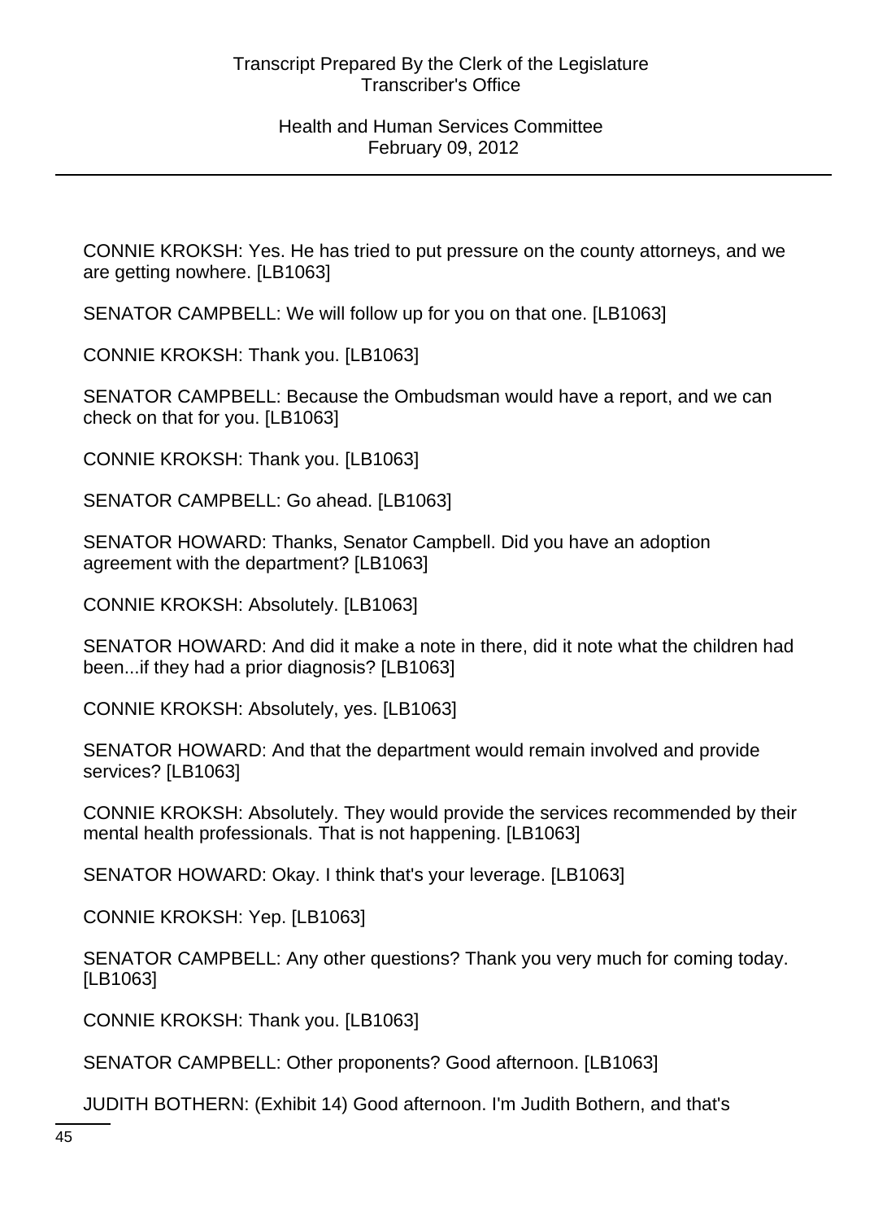CONNIE KROKSH: Yes. He has tried to put pressure on the county attorneys, and we are getting nowhere. [LB1063]

SENATOR CAMPBELL: We will follow up for you on that one. [LB1063]

CONNIE KROKSH: Thank you. [LB1063]

SENATOR CAMPBELL: Because the Ombudsman would have a report, and we can check on that for you. [LB1063]

CONNIE KROKSH: Thank you. [LB1063]

SENATOR CAMPBELL: Go ahead. [LB1063]

SENATOR HOWARD: Thanks, Senator Campbell. Did you have an adoption agreement with the department? [LB1063]

CONNIE KROKSH: Absolutely. [LB1063]

SENATOR HOWARD: And did it make a note in there, did it note what the children had been...if they had a prior diagnosis? [LB1063]

CONNIE KROKSH: Absolutely, yes. [LB1063]

SENATOR HOWARD: And that the department would remain involved and provide services? [LB1063]

CONNIE KROKSH: Absolutely. They would provide the services recommended by their mental health professionals. That is not happening. [LB1063]

SENATOR HOWARD: Okay. I think that's your leverage. [LB1063]

CONNIE KROKSH: Yep. [LB1063]

SENATOR CAMPBELL: Any other questions? Thank you very much for coming today. [LB1063]

CONNIE KROKSH: Thank you. [LB1063]

SENATOR CAMPBELL: Other proponents? Good afternoon. [LB1063]

JUDITH BOTHERN: (Exhibit 14) Good afternoon. I'm Judith Bothern, and that's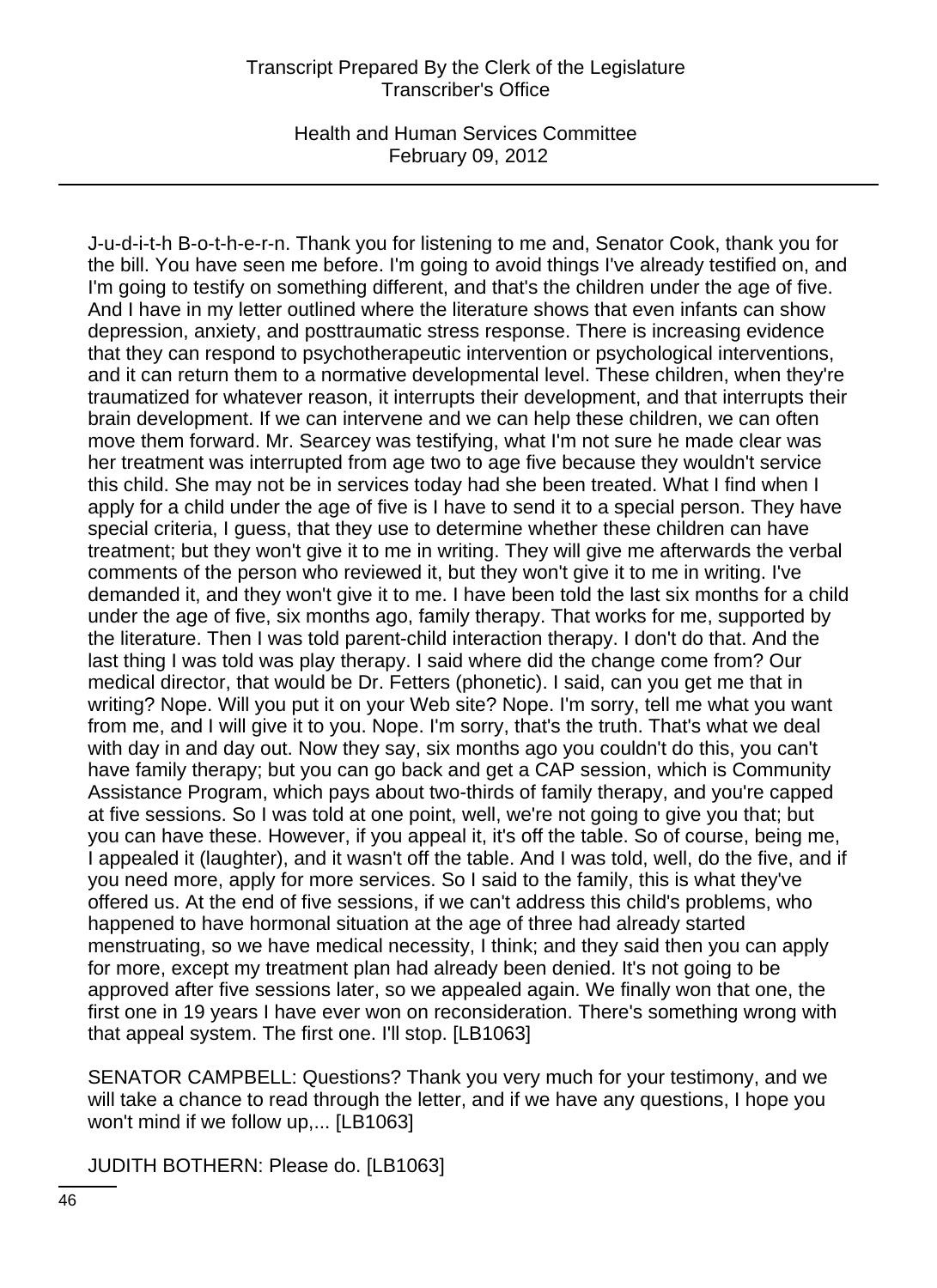J-u-d-i-t-h B-o-t-h-e-r-n. Thank you for listening to me and, Senator Cook, thank you for the bill. You have seen me before. I'm going to avoid things I've already testified on, and I'm going to testify on something different, and that's the children under the age of five. And I have in my letter outlined where the literature shows that even infants can show depression, anxiety, and posttraumatic stress response. There is increasing evidence that they can respond to psychotherapeutic intervention or psychological interventions, and it can return them to a normative developmental level. These children, when they're traumatized for whatever reason, it interrupts their development, and that interrupts their brain development. If we can intervene and we can help these children, we can often move them forward. Mr. Searcey was testifying, what I'm not sure he made clear was her treatment was interrupted from age two to age five because they wouldn't service this child. She may not be in services today had she been treated. What I find when I apply for a child under the age of five is I have to send it to a special person. They have special criteria, I guess, that they use to determine whether these children can have treatment; but they won't give it to me in writing. They will give me afterwards the verbal comments of the person who reviewed it, but they won't give it to me in writing. I've demanded it, and they won't give it to me. I have been told the last six months for a child under the age of five, six months ago, family therapy. That works for me, supported by the literature. Then I was told parent-child interaction therapy. I don't do that. And the last thing I was told was play therapy. I said where did the change come from? Our medical director, that would be Dr. Fetters (phonetic). I said, can you get me that in writing? Nope. Will you put it on your Web site? Nope. I'm sorry, tell me what you want from me, and I will give it to you. Nope. I'm sorry, that's the truth. That's what we deal with day in and day out. Now they say, six months ago you couldn't do this, you can't have family therapy; but you can go back and get a CAP session, which is Community Assistance Program, which pays about two-thirds of family therapy, and you're capped at five sessions. So I was told at one point, well, we're not going to give you that; but you can have these. However, if you appeal it, it's off the table. So of course, being me, I appealed it (laughter), and it wasn't off the table. And I was told, well, do the five, and if you need more, apply for more services. So I said to the family, this is what they've offered us. At the end of five sessions, if we can't address this child's problems, who happened to have hormonal situation at the age of three had already started menstruating, so we have medical necessity, I think; and they said then you can apply for more, except my treatment plan had already been denied. It's not going to be approved after five sessions later, so we appealed again. We finally won that one, the first one in 19 years I have ever won on reconsideration. There's something wrong with that appeal system. The first one. I'll stop. [LB1063]

SENATOR CAMPBELL: Questions? Thank you very much for your testimony, and we will take a chance to read through the letter, and if we have any questions, I hope you won't mind if we follow up,... [LB1063]

JUDITH BOTHERN: Please do. [LB1063]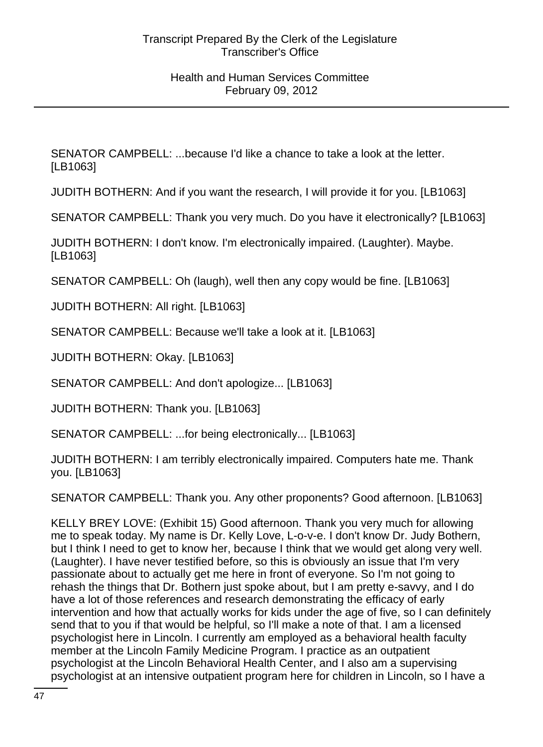SENATOR CAMPBELL: ...because I'd like a chance to take a look at the letter. [LB1063]

JUDITH BOTHERN: And if you want the research, I will provide it for you. [LB1063]

SENATOR CAMPBELL: Thank you very much. Do you have it electronically? [LB1063]

JUDITH BOTHERN: I don't know. I'm electronically impaired. (Laughter). Maybe. [LB1063]

SENATOR CAMPBELL: Oh (laugh), well then any copy would be fine. [LB1063]

JUDITH BOTHERN: All right. [LB1063]

SENATOR CAMPBELL: Because we'll take a look at it. [LB1063]

JUDITH BOTHERN: Okay. [LB1063]

SENATOR CAMPBELL: And don't apologize... [LB1063]

JUDITH BOTHERN: Thank you. [LB1063]

SENATOR CAMPBELL: ...for being electronically... [LB1063]

JUDITH BOTHERN: I am terribly electronically impaired. Computers hate me. Thank you. [LB1063]

SENATOR CAMPBELL: Thank you. Any other proponents? Good afternoon. [LB1063]

KELLY BREY LOVE: (Exhibit 15) Good afternoon. Thank you very much for allowing me to speak today. My name is Dr. Kelly Love, L-o-v-e. I don't know Dr. Judy Bothern, but I think I need to get to know her, because I think that we would get along very well. (Laughter). I have never testified before, so this is obviously an issue that I'm very passionate about to actually get me here in front of everyone. So I'm not going to rehash the things that Dr. Bothern just spoke about, but I am pretty e-savvy, and I do have a lot of those references and research demonstrating the efficacy of early intervention and how that actually works for kids under the age of five, so I can definitely send that to you if that would be helpful, so I'll make a note of that. I am a licensed psychologist here in Lincoln. I currently am employed as a behavioral health faculty member at the Lincoln Family Medicine Program. I practice as an outpatient psychologist at the Lincoln Behavioral Health Center, and I also am a supervising psychologist at an intensive outpatient program here for children in Lincoln, so I have a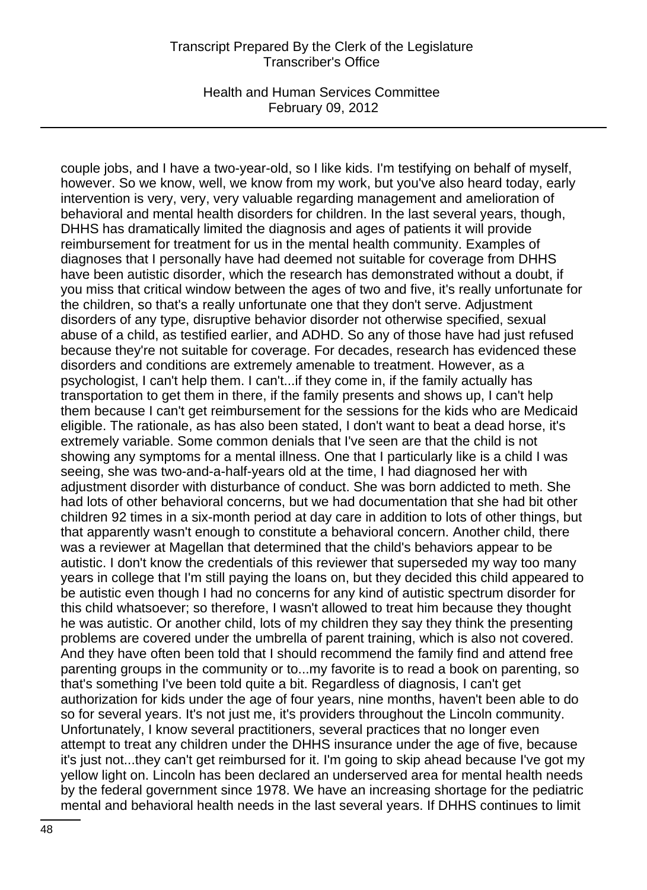couple jobs, and I have a two-year-old, so I like kids. I'm testifying on behalf of myself, however. So we know, well, we know from my work, but you've also heard today, early intervention is very, very, very valuable regarding management and amelioration of behavioral and mental health disorders for children. In the last several years, though, DHHS has dramatically limited the diagnosis and ages of patients it will provide reimbursement for treatment for us in the mental health community. Examples of diagnoses that I personally have had deemed not suitable for coverage from DHHS have been autistic disorder, which the research has demonstrated without a doubt, if you miss that critical window between the ages of two and five, it's really unfortunate for the children, so that's a really unfortunate one that they don't serve. Adjustment disorders of any type, disruptive behavior disorder not otherwise specified, sexual abuse of a child, as testified earlier, and ADHD. So any of those have had just refused because they're not suitable for coverage. For decades, research has evidenced these disorders and conditions are extremely amenable to treatment. However, as a psychologist, I can't help them. I can't...if they come in, if the family actually has transportation to get them in there, if the family presents and shows up, I can't help them because I can't get reimbursement for the sessions for the kids who are Medicaid eligible. The rationale, as has also been stated, I don't want to beat a dead horse, it's extremely variable. Some common denials that I've seen are that the child is not showing any symptoms for a mental illness. One that I particularly like is a child I was seeing, she was two-and-a-half-years old at the time, I had diagnosed her with adjustment disorder with disturbance of conduct. She was born addicted to meth. She had lots of other behavioral concerns, but we had documentation that she had bit other children 92 times in a six-month period at day care in addition to lots of other things, but that apparently wasn't enough to constitute a behavioral concern. Another child, there was a reviewer at Magellan that determined that the child's behaviors appear to be autistic. I don't know the credentials of this reviewer that superseded my way too many years in college that I'm still paying the loans on, but they decided this child appeared to be autistic even though I had no concerns for any kind of autistic spectrum disorder for this child whatsoever; so therefore, I wasn't allowed to treat him because they thought he was autistic. Or another child, lots of my children they say they think the presenting problems are covered under the umbrella of parent training, which is also not covered. And they have often been told that I should recommend the family find and attend free parenting groups in the community or to...my favorite is to read a book on parenting, so that's something I've been told quite a bit. Regardless of diagnosis, I can't get authorization for kids under the age of four years, nine months, haven't been able to do so for several years. It's not just me, it's providers throughout the Lincoln community. Unfortunately, I know several practitioners, several practices that no longer even attempt to treat any children under the DHHS insurance under the age of five, because it's just not...they can't get reimbursed for it. I'm going to skip ahead because I've got my yellow light on. Lincoln has been declared an underserved area for mental health needs by the federal government since 1978. We have an increasing shortage for the pediatric mental and behavioral health needs in the last several years. If DHHS continues to limit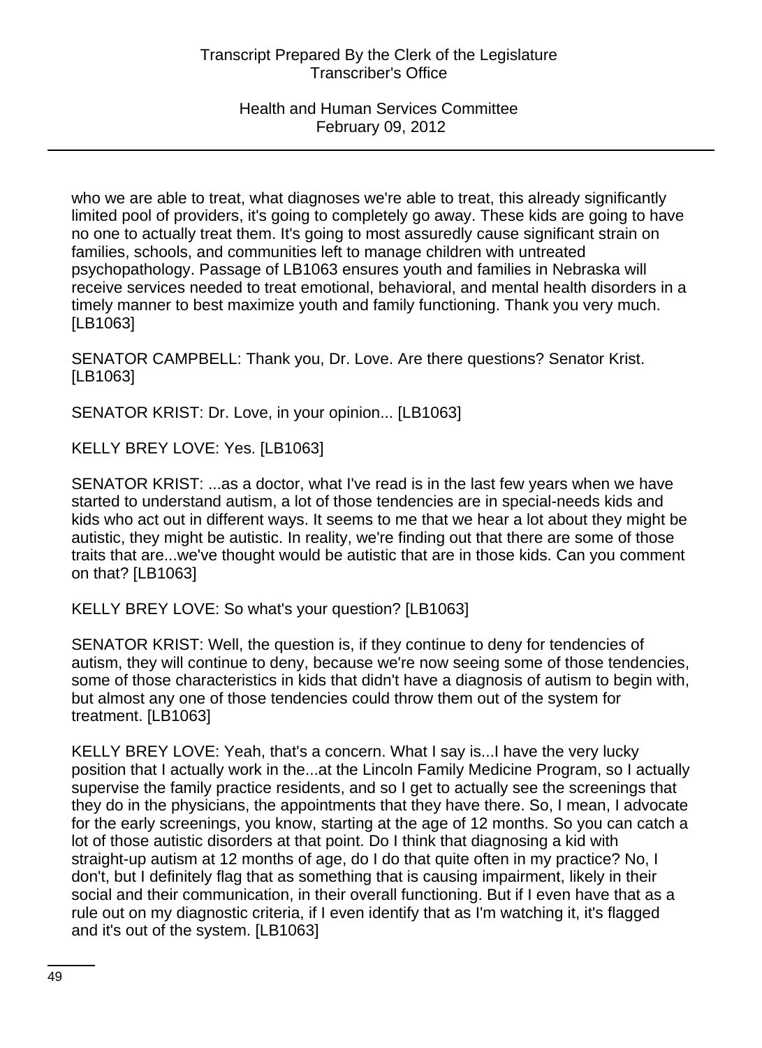who we are able to treat, what diagnoses we're able to treat, this already significantly limited pool of providers, it's going to completely go away. These kids are going to have no one to actually treat them. It's going to most assuredly cause significant strain on families, schools, and communities left to manage children with untreated psychopathology. Passage of LB1063 ensures youth and families in Nebraska will receive services needed to treat emotional, behavioral, and mental health disorders in a timely manner to best maximize youth and family functioning. Thank you very much. [LB1063]

SENATOR CAMPBELL: Thank you, Dr. Love. Are there questions? Senator Krist. [LB1063]

SENATOR KRIST: Dr. Love, in your opinion... [LB1063]

KELLY BREY LOVE: Yes. [LB1063]

SENATOR KRIST: ...as a doctor, what I've read is in the last few years when we have started to understand autism, a lot of those tendencies are in special-needs kids and kids who act out in different ways. It seems to me that we hear a lot about they might be autistic, they might be autistic. In reality, we're finding out that there are some of those traits that are...we've thought would be autistic that are in those kids. Can you comment on that? [LB1063]

KELLY BREY LOVE: So what's your question? [LB1063]

SENATOR KRIST: Well, the question is, if they continue to deny for tendencies of autism, they will continue to deny, because we're now seeing some of those tendencies, some of those characteristics in kids that didn't have a diagnosis of autism to begin with, but almost any one of those tendencies could throw them out of the system for treatment. [LB1063]

KELLY BREY LOVE: Yeah, that's a concern. What I say is...I have the very lucky position that I actually work in the...at the Lincoln Family Medicine Program, so I actually supervise the family practice residents, and so I get to actually see the screenings that they do in the physicians, the appointments that they have there. So, I mean, I advocate for the early screenings, you know, starting at the age of 12 months. So you can catch a lot of those autistic disorders at that point. Do I think that diagnosing a kid with straight-up autism at 12 months of age, do I do that quite often in my practice? No, I don't, but I definitely flag that as something that is causing impairment, likely in their social and their communication, in their overall functioning. But if I even have that as a rule out on my diagnostic criteria, if I even identify that as I'm watching it, it's flagged and it's out of the system. [LB1063]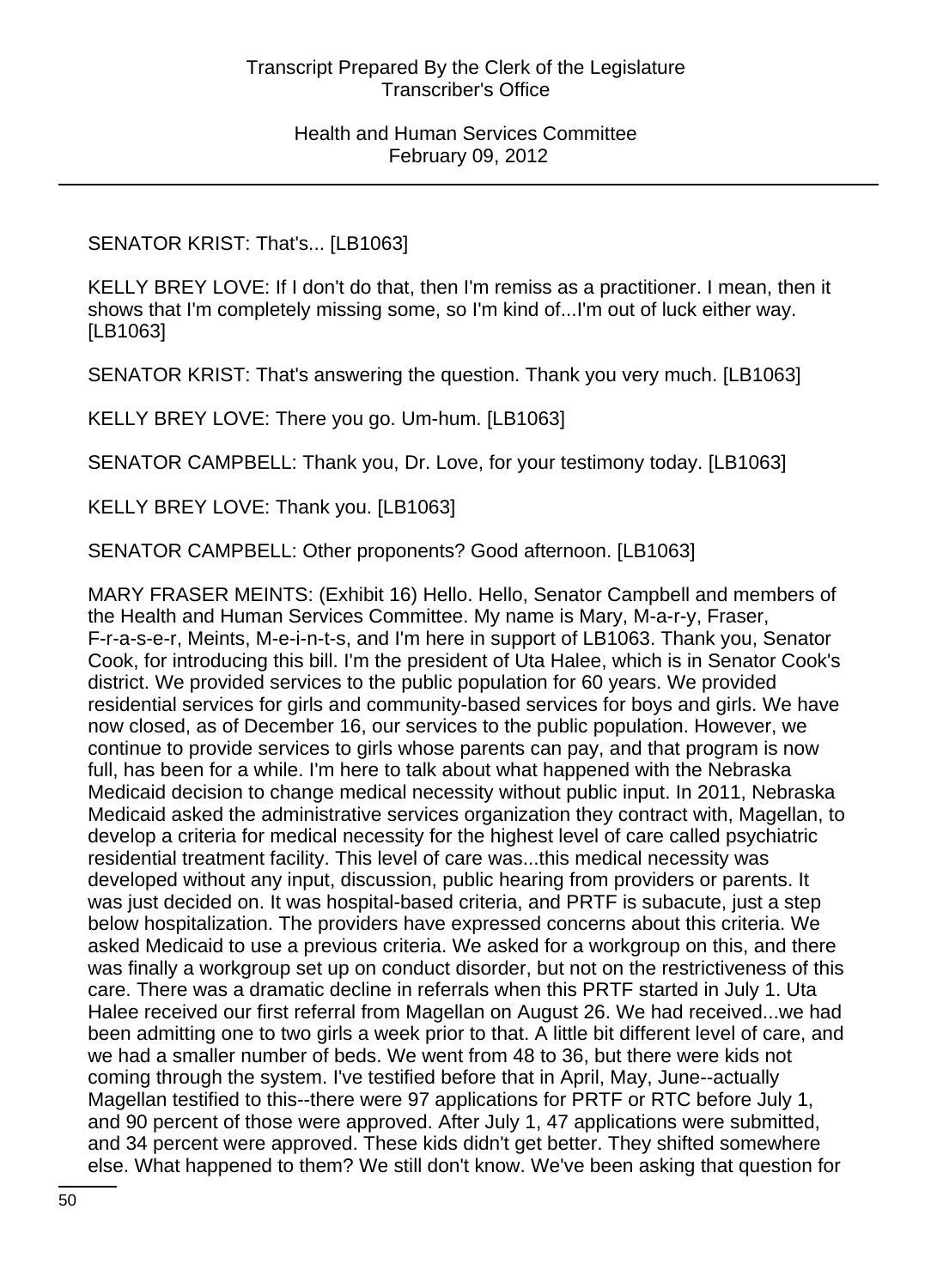SENATOR KRIST: That's... [LB1063]

KELLY BREY LOVE: If I don't do that, then I'm remiss as a practitioner. I mean, then it shows that I'm completely missing some, so I'm kind of...I'm out of luck either way. [LB1063]

SENATOR KRIST: That's answering the question. Thank you very much. [LB1063]

KELLY BREY LOVE: There you go. Um-hum. [LB1063]

SENATOR CAMPBELL: Thank you, Dr. Love, for your testimony today. [LB1063]

KELLY BREY LOVE: Thank you. [LB1063]

SENATOR CAMPBELL: Other proponents? Good afternoon. [LB1063]

MARY FRASER MEINTS: (Exhibit 16) Hello. Hello, Senator Campbell and members of the Health and Human Services Committee. My name is Mary, M-a-r-y, Fraser, F-r-a-s-e-r, Meints, M-e-i-n-t-s, and I'm here in support of LB1063. Thank you, Senator Cook, for introducing this bill. I'm the president of Uta Halee, which is in Senator Cook's district. We provided services to the public population for 60 years. We provided residential services for girls and community-based services for boys and girls. We have now closed, as of December 16, our services to the public population. However, we continue to provide services to girls whose parents can pay, and that program is now full, has been for a while. I'm here to talk about what happened with the Nebraska Medicaid decision to change medical necessity without public input. In 2011, Nebraska Medicaid asked the administrative services organization they contract with, Magellan, to develop a criteria for medical necessity for the highest level of care called psychiatric residential treatment facility. This level of care was...this medical necessity was developed without any input, discussion, public hearing from providers or parents. It was just decided on. It was hospital-based criteria, and PRTF is subacute, just a step below hospitalization. The providers have expressed concerns about this criteria. We asked Medicaid to use a previous criteria. We asked for a workgroup on this, and there was finally a workgroup set up on conduct disorder, but not on the restrictiveness of this care. There was a dramatic decline in referrals when this PRTF started in July 1. Uta Halee received our first referral from Magellan on August 26. We had received...we had been admitting one to two girls a week prior to that. A little bit different level of care, and we had a smaller number of beds. We went from 48 to 36, but there were kids not coming through the system. I've testified before that in April, May, June--actually Magellan testified to this--there were 97 applications for PRTF or RTC before July 1, and 90 percent of those were approved. After July 1, 47 applications were submitted, and 34 percent were approved. These kids didn't get better. They shifted somewhere else. What happened to them? We still don't know. We've been asking that question for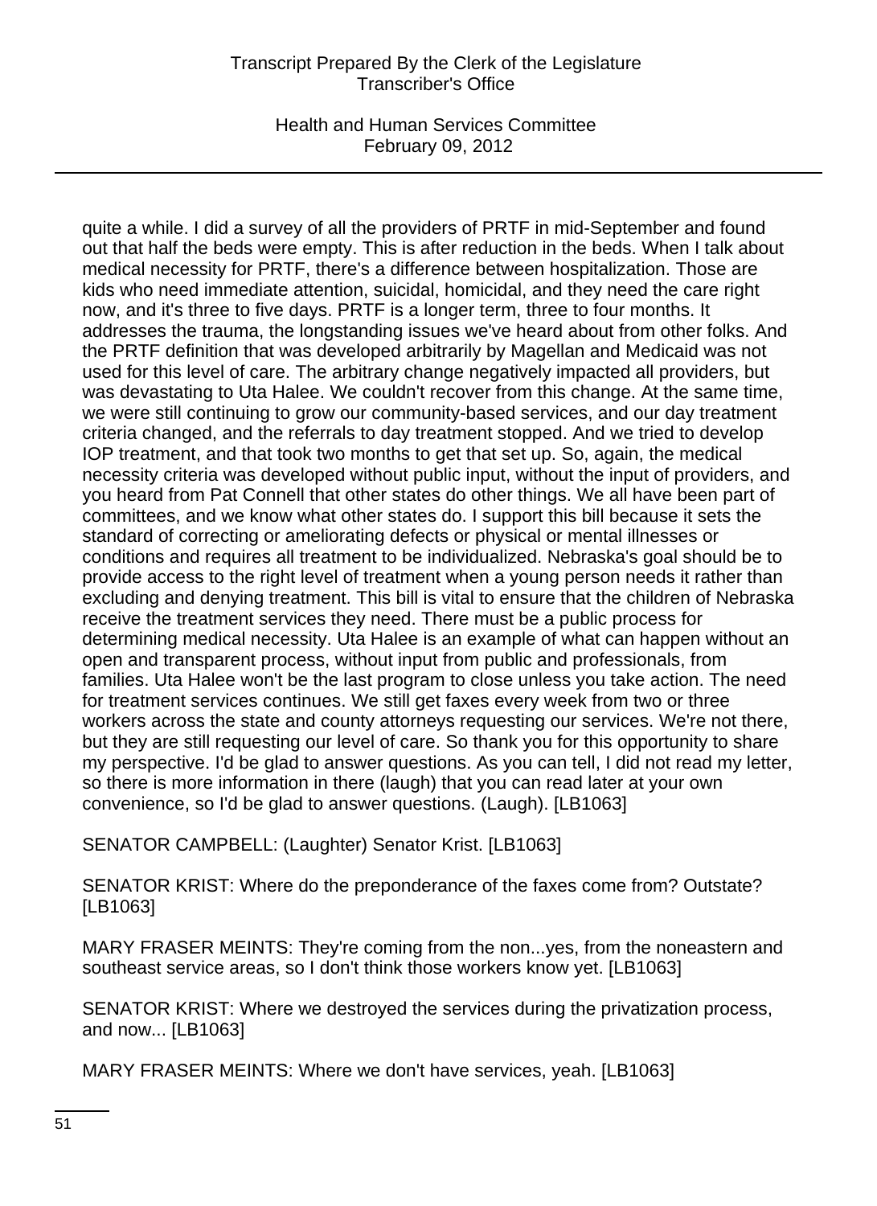quite a while. I did a survey of all the providers of PRTF in mid-September and found out that half the beds were empty. This is after reduction in the beds. When I talk about medical necessity for PRTF, there's a difference between hospitalization. Those are kids who need immediate attention, suicidal, homicidal, and they need the care right now, and it's three to five days. PRTF is a longer term, three to four months. It addresses the trauma, the longstanding issues we've heard about from other folks. And the PRTF definition that was developed arbitrarily by Magellan and Medicaid was not used for this level of care. The arbitrary change negatively impacted all providers, but was devastating to Uta Halee. We couldn't recover from this change. At the same time, we were still continuing to grow our community-based services, and our day treatment criteria changed, and the referrals to day treatment stopped. And we tried to develop IOP treatment, and that took two months to get that set up. So, again, the medical necessity criteria was developed without public input, without the input of providers, and you heard from Pat Connell that other states do other things. We all have been part of committees, and we know what other states do. I support this bill because it sets the standard of correcting or ameliorating defects or physical or mental illnesses or conditions and requires all treatment to be individualized. Nebraska's goal should be to provide access to the right level of treatment when a young person needs it rather than excluding and denying treatment. This bill is vital to ensure that the children of Nebraska receive the treatment services they need. There must be a public process for determining medical necessity. Uta Halee is an example of what can happen without an open and transparent process, without input from public and professionals, from families. Uta Halee won't be the last program to close unless you take action. The need for treatment services continues. We still get faxes every week from two or three workers across the state and county attorneys requesting our services. We're not there, but they are still requesting our level of care. So thank you for this opportunity to share my perspective. I'd be glad to answer questions. As you can tell, I did not read my letter, so there is more information in there (laugh) that you can read later at your own convenience, so I'd be glad to answer questions. (Laugh). [LB1063]

SENATOR CAMPBELL: (Laughter) Senator Krist. [LB1063]

SENATOR KRIST: Where do the preponderance of the faxes come from? Outstate? [LB1063]

MARY FRASER MEINTS: They're coming from the non...yes, from the noneastern and southeast service areas, so I don't think those workers know yet. [LB1063]

SENATOR KRIST: Where we destroyed the services during the privatization process, and now... [LB1063]

MARY FRASER MEINTS: Where we don't have services, yeah. [LB1063]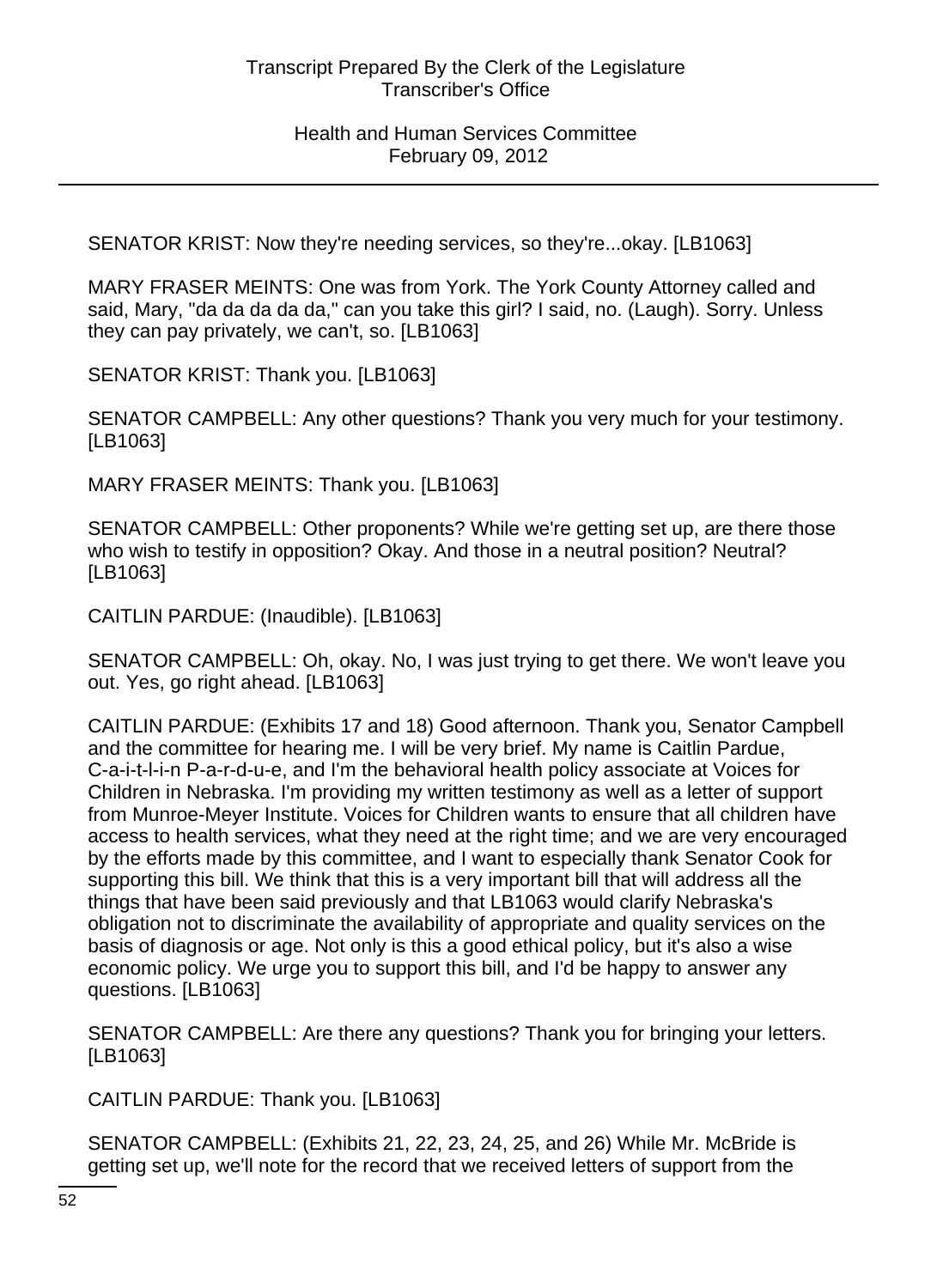SENATOR KRIST: Now they're needing services, so they're...okay. [LB1063]

MARY FRASER MEINTS: One was from York. The York County Attorney called and said, Mary, "da da da da da," can you take this girl? I said, no. (Laugh). Sorry. Unless they can pay privately, we can't, so. [LB1063]

SENATOR KRIST: Thank you. [LB1063]

SENATOR CAMPBELL: Any other questions? Thank you very much for your testimony. [LB1063]

MARY FRASER MEINTS: Thank you. [LB1063]

SENATOR CAMPBELL: Other proponents? While we're getting set up, are there those who wish to testify in opposition? Okay. And those in a neutral position? Neutral? [LB1063]

CAITLIN PARDUE: (Inaudible). [LB1063]

SENATOR CAMPBELL: Oh, okay. No, I was just trying to get there. We won't leave you out. Yes, go right ahead. [LB1063]

CAITLIN PARDUE: (Exhibits 17 and 18) Good afternoon. Thank you, Senator Campbell and the committee for hearing me. I will be very brief. My name is Caitlin Pardue, C-a-i-t-l-i-n P-a-r-d-u-e, and I'm the behavioral health policy associate at Voices for Children in Nebraska. I'm providing my written testimony as well as a letter of support from Munroe-Meyer Institute. Voices for Children wants to ensure that all children have access to health services, what they need at the right time; and we are very encouraged by the efforts made by this committee, and I want to especially thank Senator Cook for supporting this bill. We think that this is a very important bill that will address all the things that have been said previously and that LB1063 would clarify Nebraska's obligation not to discriminate the availability of appropriate and quality services on the basis of diagnosis or age. Not only is this a good ethical policy, but it's also a wise economic policy. We urge you to support this bill, and I'd be happy to answer any questions. [LB1063]

SENATOR CAMPBELL: Are there any questions? Thank you for bringing your letters. [LB1063]

CAITLIN PARDUE: Thank you. [LB1063]

SENATOR CAMPBELL: (Exhibits 21, 22, 23, 24, 25, and 26) While Mr. McBride is getting set up, we'll note for the record that we received letters of support from the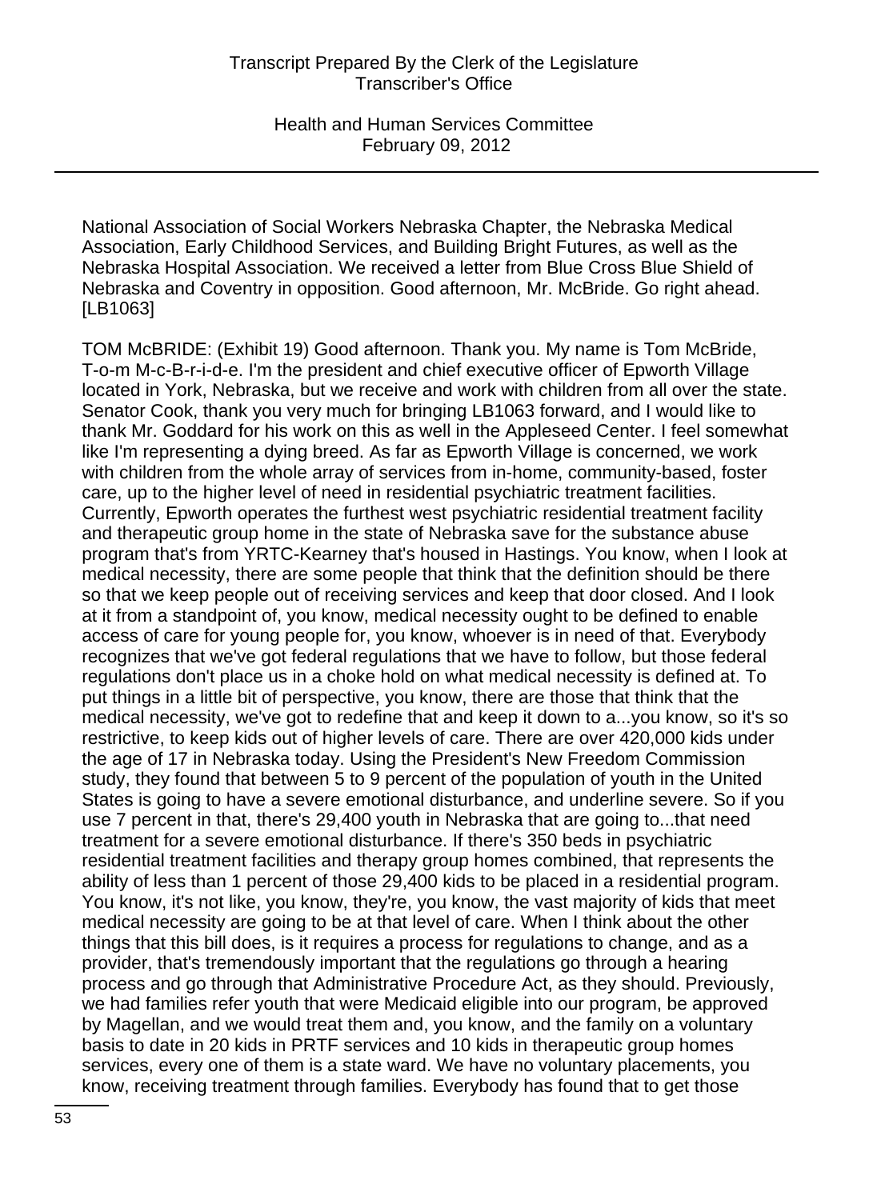National Association of Social Workers Nebraska Chapter, the Nebraska Medical Association, Early Childhood Services, and Building Bright Futures, as well as the Nebraska Hospital Association. We received a letter from Blue Cross Blue Shield of Nebraska and Coventry in opposition. Good afternoon, Mr. McBride. Go right ahead. [LB1063]

TOM McBRIDE: (Exhibit 19) Good afternoon. Thank you. My name is Tom McBride, T-o-m M-c-B-r-i-d-e. I'm the president and chief executive officer of Epworth Village located in York, Nebraska, but we receive and work with children from all over the state. Senator Cook, thank you very much for bringing LB1063 forward, and I would like to thank Mr. Goddard for his work on this as well in the Appleseed Center. I feel somewhat like I'm representing a dying breed. As far as Epworth Village is concerned, we work with children from the whole array of services from in-home, community-based, foster care, up to the higher level of need in residential psychiatric treatment facilities. Currently, Epworth operates the furthest west psychiatric residential treatment facility and therapeutic group home in the state of Nebraska save for the substance abuse program that's from YRTC-Kearney that's housed in Hastings. You know, when I look at medical necessity, there are some people that think that the definition should be there so that we keep people out of receiving services and keep that door closed. And I look at it from a standpoint of, you know, medical necessity ought to be defined to enable access of care for young people for, you know, whoever is in need of that. Everybody recognizes that we've got federal regulations that we have to follow, but those federal regulations don't place us in a choke hold on what medical necessity is defined at. To put things in a little bit of perspective, you know, there are those that think that the medical necessity, we've got to redefine that and keep it down to a...you know, so it's so restrictive, to keep kids out of higher levels of care. There are over 420,000 kids under the age of 17 in Nebraska today. Using the President's New Freedom Commission study, they found that between 5 to 9 percent of the population of youth in the United States is going to have a severe emotional disturbance, and underline severe. So if you use 7 percent in that, there's 29,400 youth in Nebraska that are going to...that need treatment for a severe emotional disturbance. If there's 350 beds in psychiatric residential treatment facilities and therapy group homes combined, that represents the ability of less than 1 percent of those 29,400 kids to be placed in a residential program. You know, it's not like, you know, they're, you know, the vast majority of kids that meet medical necessity are going to be at that level of care. When I think about the other things that this bill does, is it requires a process for regulations to change, and as a provider, that's tremendously important that the regulations go through a hearing process and go through that Administrative Procedure Act, as they should. Previously, we had families refer youth that were Medicaid eligible into our program, be approved by Magellan, and we would treat them and, you know, and the family on a voluntary basis to date in 20 kids in PRTF services and 10 kids in therapeutic group homes services, every one of them is a state ward. We have no voluntary placements, you know, receiving treatment through families. Everybody has found that to get those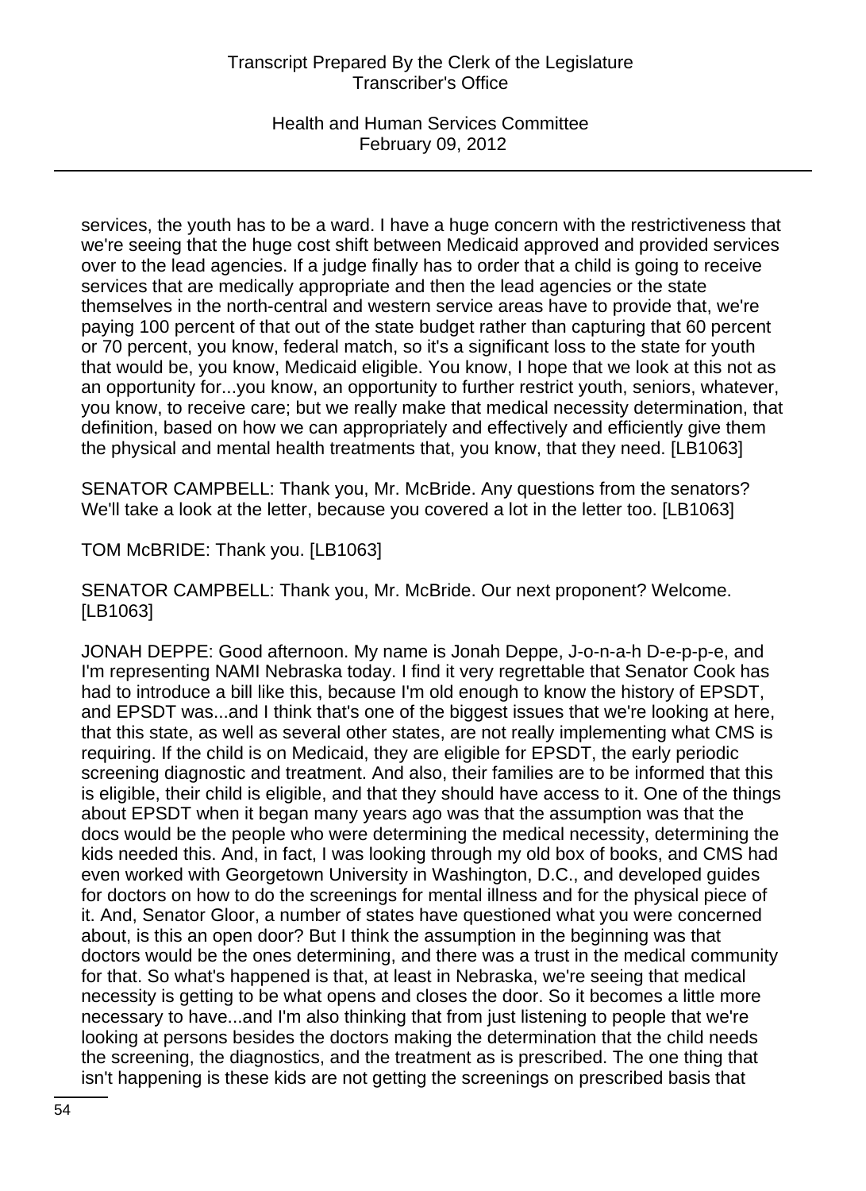services, the youth has to be a ward. I have a huge concern with the restrictiveness that we're seeing that the huge cost shift between Medicaid approved and provided services over to the lead agencies. If a judge finally has to order that a child is going to receive services that are medically appropriate and then the lead agencies or the state themselves in the north-central and western service areas have to provide that, we're paying 100 percent of that out of the state budget rather than capturing that 60 percent or 70 percent, you know, federal match, so it's a significant loss to the state for youth that would be, you know, Medicaid eligible. You know, I hope that we look at this not as an opportunity for...you know, an opportunity to further restrict youth, seniors, whatever, you know, to receive care; but we really make that medical necessity determination, that definition, based on how we can appropriately and effectively and efficiently give them the physical and mental health treatments that, you know, that they need. [LB1063]

SENATOR CAMPBELL: Thank you, Mr. McBride. Any questions from the senators? We'll take a look at the letter, because you covered a lot in the letter too. [LB1063]

TOM McBRIDE: Thank you. [LB1063]

SENATOR CAMPBELL: Thank you, Mr. McBride. Our next proponent? Welcome. [LB1063]

JONAH DEPPE: Good afternoon. My name is Jonah Deppe, J-o-n-a-h D-e-p-p-e, and I'm representing NAMI Nebraska today. I find it very regrettable that Senator Cook has had to introduce a bill like this, because I'm old enough to know the history of EPSDT, and EPSDT was...and I think that's one of the biggest issues that we're looking at here, that this state, as well as several other states, are not really implementing what CMS is requiring. If the child is on Medicaid, they are eligible for EPSDT, the early periodic screening diagnostic and treatment. And also, their families are to be informed that this is eligible, their child is eligible, and that they should have access to it. One of the things about EPSDT when it began many years ago was that the assumption was that the docs would be the people who were determining the medical necessity, determining the kids needed this. And, in fact, I was looking through my old box of books, and CMS had even worked with Georgetown University in Washington, D.C., and developed guides for doctors on how to do the screenings for mental illness and for the physical piece of it. And, Senator Gloor, a number of states have questioned what you were concerned about, is this an open door? But I think the assumption in the beginning was that doctors would be the ones determining, and there was a trust in the medical community for that. So what's happened is that, at least in Nebraska, we're seeing that medical necessity is getting to be what opens and closes the door. So it becomes a little more necessary to have...and I'm also thinking that from just listening to people that we're looking at persons besides the doctors making the determination that the child needs the screening, the diagnostics, and the treatment as is prescribed. The one thing that isn't happening is these kids are not getting the screenings on prescribed basis that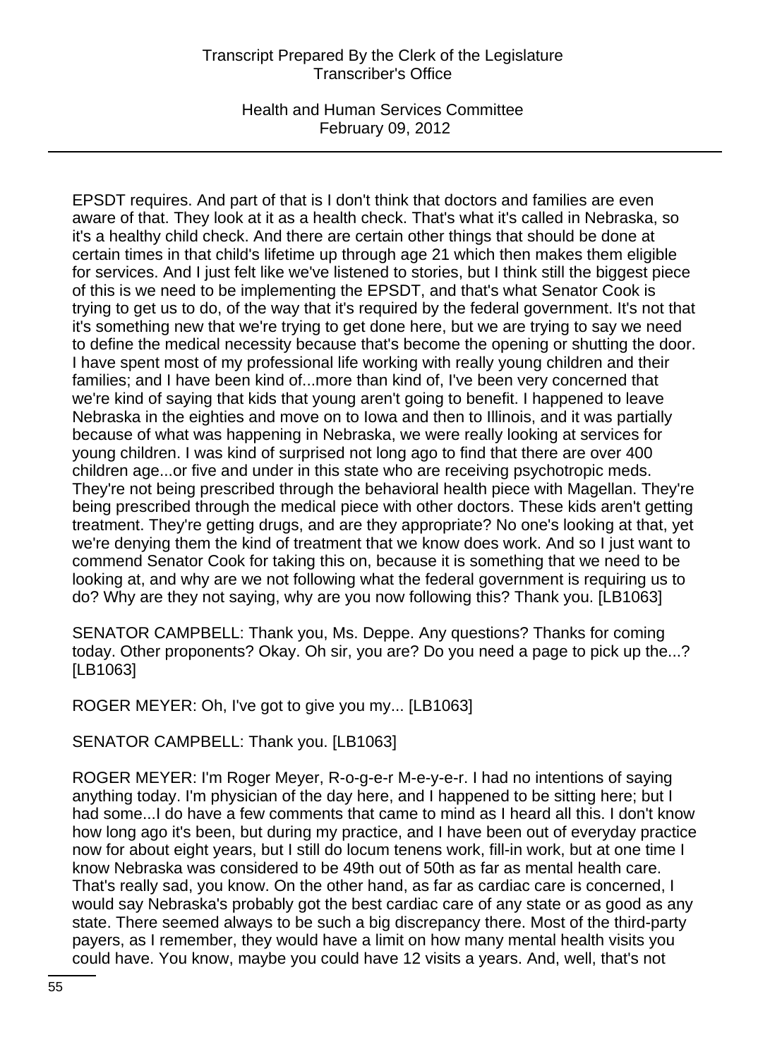EPSDT requires. And part of that is I don't think that doctors and families are even aware of that. They look at it as a health check. That's what it's called in Nebraska, so it's a healthy child check. And there are certain other things that should be done at certain times in that child's lifetime up through age 21 which then makes them eligible for services. And I just felt like we've listened to stories, but I think still the biggest piece of this is we need to be implementing the EPSDT, and that's what Senator Cook is trying to get us to do, of the way that it's required by the federal government. It's not that it's something new that we're trying to get done here, but we are trying to say we need to define the medical necessity because that's become the opening or shutting the door. I have spent most of my professional life working with really young children and their families; and I have been kind of...more than kind of, I've been very concerned that we're kind of saying that kids that young aren't going to benefit. I happened to leave Nebraska in the eighties and move on to Iowa and then to Illinois, and it was partially because of what was happening in Nebraska, we were really looking at services for young children. I was kind of surprised not long ago to find that there are over 400 children age...or five and under in this state who are receiving psychotropic meds. They're not being prescribed through the behavioral health piece with Magellan. They're being prescribed through the medical piece with other doctors. These kids aren't getting treatment. They're getting drugs, and are they appropriate? No one's looking at that, yet we're denying them the kind of treatment that we know does work. And so I just want to commend Senator Cook for taking this on, because it is something that we need to be looking at, and why are we not following what the federal government is requiring us to do? Why are they not saying, why are you now following this? Thank you. [LB1063]

SENATOR CAMPBELL: Thank you, Ms. Deppe. Any questions? Thanks for coming today. Other proponents? Okay. Oh sir, you are? Do you need a page to pick up the...? [LB1063]

ROGER MEYER: Oh, I've got to give you my... [LB1063]

SENATOR CAMPBELL: Thank you. [LB1063]

ROGER MEYER: I'm Roger Meyer, R-o-g-e-r M-e-y-e-r. I had no intentions of saying anything today. I'm physician of the day here, and I happened to be sitting here; but I had some...I do have a few comments that came to mind as I heard all this. I don't know how long ago it's been, but during my practice, and I have been out of everyday practice now for about eight years, but I still do locum tenens work, fill-in work, but at one time I know Nebraska was considered to be 49th out of 50th as far as mental health care. That's really sad, you know. On the other hand, as far as cardiac care is concerned, I would say Nebraska's probably got the best cardiac care of any state or as good as any state. There seemed always to be such a big discrepancy there. Most of the third-party payers, as I remember, they would have a limit on how many mental health visits you could have. You know, maybe you could have 12 visits a years. And, well, that's not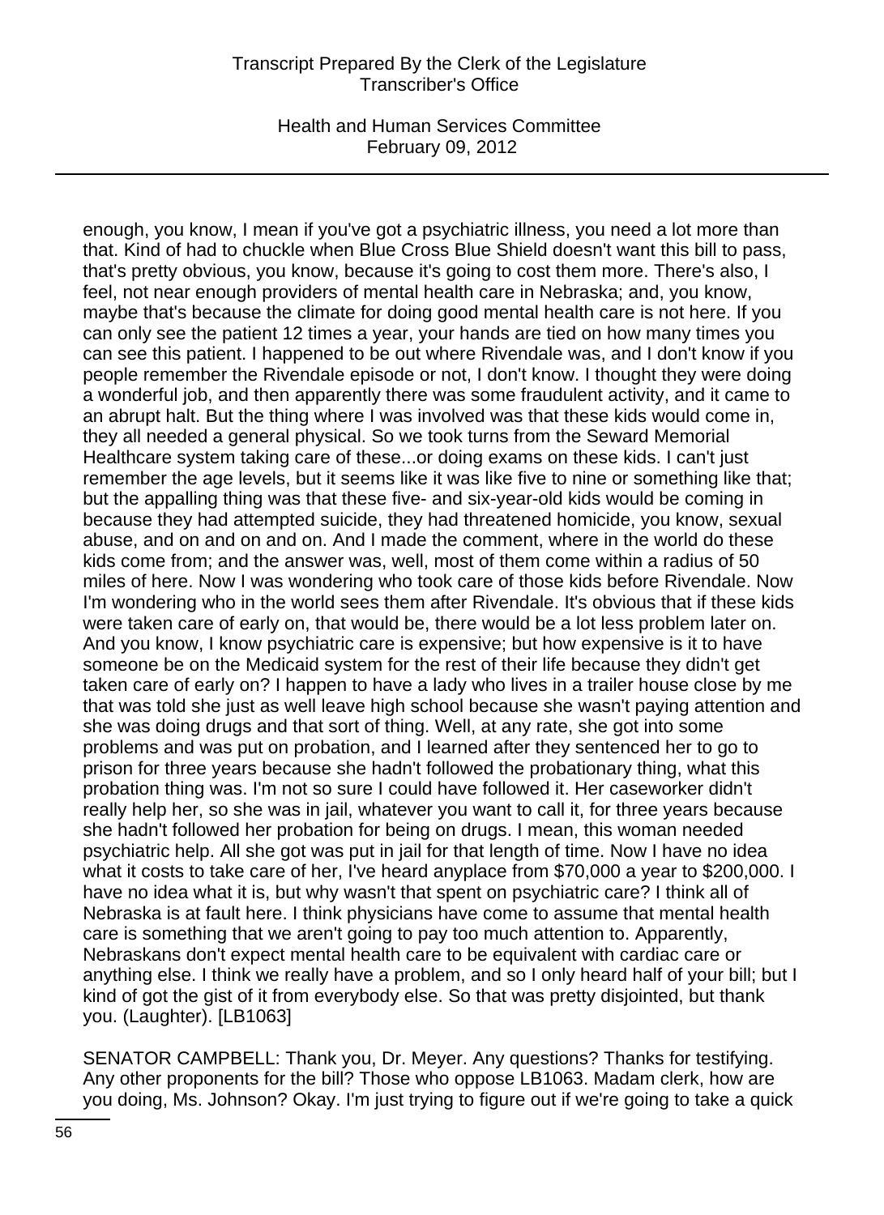enough, you know, I mean if you've got a psychiatric illness, you need a lot more than that. Kind of had to chuckle when Blue Cross Blue Shield doesn't want this bill to pass, that's pretty obvious, you know, because it's going to cost them more. There's also, I feel, not near enough providers of mental health care in Nebraska; and, you know, maybe that's because the climate for doing good mental health care is not here. If you can only see the patient 12 times a year, your hands are tied on how many times you can see this patient. I happened to be out where Rivendale was, and I don't know if you people remember the Rivendale episode or not, I don't know. I thought they were doing a wonderful job, and then apparently there was some fraudulent activity, and it came to an abrupt halt. But the thing where I was involved was that these kids would come in, they all needed a general physical. So we took turns from the Seward Memorial Healthcare system taking care of these...or doing exams on these kids. I can't just remember the age levels, but it seems like it was like five to nine or something like that; but the appalling thing was that these five- and six-year-old kids would be coming in because they had attempted suicide, they had threatened homicide, you know, sexual abuse, and on and on and on. And I made the comment, where in the world do these kids come from; and the answer was, well, most of them come within a radius of 50 miles of here. Now I was wondering who took care of those kids before Rivendale. Now I'm wondering who in the world sees them after Rivendale. It's obvious that if these kids were taken care of early on, that would be, there would be a lot less problem later on. And you know, I know psychiatric care is expensive; but how expensive is it to have someone be on the Medicaid system for the rest of their life because they didn't get taken care of early on? I happen to have a lady who lives in a trailer house close by me that was told she just as well leave high school because she wasn't paying attention and she was doing drugs and that sort of thing. Well, at any rate, she got into some problems and was put on probation, and I learned after they sentenced her to go to prison for three years because she hadn't followed the probationary thing, what this probation thing was. I'm not so sure I could have followed it. Her caseworker didn't really help her, so she was in jail, whatever you want to call it, for three years because she hadn't followed her probation for being on drugs. I mean, this woman needed psychiatric help. All she got was put in jail for that length of time. Now I have no idea what it costs to take care of her, I've heard anyplace from $70,000 a year to $200,000. I have no idea what it is, but why wasn't that spent on psychiatric care? I think all of Nebraska is at fault here. I think physicians have come to assume that mental health care is something that we aren't going to pay too much attention to. Apparently, Nebraskans don't expect mental health care to be equivalent with cardiac care or anything else. I think we really have a problem, and so I only heard half of your bill; but I kind of got the gist of it from everybody else. So that was pretty disjointed, but thank you. (Laughter). [LB1063]

SENATOR CAMPBELL: Thank you, Dr. Meyer. Any questions? Thanks for testifying. Any other proponents for the bill? Those who oppose LB1063. Madam clerk, how are you doing, Ms. Johnson? Okay. I'm just trying to figure out if we're going to take a quick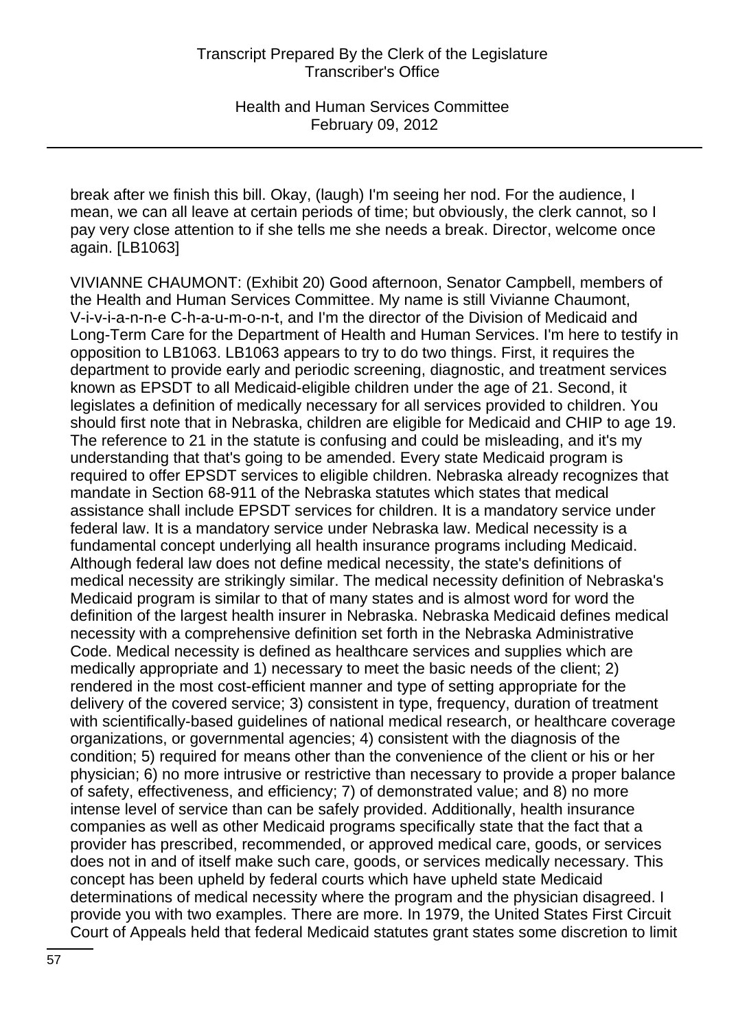break after we finish this bill. Okay, (laugh) I'm seeing her nod. For the audience, I mean, we can all leave at certain periods of time; but obviously, the clerk cannot, so I pay very close attention to if she tells me she needs a break. Director, welcome once again. [LB1063]

VIVIANNE CHAUMONT: (Exhibit 20) Good afternoon, Senator Campbell, members of the Health and Human Services Committee. My name is still Vivianne Chaumont, V-i-v-i-a-n-n-e C-h-a-u-m-o-n-t, and I'm the director of the Division of Medicaid and Long-Term Care for the Department of Health and Human Services. I'm here to testify in opposition to LB1063. LB1063 appears to try to do two things. First, it requires the department to provide early and periodic screening, diagnostic, and treatment services known as EPSDT to all Medicaid-eligible children under the age of 21. Second, it legislates a definition of medically necessary for all services provided to children. You should first note that in Nebraska, children are eligible for Medicaid and CHIP to age 19. The reference to 21 in the statute is confusing and could be misleading, and it's my understanding that that's going to be amended. Every state Medicaid program is required to offer EPSDT services to eligible children. Nebraska already recognizes that mandate in Section 68-911 of the Nebraska statutes which states that medical assistance shall include EPSDT services for children. It is a mandatory service under federal law. It is a mandatory service under Nebraska law. Medical necessity is a fundamental concept underlying all health insurance programs including Medicaid. Although federal law does not define medical necessity, the state's definitions of medical necessity are strikingly similar. The medical necessity definition of Nebraska's Medicaid program is similar to that of many states and is almost word for word the definition of the largest health insurer in Nebraska. Nebraska Medicaid defines medical necessity with a comprehensive definition set forth in the Nebraska Administrative Code. Medical necessity is defined as healthcare services and supplies which are medically appropriate and 1) necessary to meet the basic needs of the client; 2) rendered in the most cost-efficient manner and type of setting appropriate for the delivery of the covered service; 3) consistent in type, frequency, duration of treatment with scientifically-based guidelines of national medical research, or healthcare coverage organizations, or governmental agencies; 4) consistent with the diagnosis of the condition; 5) required for means other than the convenience of the client or his or her physician; 6) no more intrusive or restrictive than necessary to provide a proper balance of safety, effectiveness, and efficiency; 7) of demonstrated value; and 8) no more intense level of service than can be safely provided. Additionally, health insurance companies as well as other Medicaid programs specifically state that the fact that a provider has prescribed, recommended, or approved medical care, goods, or services does not in and of itself make such care, goods, or services medically necessary. This concept has been upheld by federal courts which have upheld state Medicaid determinations of medical necessity where the program and the physician disagreed. I provide you with two examples. There are more. In 1979, the United States First Circuit Court of Appeals held that federal Medicaid statutes grant states some discretion to limit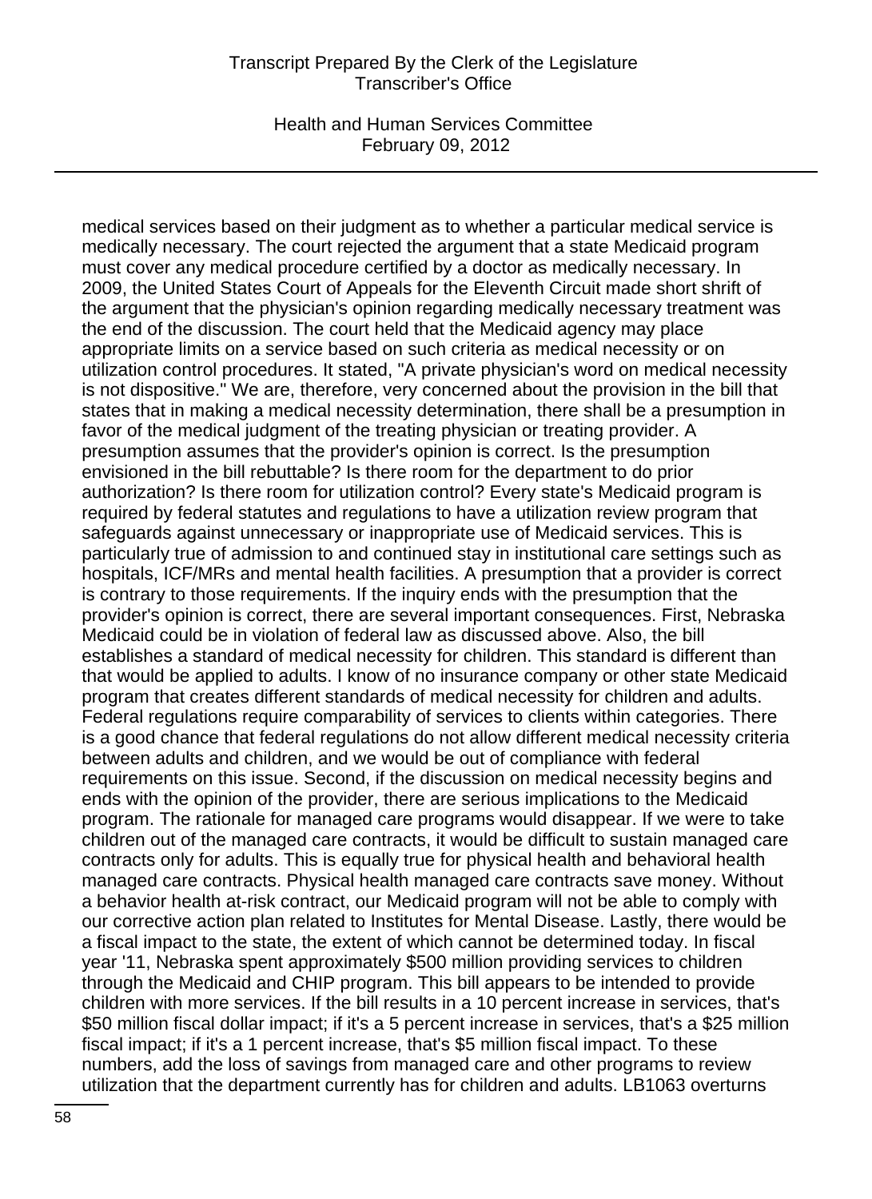medical services based on their judgment as to whether a particular medical service is medically necessary. The court rejected the argument that a state Medicaid program must cover any medical procedure certified by a doctor as medically necessary. In 2009, the United States Court of Appeals for the Eleventh Circuit made short shrift of the argument that the physician's opinion regarding medically necessary treatment was the end of the discussion. The court held that the Medicaid agency may place appropriate limits on a service based on such criteria as medical necessity or on utilization control procedures. It stated, "A private physician's word on medical necessity is not dispositive." We are, therefore, very concerned about the provision in the bill that states that in making a medical necessity determination, there shall be a presumption in favor of the medical judgment of the treating physician or treating provider. A presumption assumes that the provider's opinion is correct. Is the presumption envisioned in the bill rebuttable? Is there room for the department to do prior authorization? Is there room for utilization control? Every state's Medicaid program is required by federal statutes and regulations to have a utilization review program that safeguards against unnecessary or inappropriate use of Medicaid services. This is particularly true of admission to and continued stay in institutional care settings such as hospitals, ICF/MRs and mental health facilities. A presumption that a provider is correct is contrary to those requirements. If the inquiry ends with the presumption that the provider's opinion is correct, there are several important consequences. First, Nebraska Medicaid could be in violation of federal law as discussed above. Also, the bill establishes a standard of medical necessity for children. This standard is different than that would be applied to adults. I know of no insurance company or other state Medicaid program that creates different standards of medical necessity for children and adults. Federal regulations require comparability of services to clients within categories. There is a good chance that federal regulations do not allow different medical necessity criteria between adults and children, and we would be out of compliance with federal requirements on this issue. Second, if the discussion on medical necessity begins and ends with the opinion of the provider, there are serious implications to the Medicaid program. The rationale for managed care programs would disappear. If we were to take children out of the managed care contracts, it would be difficult to sustain managed care contracts only for adults. This is equally true for physical health and behavioral health managed care contracts. Physical health managed care contracts save money. Without a behavior health at-risk contract, our Medicaid program will not be able to comply with our corrective action plan related to Institutes for Mental Disease. Lastly, there would be a fiscal impact to the state, the extent of which cannot be determined today. In fiscal year '11, Nebraska spent approximately $500 million providing services to children through the Medicaid and CHIP program. This bill appears to be intended to provide children with more services. If the bill results in a 10 percent increase in services, that's $50 million fiscal dollar impact; if it's a 5 percent increase in services, that's a $25 million fiscal impact; if it's a 1 percent increase, that's $5 million fiscal impact. To these numbers, add the loss of savings from managed care and other programs to review utilization that the department currently has for children and adults. LB1063 overturns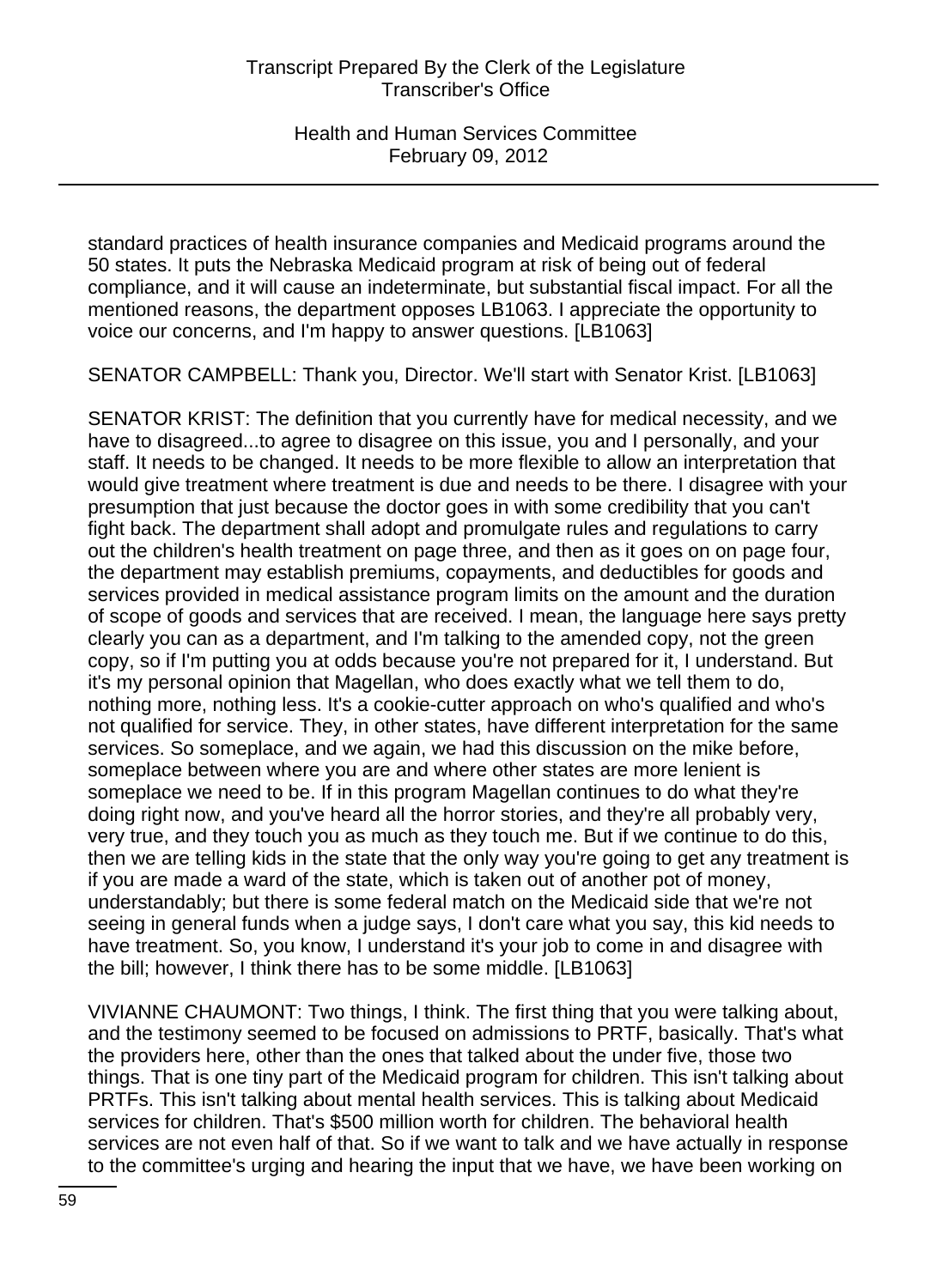standard practices of health insurance companies and Medicaid programs around the 50 states. It puts the Nebraska Medicaid program at risk of being out of federal compliance, and it will cause an indeterminate, but substantial fiscal impact. For all the mentioned reasons, the department opposes LB1063. I appreciate the opportunity to voice our concerns, and I'm happy to answer questions. [LB1063]

SENATOR CAMPBELL: Thank you, Director. We'll start with Senator Krist. [LB1063]

SENATOR KRIST: The definition that you currently have for medical necessity, and we have to disagreed...to agree to disagree on this issue, you and I personally, and your staff. It needs to be changed. It needs to be more flexible to allow an interpretation that would give treatment where treatment is due and needs to be there. I disagree with your presumption that just because the doctor goes in with some credibility that you can't fight back. The department shall adopt and promulgate rules and regulations to carry out the children's health treatment on page three, and then as it goes on on page four, the department may establish premiums, copayments, and deductibles for goods and services provided in medical assistance program limits on the amount and the duration of scope of goods and services that are received. I mean, the language here says pretty clearly you can as a department, and I'm talking to the amended copy, not the green copy, so if I'm putting you at odds because you're not prepared for it, I understand. But it's my personal opinion that Magellan, who does exactly what we tell them to do, nothing more, nothing less. It's a cookie-cutter approach on who's qualified and who's not qualified for service. They, in other states, have different interpretation for the same services. So someplace, and we again, we had this discussion on the mike before, someplace between where you are and where other states are more lenient is someplace we need to be. If in this program Magellan continues to do what they're doing right now, and you've heard all the horror stories, and they're all probably very, very true, and they touch you as much as they touch me. But if we continue to do this, then we are telling kids in the state that the only way you're going to get any treatment is if you are made a ward of the state, which is taken out of another pot of money, understandably; but there is some federal match on the Medicaid side that we're not seeing in general funds when a judge says, I don't care what you say, this kid needs to have treatment. So, you know, I understand it's your job to come in and disagree with the bill; however, I think there has to be some middle. [LB1063]

VIVIANNE CHAUMONT: Two things, I think. The first thing that you were talking about, and the testimony seemed to be focused on admissions to PRTF, basically. That's what the providers here, other than the ones that talked about the under five, those two things. That is one tiny part of the Medicaid program for children. This isn't talking about PRTFs. This isn't talking about mental health services. This is talking about Medicaid services for children. That's $500 million worth for children. The behavioral health services are not even half of that. So if we want to talk and we have actually in response to the committee's urging and hearing the input that we have, we have been working on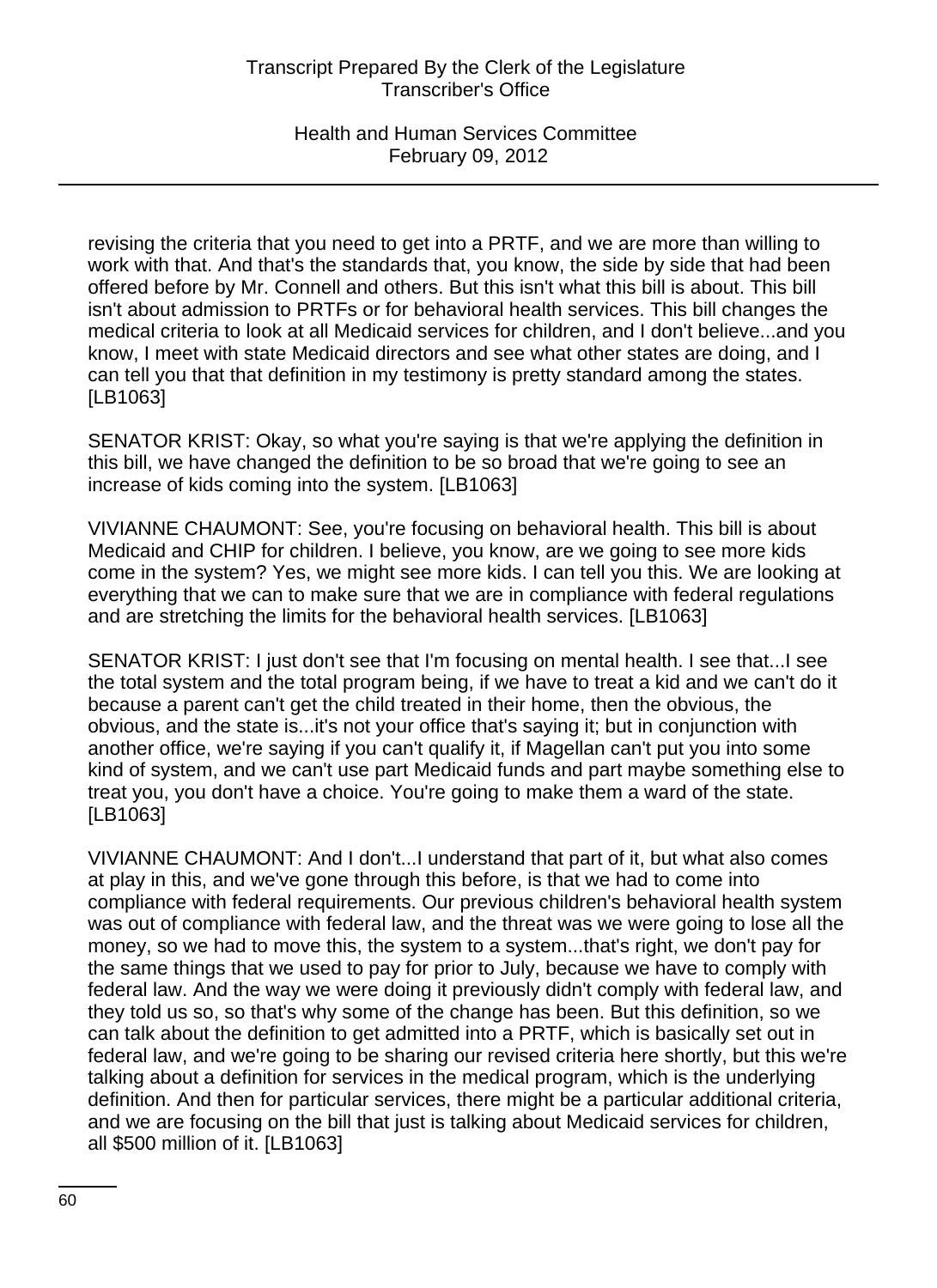revising the criteria that you need to get into a PRTF, and we are more than willing to work with that. And that's the standards that, you know, the side by side that had been offered before by Mr. Connell and others. But this isn't what this bill is about. This bill isn't about admission to PRTFs or for behavioral health services. This bill changes the medical criteria to look at all Medicaid services for children, and I don't believe...and you know, I meet with state Medicaid directors and see what other states are doing, and I can tell you that that definition in my testimony is pretty standard among the states. [LB1063]

SENATOR KRIST: Okay, so what you're saying is that we're applying the definition in this bill, we have changed the definition to be so broad that we're going to see an increase of kids coming into the system. [LB1063]

VIVIANNE CHAUMONT: See, you're focusing on behavioral health. This bill is about Medicaid and CHIP for children. I believe, you know, are we going to see more kids come in the system? Yes, we might see more kids. I can tell you this. We are looking at everything that we can to make sure that we are in compliance with federal regulations and are stretching the limits for the behavioral health services. [LB1063]

SENATOR KRIST: I just don't see that I'm focusing on mental health. I see that...I see the total system and the total program being, if we have to treat a kid and we can't do it because a parent can't get the child treated in their home, then the obvious, the obvious, and the state is...it's not your office that's saying it; but in conjunction with another office, we're saying if you can't qualify it, if Magellan can't put you into some kind of system, and we can't use part Medicaid funds and part maybe something else to treat you, you don't have a choice. You're going to make them a ward of the state. [LB1063]

VIVIANNE CHAUMONT: And I don't...I understand that part of it, but what also comes at play in this, and we've gone through this before, is that we had to come into compliance with federal requirements. Our previous children's behavioral health system was out of compliance with federal law, and the threat was we were going to lose all the money, so we had to move this, the system to a system...that's right, we don't pay for the same things that we used to pay for prior to July, because we have to comply with federal law. And the way we were doing it previously didn't comply with federal law, and they told us so, so that's why some of the change has been. But this definition, so we can talk about the definition to get admitted into a PRTF, which is basically set out in federal law, and we're going to be sharing our revised criteria here shortly, but this we're talking about a definition for services in the medical program, which is the underlying definition. And then for particular services, there might be a particular additional criteria, and we are focusing on the bill that just is talking about Medicaid services for children, all $500 million of it. [LB1063]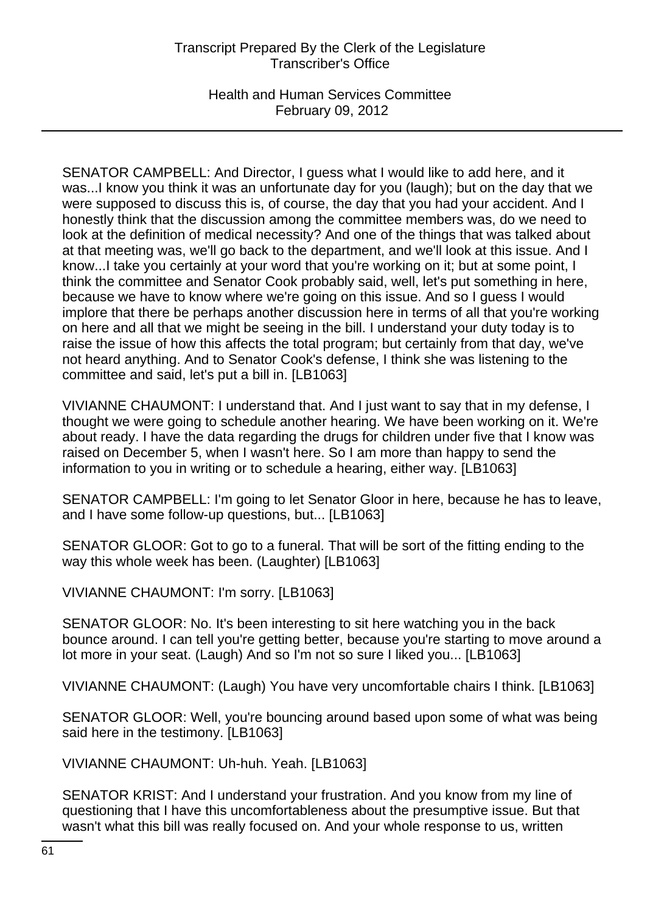SENATOR CAMPBELL: And Director, I guess what I would like to add here, and it was...I know you think it was an unfortunate day for you (laugh); but on the day that we were supposed to discuss this is, of course, the day that you had your accident. And I honestly think that the discussion among the committee members was, do we need to look at the definition of medical necessity? And one of the things that was talked about at that meeting was, we'll go back to the department, and we'll look at this issue. And I know...I take you certainly at your word that you're working on it; but at some point, I think the committee and Senator Cook probably said, well, let's put something in here, because we have to know where we're going on this issue. And so I guess I would implore that there be perhaps another discussion here in terms of all that you're working on here and all that we might be seeing in the bill. I understand your duty today is to raise the issue of how this affects the total program; but certainly from that day, we've not heard anything. And to Senator Cook's defense, I think she was listening to the committee and said, let's put a bill in. [LB1063]

VIVIANNE CHAUMONT: I understand that. And I just want to say that in my defense, I thought we were going to schedule another hearing. We have been working on it. We're about ready. I have the data regarding the drugs for children under five that I know was raised on December 5, when I wasn't here. So I am more than happy to send the information to you in writing or to schedule a hearing, either way. [LB1063]

SENATOR CAMPBELL: I'm going to let Senator Gloor in here, because he has to leave, and I have some follow-up questions, but... [LB1063]

SENATOR GLOOR: Got to go to a funeral. That will be sort of the fitting ending to the way this whole week has been. (Laughter) [LB1063]

VIVIANNE CHAUMONT: I'm sorry. [LB1063]

SENATOR GLOOR: No. It's been interesting to sit here watching you in the back bounce around. I can tell you're getting better, because you're starting to move around a lot more in your seat. (Laugh) And so I'm not so sure I liked you... [LB1063]

VIVIANNE CHAUMONT: (Laugh) You have very uncomfortable chairs I think. [LB1063]

SENATOR GLOOR: Well, you're bouncing around based upon some of what was being said here in the testimony. [LB1063]

VIVIANNE CHAUMONT: Uh-huh. Yeah. [LB1063]

SENATOR KRIST: And I understand your frustration. And you know from my line of questioning that I have this uncomfortableness about the presumptive issue. But that wasn't what this bill was really focused on. And your whole response to us, written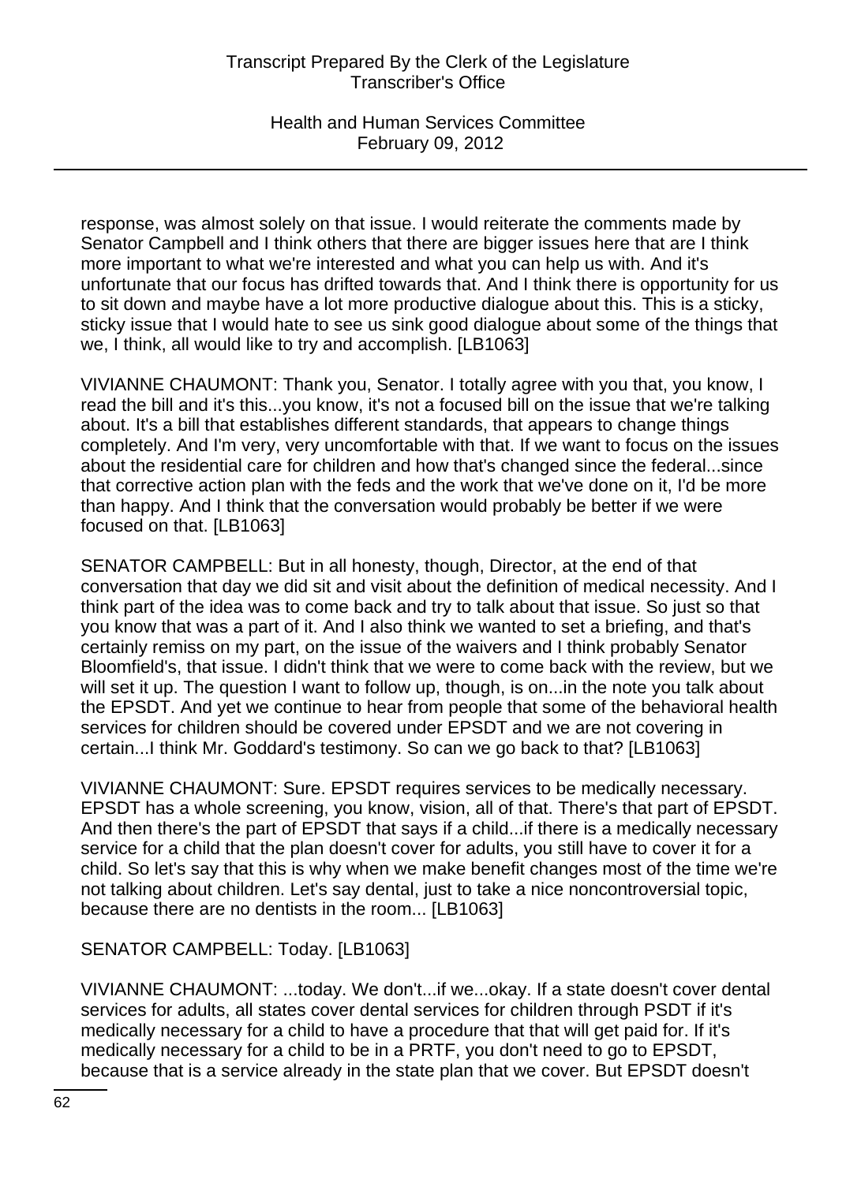response, was almost solely on that issue. I would reiterate the comments made by Senator Campbell and I think others that there are bigger issues here that are I think more important to what we're interested and what you can help us with. And it's unfortunate that our focus has drifted towards that. And I think there is opportunity for us to sit down and maybe have a lot more productive dialogue about this. This is a sticky, sticky issue that I would hate to see us sink good dialogue about some of the things that we, I think, all would like to try and accomplish. [LB1063]

VIVIANNE CHAUMONT: Thank you, Senator. I totally agree with you that, you know, I read the bill and it's this...you know, it's not a focused bill on the issue that we're talking about. It's a bill that establishes different standards, that appears to change things completely. And I'm very, very uncomfortable with that. If we want to focus on the issues about the residential care for children and how that's changed since the federal...since that corrective action plan with the feds and the work that we've done on it, I'd be more than happy. And I think that the conversation would probably be better if we were focused on that. [LB1063]

SENATOR CAMPBELL: But in all honesty, though, Director, at the end of that conversation that day we did sit and visit about the definition of medical necessity. And I think part of the idea was to come back and try to talk about that issue. So just so that you know that was a part of it. And I also think we wanted to set a briefing, and that's certainly remiss on my part, on the issue of the waivers and I think probably Senator Bloomfield's, that issue. I didn't think that we were to come back with the review, but we will set it up. The question I want to follow up, though, is on...in the note you talk about the EPSDT. And yet we continue to hear from people that some of the behavioral health services for children should be covered under EPSDT and we are not covering in certain...I think Mr. Goddard's testimony. So can we go back to that? [LB1063]

VIVIANNE CHAUMONT: Sure. EPSDT requires services to be medically necessary. EPSDT has a whole screening, you know, vision, all of that. There's that part of EPSDT. And then there's the part of EPSDT that says if a child...if there is a medically necessary service for a child that the plan doesn't cover for adults, you still have to cover it for a child. So let's say that this is why when we make benefit changes most of the time we're not talking about children. Let's say dental, just to take a nice noncontroversial topic, because there are no dentists in the room... [LB1063]

SENATOR CAMPBELL: Today. [LB1063]

VIVIANNE CHAUMONT: ...today. We don't...if we...okay. If a state doesn't cover dental services for adults, all states cover dental services for children through PSDT if it's medically necessary for a child to have a procedure that that will get paid for. If it's medically necessary for a child to be in a PRTF, you don't need to go to EPSDT, because that is a service already in the state plan that we cover. But EPSDT doesn't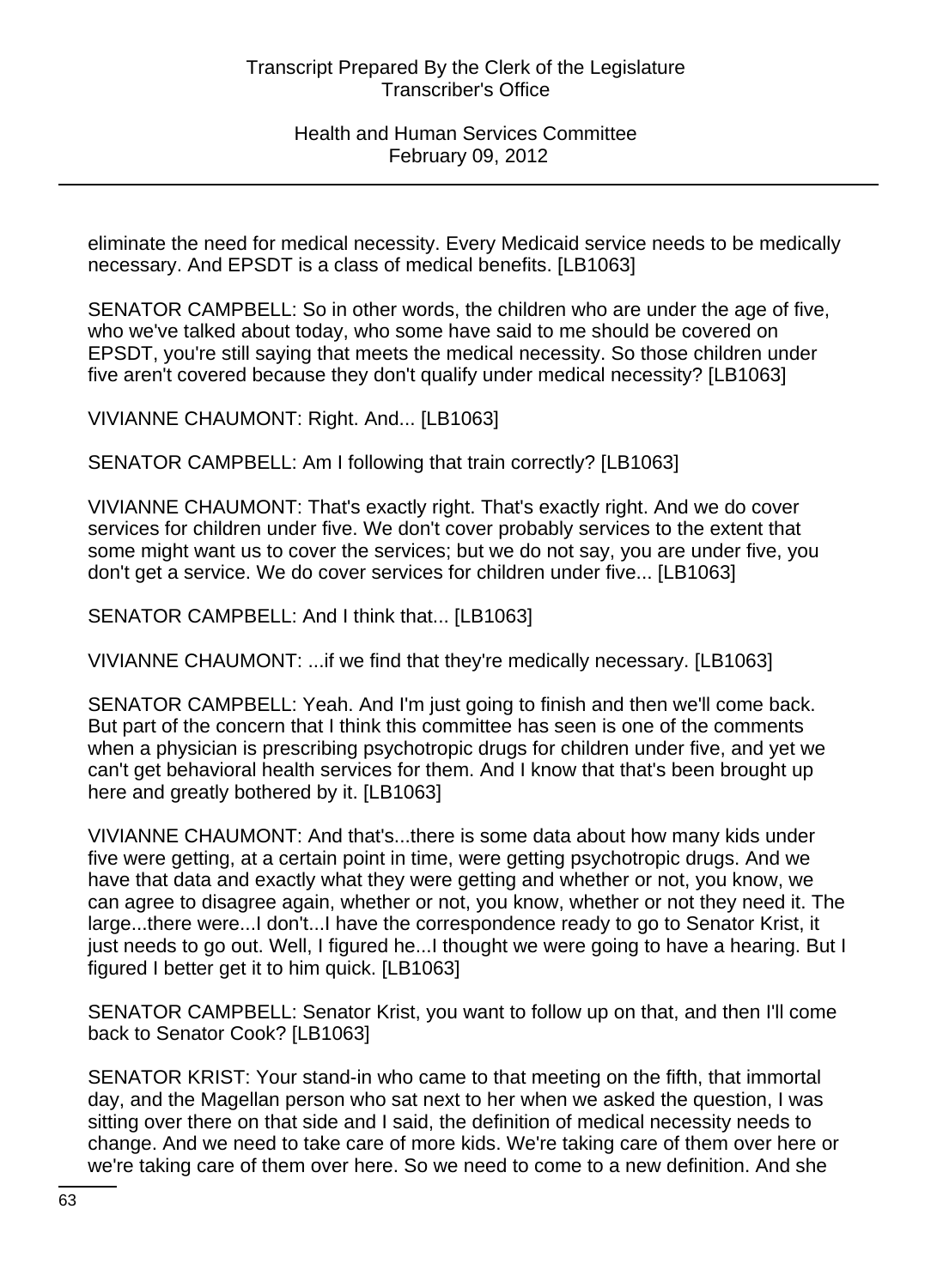eliminate the need for medical necessity. Every Medicaid service needs to be medically necessary. And EPSDT is a class of medical benefits. [LB1063]

SENATOR CAMPBELL: So in other words, the children who are under the age of five, who we've talked about today, who some have said to me should be covered on EPSDT, you're still saying that meets the medical necessity. So those children under five aren't covered because they don't qualify under medical necessity? [LB1063]

VIVIANNE CHAUMONT: Right. And... [LB1063]

SENATOR CAMPBELL: Am I following that train correctly? [LB1063]

VIVIANNE CHAUMONT: That's exactly right. That's exactly right. And we do cover services for children under five. We don't cover probably services to the extent that some might want us to cover the services; but we do not say, you are under five, you don't get a service. We do cover services for children under five... [LB1063]

SENATOR CAMPBELL: And I think that... [LB1063]

VIVIANNE CHAUMONT: ...if we find that they're medically necessary. [LB1063]

SENATOR CAMPBELL: Yeah. And I'm just going to finish and then we'll come back. But part of the concern that I think this committee has seen is one of the comments when a physician is prescribing psychotropic drugs for children under five, and yet we can't get behavioral health services for them. And I know that that's been brought up here and greatly bothered by it. [LB1063]

VIVIANNE CHAUMONT: And that's...there is some data about how many kids under five were getting, at a certain point in time, were getting psychotropic drugs. And we have that data and exactly what they were getting and whether or not, you know, we can agree to disagree again, whether or not, you know, whether or not they need it. The large...there were...I don't...I have the correspondence ready to go to Senator Krist, it just needs to go out. Well, I figured he...I thought we were going to have a hearing. But I figured I better get it to him quick. [LB1063]

SENATOR CAMPBELL: Senator Krist, you want to follow up on that, and then I'll come back to Senator Cook? [LB1063]

SENATOR KRIST: Your stand-in who came to that meeting on the fifth, that immortal day, and the Magellan person who sat next to her when we asked the question, I was sitting over there on that side and I said, the definition of medical necessity needs to change. And we need to take care of more kids. We're taking care of them over here or we're taking care of them over here. So we need to come to a new definition. And she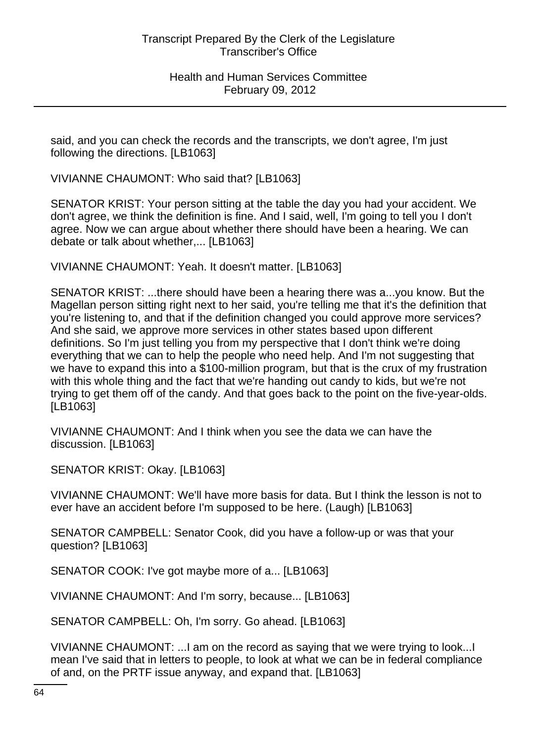said, and you can check the records and the transcripts, we don't agree, I'm just following the directions. [LB1063]

VIVIANNE CHAUMONT: Who said that? [LB1063]

SENATOR KRIST: Your person sitting at the table the day you had your accident. We don't agree, we think the definition is fine. And I said, well, I'm going to tell you I don't agree. Now we can argue about whether there should have been a hearing. We can debate or talk about whether,... [LB1063]

VIVIANNE CHAUMONT: Yeah. It doesn't matter. [LB1063]

SENATOR KRIST: ...there should have been a hearing there was a...you know. But the Magellan person sitting right next to her said, you're telling me that it's the definition that you're listening to, and that if the definition changed you could approve more services? And she said, we approve more services in other states based upon different definitions. So I'm just telling you from my perspective that I don't think we're doing everything that we can to help the people who need help. And I'm not suggesting that we have to expand this into a $100-million program, but that is the crux of my frustration with this whole thing and the fact that we're handing out candy to kids, but we're not trying to get them off of the candy. And that goes back to the point on the five-year-olds. [LB1063]

VIVIANNE CHAUMONT: And I think when you see the data we can have the discussion. [LB1063]

SENATOR KRIST: Okay. [LB1063]

VIVIANNE CHAUMONT: We'll have more basis for data. But I think the lesson is not to ever have an accident before I'm supposed to be here. (Laugh) [LB1063]

SENATOR CAMPBELL: Senator Cook, did you have a follow-up or was that your question? [LB1063]

SENATOR COOK: I've got maybe more of a... [LB1063]

VIVIANNE CHAUMONT: And I'm sorry, because... [LB1063]

SENATOR CAMPBELL: Oh, I'm sorry. Go ahead. [LB1063]

VIVIANNE CHAUMONT: ...I am on the record as saying that we were trying to look...I mean I've said that in letters to people, to look at what we can be in federal compliance of and, on the PRTF issue anyway, and expand that. [LB1063]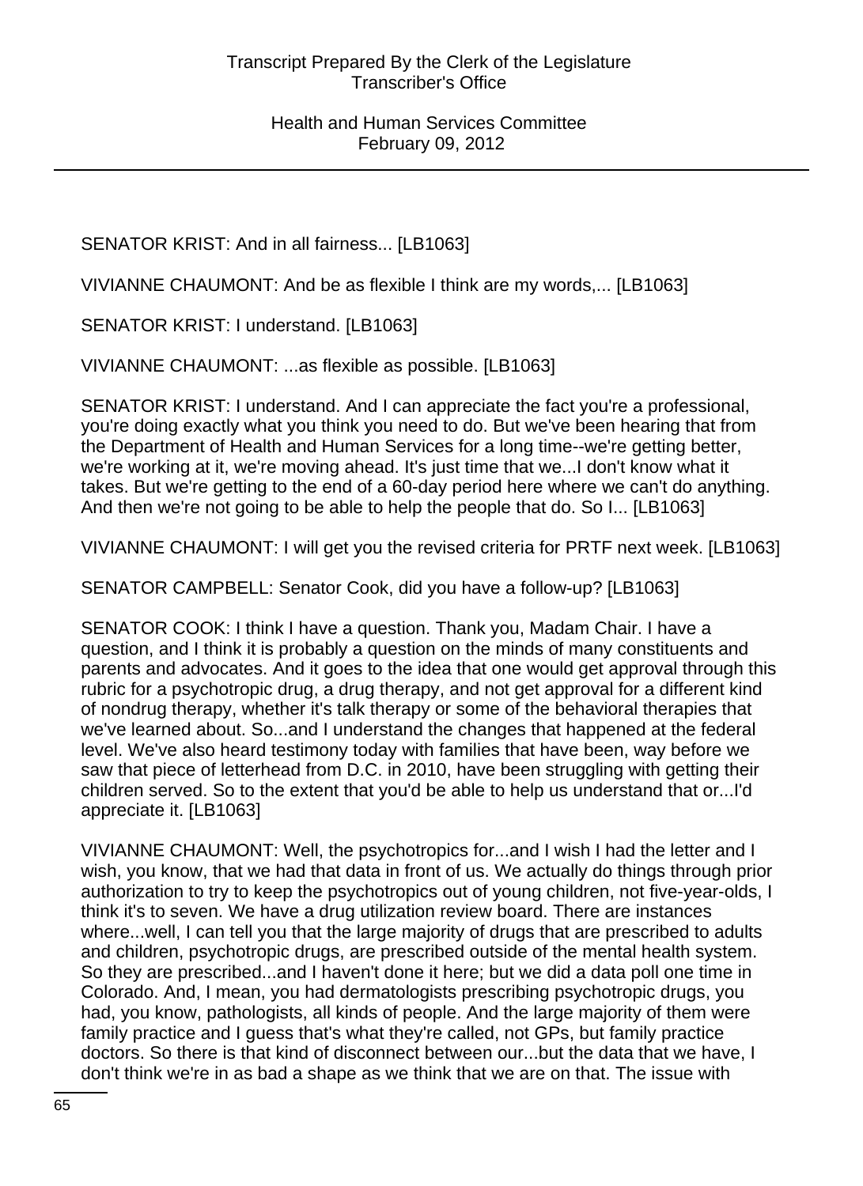SENATOR KRIST: And in all fairness... [LB1063]

VIVIANNE CHAUMONT: And be as flexible I think are my words,... [LB1063]

SENATOR KRIST: I understand. [LB1063]

VIVIANNE CHAUMONT: ...as flexible as possible. [LB1063]

SENATOR KRIST: I understand. And I can appreciate the fact you're a professional, you're doing exactly what you think you need to do. But we've been hearing that from the Department of Health and Human Services for a long time--we're getting better, we're working at it, we're moving ahead. It's just time that we...I don't know what it takes. But we're getting to the end of a 60-day period here where we can't do anything. And then we're not going to be able to help the people that do. So I... [LB1063]

VIVIANNE CHAUMONT: I will get you the revised criteria for PRTF next week. [LB1063]

SENATOR CAMPBELL: Senator Cook, did you have a follow-up? [LB1063]

SENATOR COOK: I think I have a question. Thank you, Madam Chair. I have a question, and I think it is probably a question on the minds of many constituents and parents and advocates. And it goes to the idea that one would get approval through this rubric for a psychotropic drug, a drug therapy, and not get approval for a different kind of nondrug therapy, whether it's talk therapy or some of the behavioral therapies that we've learned about. So...and I understand the changes that happened at the federal level. We've also heard testimony today with families that have been, way before we saw that piece of letterhead from D.C. in 2010, have been struggling with getting their children served. So to the extent that you'd be able to help us understand that or...I'd appreciate it. [LB1063]

VIVIANNE CHAUMONT: Well, the psychotropics for...and I wish I had the letter and I wish, you know, that we had that data in front of us. We actually do things through prior authorization to try to keep the psychotropics out of young children, not five-year-olds, I think it's to seven. We have a drug utilization review board. There are instances where...well, I can tell you that the large majority of drugs that are prescribed to adults and children, psychotropic drugs, are prescribed outside of the mental health system. So they are prescribed...and I haven't done it here; but we did a data poll one time in Colorado. And, I mean, you had dermatologists prescribing psychotropic drugs, you had, you know, pathologists, all kinds of people. And the large majority of them were family practice and I guess that's what they're called, not GPs, but family practice doctors. So there is that kind of disconnect between our...but the data that we have, I don't think we're in as bad a shape as we think that we are on that. The issue with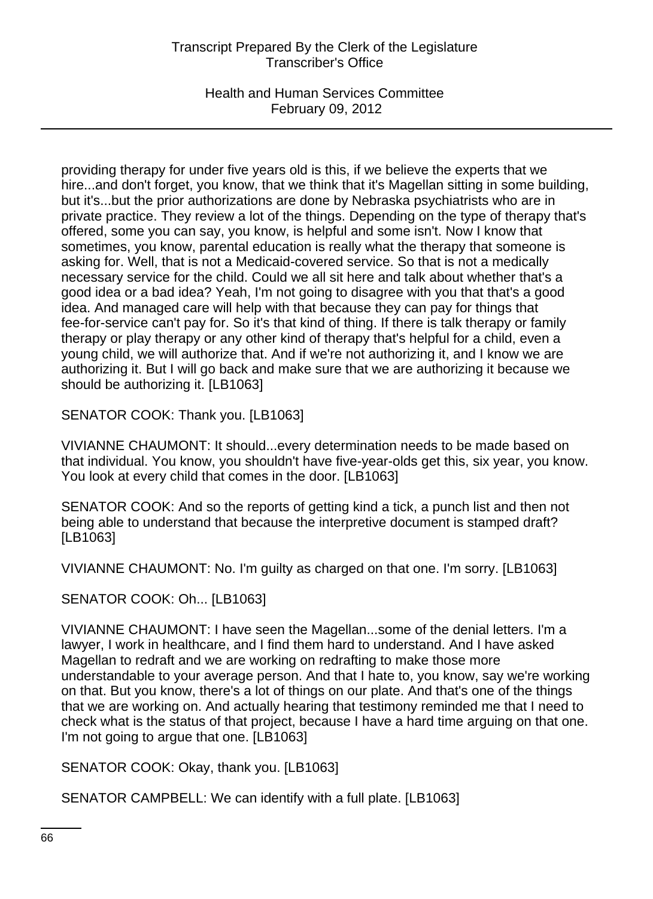providing therapy for under five years old is this, if we believe the experts that we hire...and don't forget, you know, that we think that it's Magellan sitting in some building, but it's...but the prior authorizations are done by Nebraska psychiatrists who are in private practice. They review a lot of the things. Depending on the type of therapy that's offered, some you can say, you know, is helpful and some isn't. Now I know that sometimes, you know, parental education is really what the therapy that someone is asking for. Well, that is not a Medicaid-covered service. So that is not a medically necessary service for the child. Could we all sit here and talk about whether that's a good idea or a bad idea? Yeah, I'm not going to disagree with you that that's a good idea. And managed care will help with that because they can pay for things that fee-for-service can't pay for. So it's that kind of thing. If there is talk therapy or family therapy or play therapy or any other kind of therapy that's helpful for a child, even a young child, we will authorize that. And if we're not authorizing it, and I know we are authorizing it. But I will go back and make sure that we are authorizing it because we should be authorizing it. [LB1063]

SENATOR COOK: Thank you. [LB1063]

VIVIANNE CHAUMONT: It should...every determination needs to be made based on that individual. You know, you shouldn't have five-year-olds get this, six year, you know. You look at every child that comes in the door. [LB1063]

SENATOR COOK: And so the reports of getting kind a tick, a punch list and then not being able to understand that because the interpretive document is stamped draft? [LB1063]

VIVIANNE CHAUMONT: No. I'm guilty as charged on that one. I'm sorry. [LB1063]

SENATOR COOK: Oh... [LB1063]

VIVIANNE CHAUMONT: I have seen the Magellan...some of the denial letters. I'm a lawyer, I work in healthcare, and I find them hard to understand. And I have asked Magellan to redraft and we are working on redrafting to make those more understandable to your average person. And that I hate to, you know, say we're working on that. But you know, there's a lot of things on our plate. And that's one of the things that we are working on. And actually hearing that testimony reminded me that I need to check what is the status of that project, because I have a hard time arguing on that one. I'm not going to argue that one. [LB1063]

SENATOR COOK: Okay, thank you. [LB1063]

SENATOR CAMPBELL: We can identify with a full plate. [LB1063]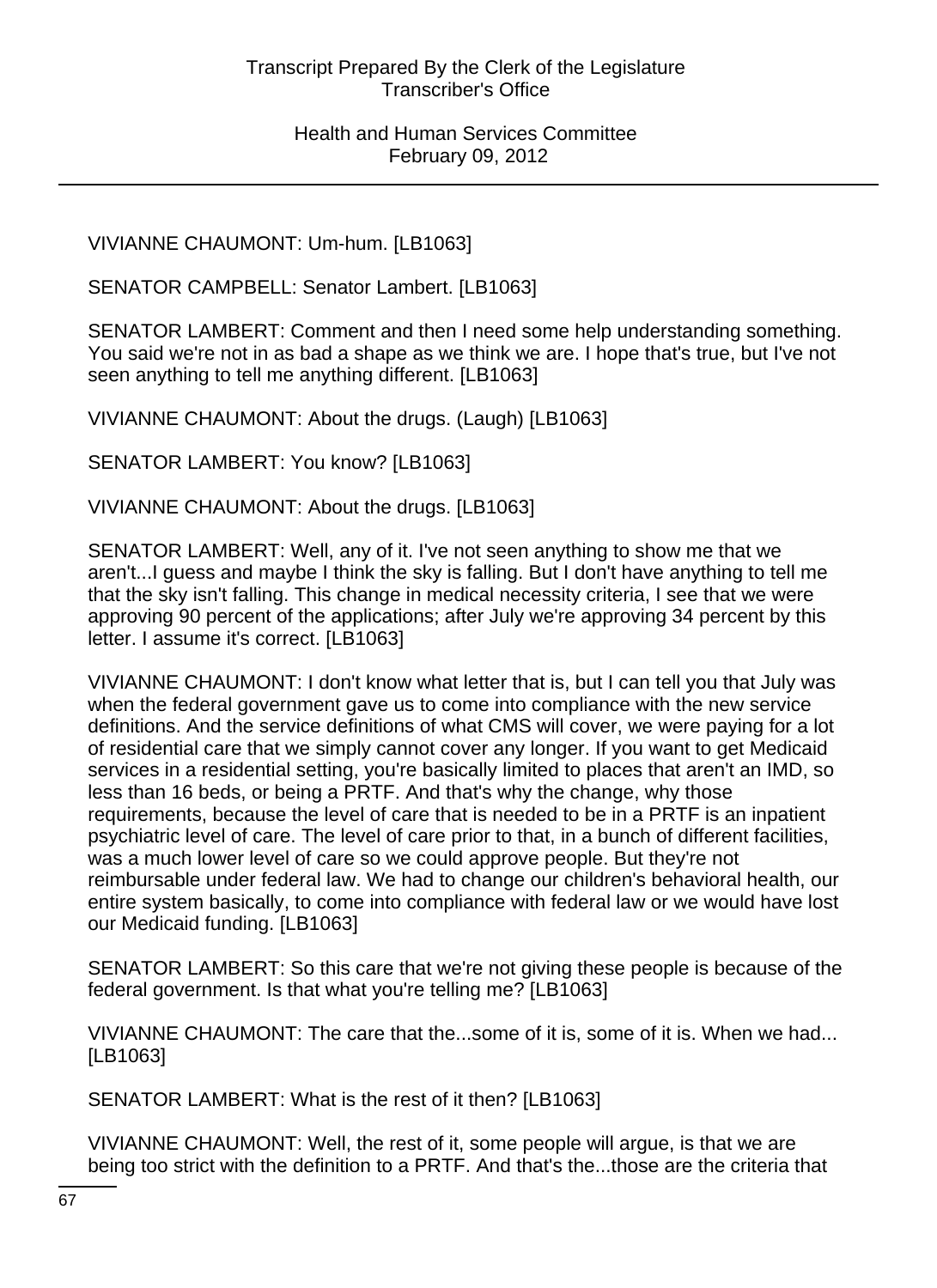VIVIANNE CHAUMONT: Um-hum. [LB1063]

SENATOR CAMPBELL: Senator Lambert. [LB1063]

SENATOR LAMBERT: Comment and then I need some help understanding something. You said we're not in as bad a shape as we think we are. I hope that's true, but I've not seen anything to tell me anything different. [LB1063]

VIVIANNE CHAUMONT: About the drugs. (Laugh) [LB1063]

SENATOR LAMBERT: You know? [LB1063]

VIVIANNE CHAUMONT: About the drugs. [LB1063]

SENATOR LAMBERT: Well, any of it. I've not seen anything to show me that we aren't...I guess and maybe I think the sky is falling. But I don't have anything to tell me that the sky isn't falling. This change in medical necessity criteria, I see that we were approving 90 percent of the applications; after July we're approving 34 percent by this letter. I assume it's correct. [LB1063]

VIVIANNE CHAUMONT: I don't know what letter that is, but I can tell you that July was when the federal government gave us to come into compliance with the new service definitions. And the service definitions of what CMS will cover, we were paying for a lot of residential care that we simply cannot cover any longer. If you want to get Medicaid services in a residential setting, you're basically limited to places that aren't an IMD, so less than 16 beds, or being a PRTF. And that's why the change, why those requirements, because the level of care that is needed to be in a PRTF is an inpatient psychiatric level of care. The level of care prior to that, in a bunch of different facilities, was a much lower level of care so we could approve people. But they're not reimbursable under federal law. We had to change our children's behavioral health, our entire system basically, to come into compliance with federal law or we would have lost our Medicaid funding. [LB1063]

SENATOR LAMBERT: So this care that we're not giving these people is because of the federal government. Is that what you're telling me? [LB1063]

VIVIANNE CHAUMONT: The care that the...some of it is, some of it is. When we had... [LB1063]

SENATOR LAMBERT: What is the rest of it then? [LB1063]

VIVIANNE CHAUMONT: Well, the rest of it, some people will argue, is that we are being too strict with the definition to a PRTF. And that's the...those are the criteria that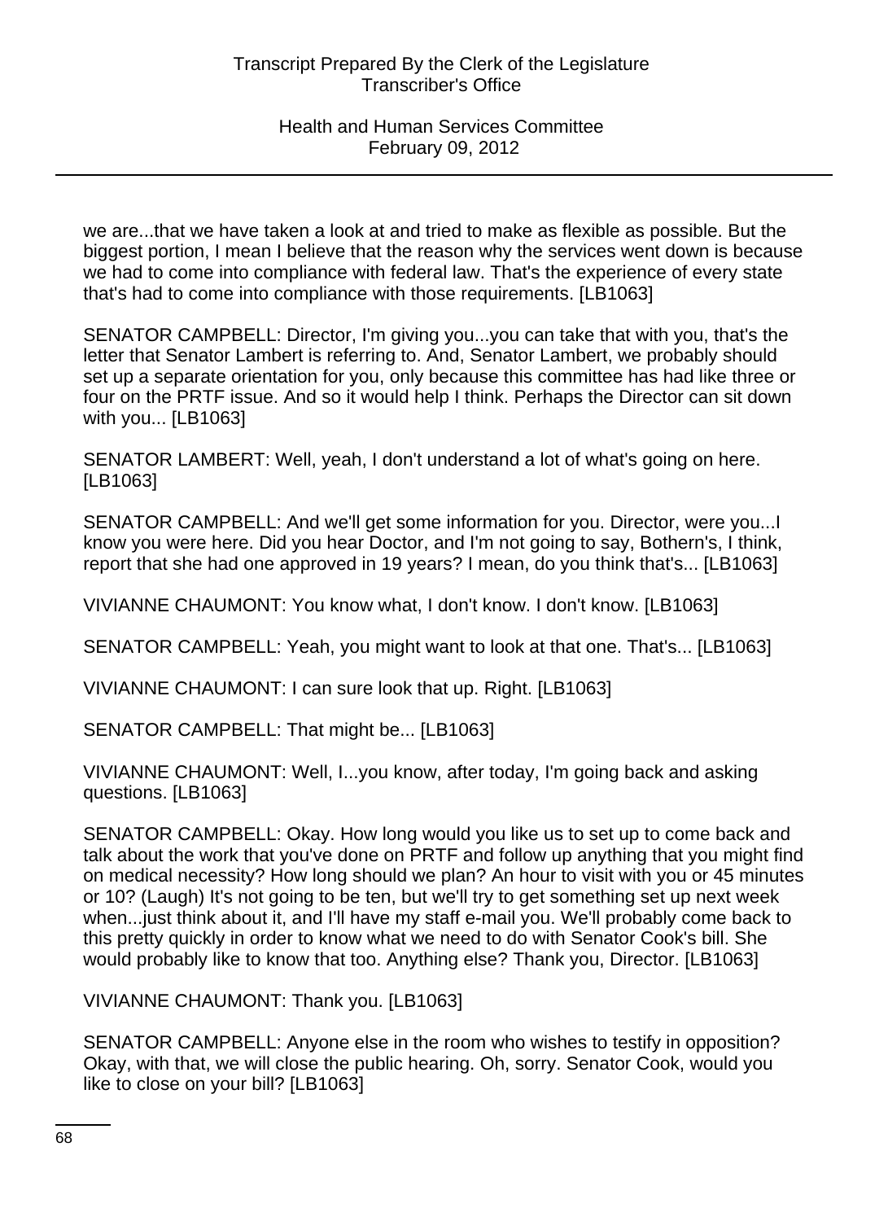we are...that we have taken a look at and tried to make as flexible as possible. But the biggest portion, I mean I believe that the reason why the services went down is because we had to come into compliance with federal law. That's the experience of every state that's had to come into compliance with those requirements. [LB1063]

SENATOR CAMPBELL: Director, I'm giving you...you can take that with you, that's the letter that Senator Lambert is referring to. And, Senator Lambert, we probably should set up a separate orientation for you, only because this committee has had like three or four on the PRTF issue. And so it would help I think. Perhaps the Director can sit down with you... [LB1063]

SENATOR LAMBERT: Well, yeah, I don't understand a lot of what's going on here. [LB1063]

SENATOR CAMPBELL: And we'll get some information for you. Director, were you...I know you were here. Did you hear Doctor, and I'm not going to say, Bothern's, I think, report that she had one approved in 19 years? I mean, do you think that's... [LB1063]

VIVIANNE CHAUMONT: You know what, I don't know. I don't know. [LB1063]

SENATOR CAMPBELL: Yeah, you might want to look at that one. That's... [LB1063]

VIVIANNE CHAUMONT: I can sure look that up. Right. [LB1063]

SENATOR CAMPBELL: That might be... [LB1063]

VIVIANNE CHAUMONT: Well, I...you know, after today, I'm going back and asking questions. [LB1063]

SENATOR CAMPBELL: Okay. How long would you like us to set up to come back and talk about the work that you've done on PRTF and follow up anything that you might find on medical necessity? How long should we plan? An hour to visit with you or 45 minutes or 10? (Laugh) It's not going to be ten, but we'll try to get something set up next week when...just think about it, and I'll have my staff e-mail you. We'll probably come back to this pretty quickly in order to know what we need to do with Senator Cook's bill. She would probably like to know that too. Anything else? Thank you, Director. [LB1063]

VIVIANNE CHAUMONT: Thank you. [LB1063]

SENATOR CAMPBELL: Anyone else in the room who wishes to testify in opposition? Okay, with that, we will close the public hearing. Oh, sorry. Senator Cook, would you like to close on your bill? [LB1063]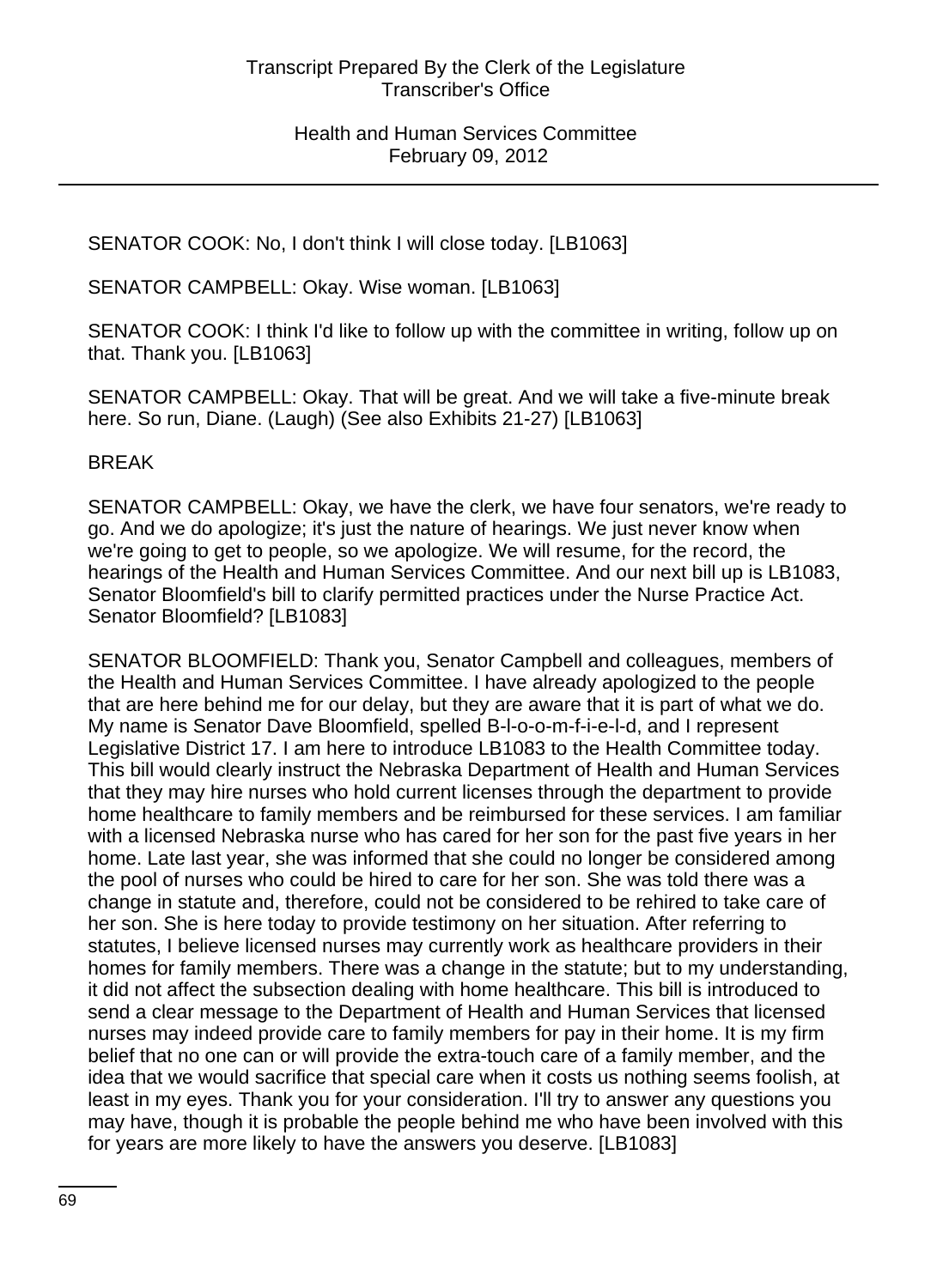SENATOR COOK: No, I don't think I will close today. [LB1063]

SENATOR CAMPBELL: Okay. Wise woman. [LB1063]

SENATOR COOK: I think I'd like to follow up with the committee in writing, follow up on that. Thank you. [LB1063]

SENATOR CAMPBELL: Okay. That will be great. And we will take a five-minute break here. So run, Diane. (Laugh) (See also Exhibits 21-27) [LB1063]

BREAK

SENATOR CAMPBELL: Okay, we have the clerk, we have four senators, we're ready to go. And we do apologize; it's just the nature of hearings. We just never know when we're going to get to people, so we apologize. We will resume, for the record, the hearings of the Health and Human Services Committee. And our next bill up is LB1083, Senator Bloomfield's bill to clarify permitted practices under the Nurse Practice Act. Senator Bloomfield? [LB1083]

SENATOR BLOOMFIELD: Thank you, Senator Campbell and colleagues, members of the Health and Human Services Committee. I have already apologized to the people that are here behind me for our delay, but they are aware that it is part of what we do. My name is Senator Dave Bloomfield, spelled B-l-o-o-m-f-i-e-l-d, and I represent Legislative District 17. I am here to introduce LB1083 to the Health Committee today. This bill would clearly instruct the Nebraska Department of Health and Human Services that they may hire nurses who hold current licenses through the department to provide home healthcare to family members and be reimbursed for these services. I am familiar with a licensed Nebraska nurse who has cared for her son for the past five years in her home. Late last year, she was informed that she could no longer be considered among the pool of nurses who could be hired to care for her son. She was told there was a change in statute and, therefore, could not be considered to be rehired to take care of her son. She is here today to provide testimony on her situation. After referring to statutes, I believe licensed nurses may currently work as healthcare providers in their homes for family members. There was a change in the statute; but to my understanding, it did not affect the subsection dealing with home healthcare. This bill is introduced to send a clear message to the Department of Health and Human Services that licensed nurses may indeed provide care to family members for pay in their home. It is my firm belief that no one can or will provide the extra-touch care of a family member, and the idea that we would sacrifice that special care when it costs us nothing seems foolish, at least in my eyes. Thank you for your consideration. I'll try to answer any questions you may have, though it is probable the people behind me who have been involved with this for years are more likely to have the answers you deserve. [LB1083]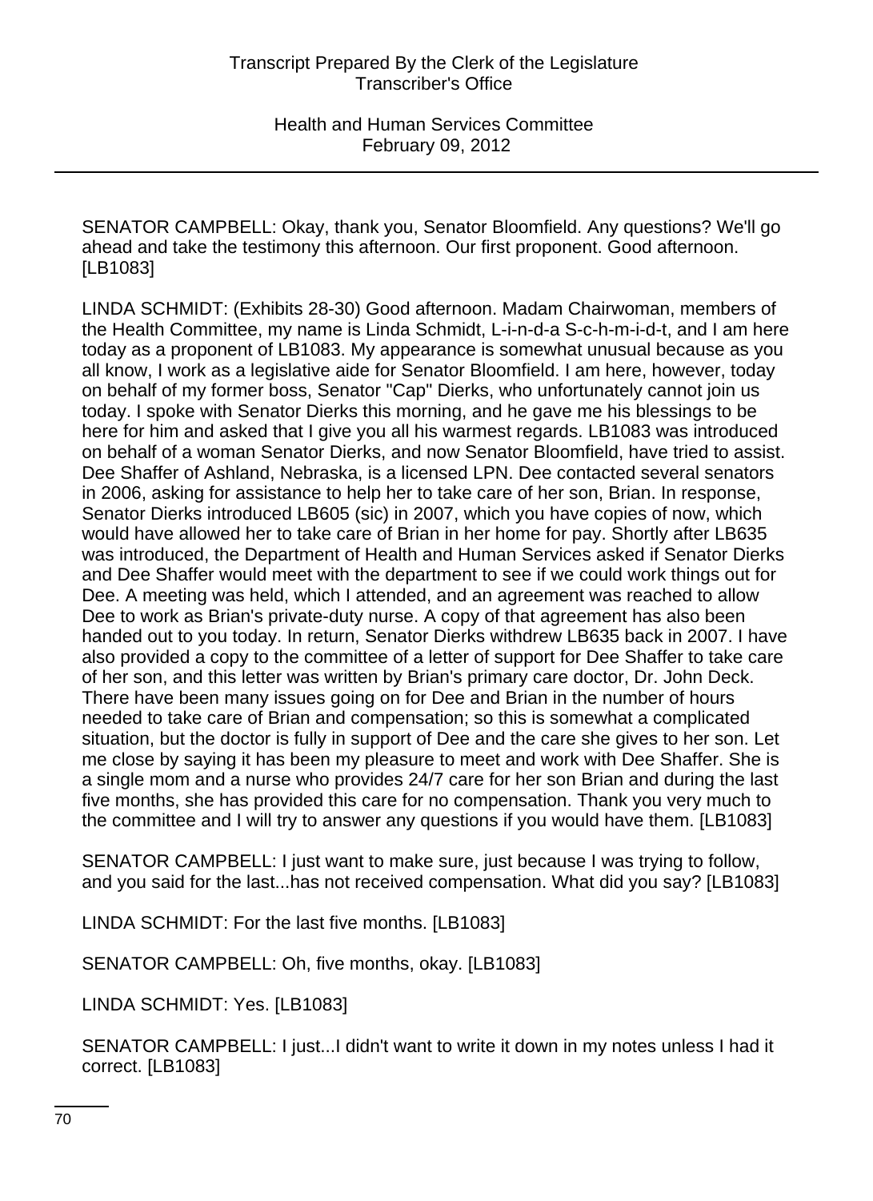SENATOR CAMPBELL: Okay, thank you, Senator Bloomfield. Any questions? We'll go ahead and take the testimony this afternoon. Our first proponent. Good afternoon. [LB1083]

LINDA SCHMIDT: (Exhibits 28-30) Good afternoon. Madam Chairwoman, members of the Health Committee, my name is Linda Schmidt, L-i-n-d-a S-c-h-m-i-d-t, and I am here today as a proponent of LB1083. My appearance is somewhat unusual because as you all know, I work as a legislative aide for Senator Bloomfield. I am here, however, today on behalf of my former boss, Senator "Cap" Dierks, who unfortunately cannot join us today. I spoke with Senator Dierks this morning, and he gave me his blessings to be here for him and asked that I give you all his warmest regards. LB1083 was introduced on behalf of a woman Senator Dierks, and now Senator Bloomfield, have tried to assist. Dee Shaffer of Ashland, Nebraska, is a licensed LPN. Dee contacted several senators in 2006, asking for assistance to help her to take care of her son, Brian. In response, Senator Dierks introduced LB605 (sic) in 2007, which you have copies of now, which would have allowed her to take care of Brian in her home for pay. Shortly after LB635 was introduced, the Department of Health and Human Services asked if Senator Dierks and Dee Shaffer would meet with the department to see if we could work things out for Dee. A meeting was held, which I attended, and an agreement was reached to allow Dee to work as Brian's private-duty nurse. A copy of that agreement has also been handed out to you today. In return, Senator Dierks withdrew LB635 back in 2007. I have also provided a copy to the committee of a letter of support for Dee Shaffer to take care of her son, and this letter was written by Brian's primary care doctor, Dr. John Deck. There have been many issues going on for Dee and Brian in the number of hours needed to take care of Brian and compensation; so this is somewhat a complicated situation, but the doctor is fully in support of Dee and the care she gives to her son. Let me close by saying it has been my pleasure to meet and work with Dee Shaffer. She is a single mom and a nurse who provides 24/7 care for her son Brian and during the last five months, she has provided this care for no compensation. Thank you very much to the committee and I will try to answer any questions if you would have them. [LB1083]

SENATOR CAMPBELL: I just want to make sure, just because I was trying to follow, and you said for the last...has not received compensation. What did you say? [LB1083]

LINDA SCHMIDT: For the last five months. [LB1083]

SENATOR CAMPBELL: Oh, five months, okay. [LB1083]

LINDA SCHMIDT: Yes. [LB1083]

SENATOR CAMPBELL: I just...I didn't want to write it down in my notes unless I had it correct. [LB1083]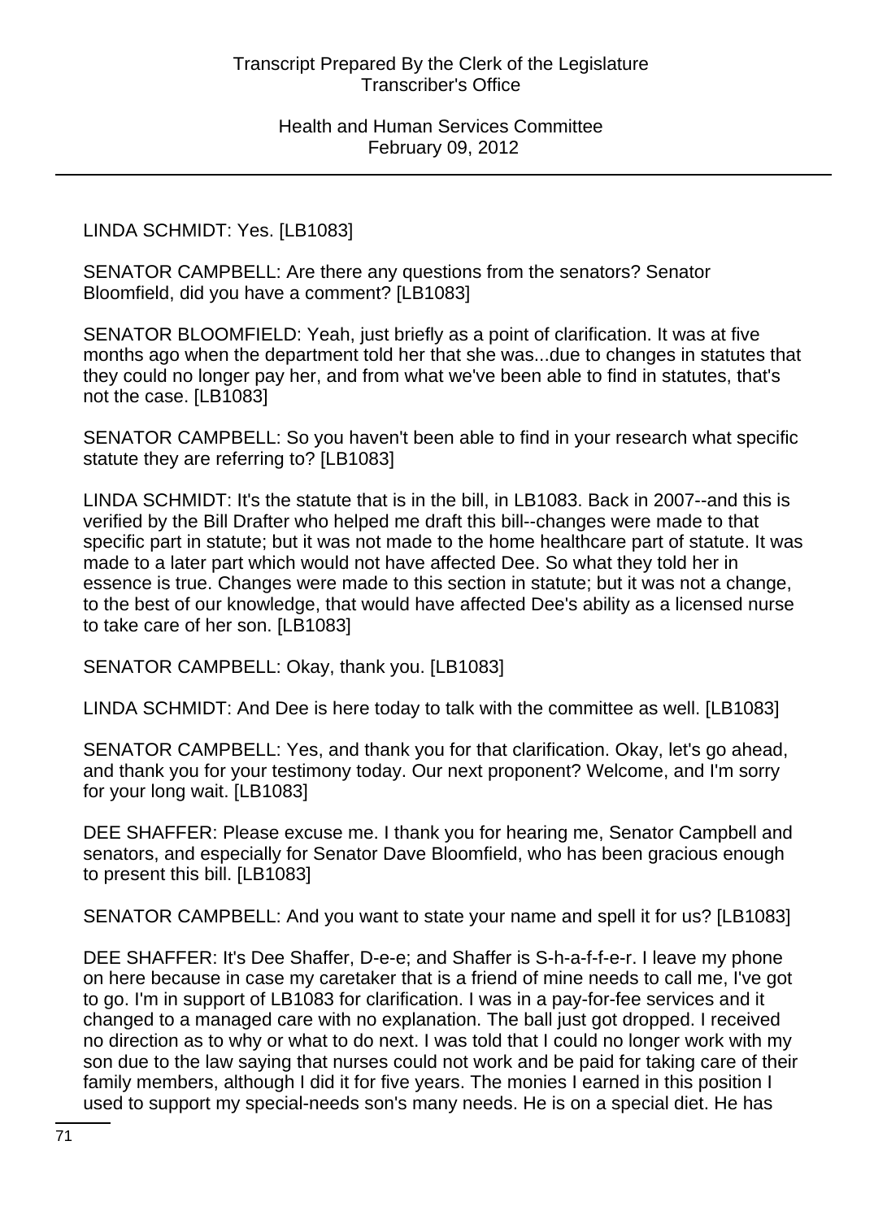LINDA SCHMIDT: Yes. [LB1083]

SENATOR CAMPBELL: Are there any questions from the senators? Senator Bloomfield, did you have a comment? [LB1083]

SENATOR BLOOMFIELD: Yeah, just briefly as a point of clarification. It was at five months ago when the department told her that she was...due to changes in statutes that they could no longer pay her, and from what we've been able to find in statutes, that's not the case. [LB1083]

SENATOR CAMPBELL: So you haven't been able to find in your research what specific statute they are referring to? [LB1083]

LINDA SCHMIDT: It's the statute that is in the bill, in LB1083. Back in 2007--and this is verified by the Bill Drafter who helped me draft this bill--changes were made to that specific part in statute; but it was not made to the home healthcare part of statute. It was made to a later part which would not have affected Dee. So what they told her in essence is true. Changes were made to this section in statute; but it was not a change, to the best of our knowledge, that would have affected Dee's ability as a licensed nurse to take care of her son. [LB1083]

SENATOR CAMPBELL: Okay, thank you. [LB1083]

LINDA SCHMIDT: And Dee is here today to talk with the committee as well. [LB1083]

SENATOR CAMPBELL: Yes, and thank you for that clarification. Okay, let's go ahead, and thank you for your testimony today. Our next proponent? Welcome, and I'm sorry for your long wait. [LB1083]

DEE SHAFFER: Please excuse me. I thank you for hearing me, Senator Campbell and senators, and especially for Senator Dave Bloomfield, who has been gracious enough to present this bill. [LB1083]

SENATOR CAMPBELL: And you want to state your name and spell it for us? [LB1083]

DEE SHAFFER: It's Dee Shaffer, D-e-e; and Shaffer is S-h-a-f-f-e-r. I leave my phone on here because in case my caretaker that is a friend of mine needs to call me, I've got to go. I'm in support of LB1083 for clarification. I was in a pay-for-fee services and it changed to a managed care with no explanation. The ball just got dropped. I received no direction as to why or what to do next. I was told that I could no longer work with my son due to the law saying that nurses could not work and be paid for taking care of their family members, although I did it for five years. The monies I earned in this position I used to support my special-needs son's many needs. He is on a special diet. He has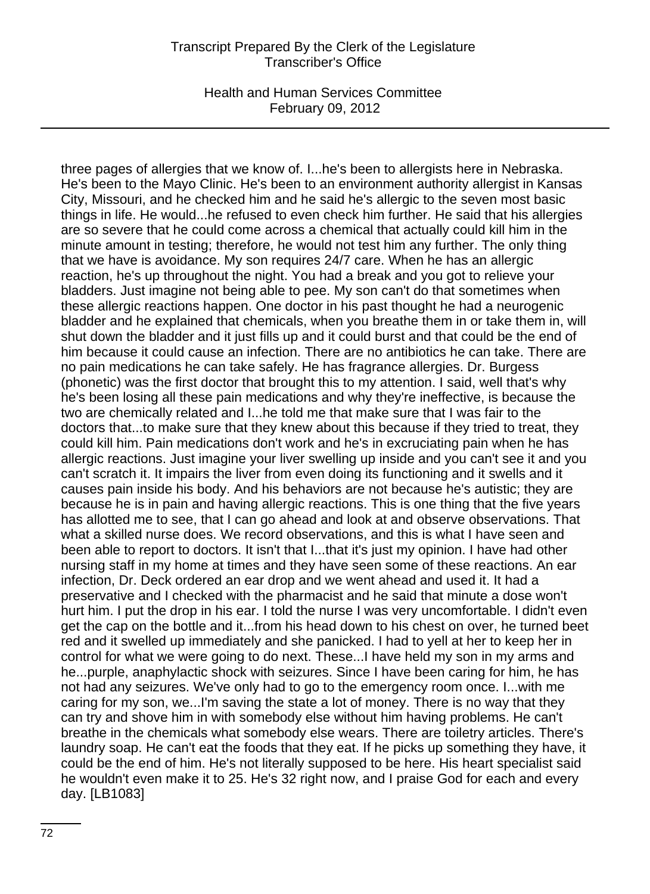three pages of allergies that we know of. I...he's been to allergists here in Nebraska. He's been to the Mayo Clinic. He's been to an environment authority allergist in Kansas City, Missouri, and he checked him and he said he's allergic to the seven most basic things in life. He would...he refused to even check him further. He said that his allergies are so severe that he could come across a chemical that actually could kill him in the minute amount in testing; therefore, he would not test him any further. The only thing that we have is avoidance. My son requires 24/7 care. When he has an allergic reaction, he's up throughout the night. You had a break and you got to relieve your bladders. Just imagine not being able to pee. My son can't do that sometimes when these allergic reactions happen. One doctor in his past thought he had a neurogenic bladder and he explained that chemicals, when you breathe them in or take them in, will shut down the bladder and it just fills up and it could burst and that could be the end of him because it could cause an infection. There are no antibiotics he can take. There are no pain medications he can take safely. He has fragrance allergies. Dr. Burgess (phonetic) was the first doctor that brought this to my attention. I said, well that's why he's been losing all these pain medications and why they're ineffective, is because the two are chemically related and I...he told me that make sure that I was fair to the doctors that...to make sure that they knew about this because if they tried to treat, they could kill him. Pain medications don't work and he's in excruciating pain when he has allergic reactions. Just imagine your liver swelling up inside and you can't see it and you can't scratch it. It impairs the liver from even doing its functioning and it swells and it causes pain inside his body. And his behaviors are not because he's autistic; they are because he is in pain and having allergic reactions. This is one thing that the five years has allotted me to see, that I can go ahead and look at and observe observations. That what a skilled nurse does. We record observations, and this is what I have seen and been able to report to doctors. It isn't that I...that it's just my opinion. I have had other nursing staff in my home at times and they have seen some of these reactions. An ear infection, Dr. Deck ordered an ear drop and we went ahead and used it. It had a preservative and I checked with the pharmacist and he said that minute a dose won't hurt him. I put the drop in his ear. I told the nurse I was very uncomfortable. I didn't even get the cap on the bottle and it...from his head down to his chest on over, he turned beet red and it swelled up immediately and she panicked. I had to yell at her to keep her in control for what we were going to do next. These...I have held my son in my arms and he...purple, anaphylactic shock with seizures. Since I have been caring for him, he has not had any seizures. We've only had to go to the emergency room once. I...with me caring for my son, we...I'm saving the state a lot of money. There is no way that they can try and shove him in with somebody else without him having problems. He can't breathe in the chemicals what somebody else wears. There are toiletry articles. There's laundry soap. He can't eat the foods that they eat. If he picks up something they have, it could be the end of him. He's not literally supposed to be here. His heart specialist said he wouldn't even make it to 25. He's 32 right now, and I praise God for each and every day. [LB1083]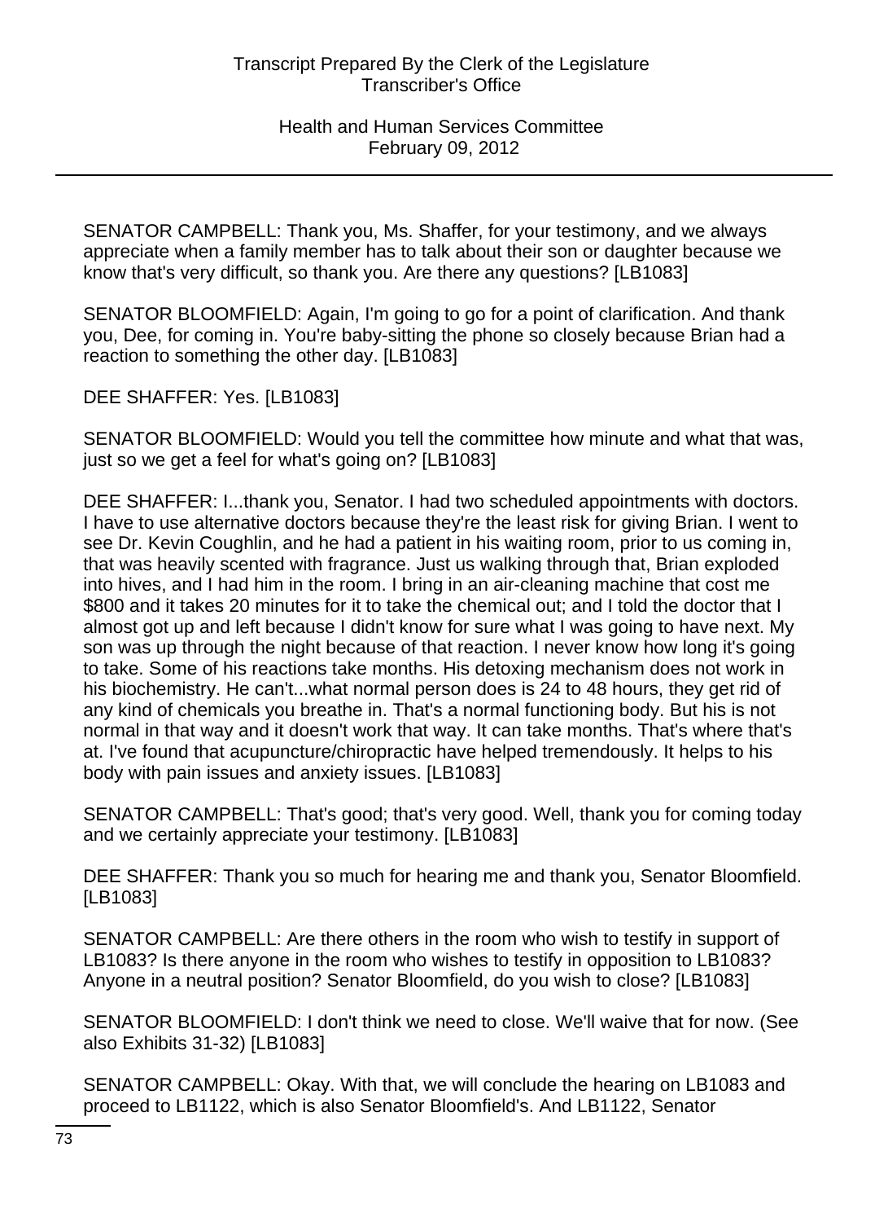SENATOR CAMPBELL: Thank you, Ms. Shaffer, for your testimony, and we always appreciate when a family member has to talk about their son or daughter because we know that's very difficult, so thank you. Are there any questions? [LB1083]

SENATOR BLOOMFIELD: Again, I'm going to go for a point of clarification. And thank you, Dee, for coming in. You're baby-sitting the phone so closely because Brian had a reaction to something the other day. [LB1083]

DEE SHAFFER: Yes. [LB1083]

SENATOR BLOOMFIELD: Would you tell the committee how minute and what that was, just so we get a feel for what's going on? [LB1083]

DEE SHAFFER: I...thank you, Senator. I had two scheduled appointments with doctors. I have to use alternative doctors because they're the least risk for giving Brian. I went to see Dr. Kevin Coughlin, and he had a patient in his waiting room, prior to us coming in, that was heavily scented with fragrance. Just us walking through that, Brian exploded into hives, and I had him in the room. I bring in an air-cleaning machine that cost me $800 and it takes 20 minutes for it to take the chemical out; and I told the doctor that I almost got up and left because I didn't know for sure what I was going to have next. My son was up through the night because of that reaction. I never know how long it's going to take. Some of his reactions take months. His detoxing mechanism does not work in his biochemistry. He can't...what normal person does is 24 to 48 hours, they get rid of any kind of chemicals you breathe in. That's a normal functioning body. But his is not normal in that way and it doesn't work that way. It can take months. That's where that's at. I've found that acupuncture/chiropractic have helped tremendously. It helps to his body with pain issues and anxiety issues. [LB1083]

SENATOR CAMPBELL: That's good; that's very good. Well, thank you for coming today and we certainly appreciate your testimony. [LB1083]

DEE SHAFFER: Thank you so much for hearing me and thank you, Senator Bloomfield. [LB1083]

SENATOR CAMPBELL: Are there others in the room who wish to testify in support of LB1083? Is there anyone in the room who wishes to testify in opposition to LB1083? Anyone in a neutral position? Senator Bloomfield, do you wish to close? [LB1083]

SENATOR BLOOMFIELD: I don't think we need to close. We'll waive that for now. (See also Exhibits 31-32) [LB1083]

SENATOR CAMPBELL: Okay. With that, we will conclude the hearing on LB1083 and proceed to LB1122, which is also Senator Bloomfield's. And LB1122, Senator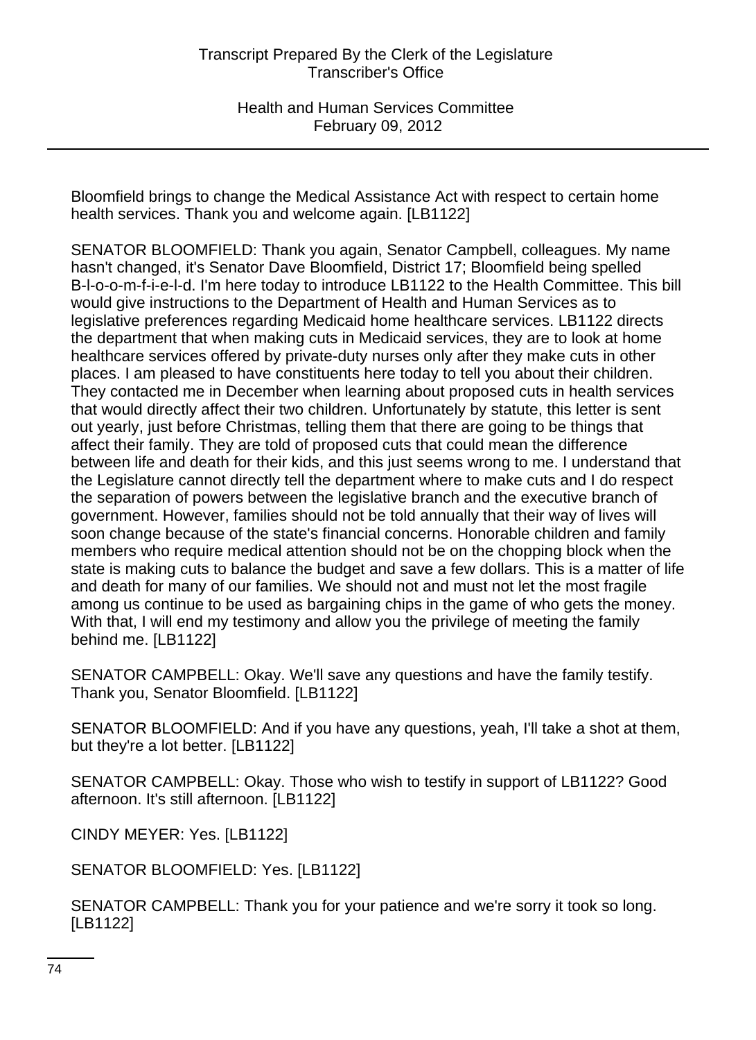Bloomfield brings to change the Medical Assistance Act with respect to certain home health services. Thank you and welcome again. [LB1122]

SENATOR BLOOMFIELD: Thank you again, Senator Campbell, colleagues. My name hasn't changed, it's Senator Dave Bloomfield, District 17; Bloomfield being spelled B-l-o-o-m-f-i-e-l-d. I'm here today to introduce LB1122 to the Health Committee. This bill would give instructions to the Department of Health and Human Services as to legislative preferences regarding Medicaid home healthcare services. LB1122 directs the department that when making cuts in Medicaid services, they are to look at home healthcare services offered by private-duty nurses only after they make cuts in other places. I am pleased to have constituents here today to tell you about their children. They contacted me in December when learning about proposed cuts in health services that would directly affect their two children. Unfortunately by statute, this letter is sent out yearly, just before Christmas, telling them that there are going to be things that affect their family. They are told of proposed cuts that could mean the difference between life and death for their kids, and this just seems wrong to me. I understand that the Legislature cannot directly tell the department where to make cuts and I do respect the separation of powers between the legislative branch and the executive branch of government. However, families should not be told annually that their way of lives will soon change because of the state's financial concerns. Honorable children and family members who require medical attention should not be on the chopping block when the state is making cuts to balance the budget and save a few dollars. This is a matter of life and death for many of our families. We should not and must not let the most fragile among us continue to be used as bargaining chips in the game of who gets the money. With that, I will end my testimony and allow you the privilege of meeting the family behind me. [LB1122]

SENATOR CAMPBELL: Okay. We'll save any questions and have the family testify. Thank you, Senator Bloomfield. [LB1122]

SENATOR BLOOMFIELD: And if you have any questions, yeah, I'll take a shot at them, but they're a lot better. [LB1122]

SENATOR CAMPBELL: Okay. Those who wish to testify in support of LB1122? Good afternoon. It's still afternoon. [LB1122]

CINDY MEYER: Yes. [LB1122]

SENATOR BLOOMFIELD: Yes. [LB1122]

SENATOR CAMPBELL: Thank you for your patience and we're sorry it took so long. [LB1122]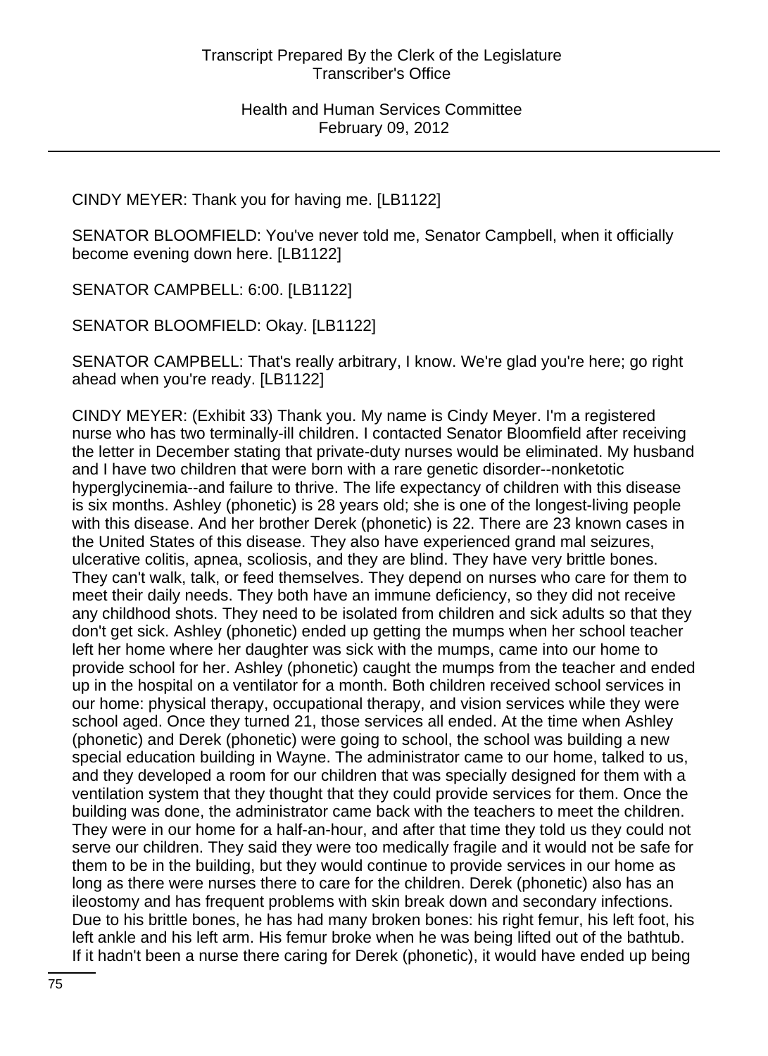CINDY MEYER: Thank you for having me. [LB1122]

SENATOR BLOOMFIELD: You've never told me, Senator Campbell, when it officially become evening down here. [LB1122]

SENATOR CAMPBELL: 6:00. [LB1122]

SENATOR BLOOMFIELD: Okay. [LB1122]

SENATOR CAMPBELL: That's really arbitrary, I know. We're glad you're here; go right ahead when you're ready. [LB1122]

CINDY MEYER: (Exhibit 33) Thank you. My name is Cindy Meyer. I'm a registered nurse who has two terminally-ill children. I contacted Senator Bloomfield after receiving the letter in December stating that private-duty nurses would be eliminated. My husband and I have two children that were born with a rare genetic disorder--nonketotic hyperglycinemia--and failure to thrive. The life expectancy of children with this disease is six months. Ashley (phonetic) is 28 years old; she is one of the longest-living people with this disease. And her brother Derek (phonetic) is 22. There are 23 known cases in the United States of this disease. They also have experienced grand mal seizures, ulcerative colitis, apnea, scoliosis, and they are blind. They have very brittle bones. They can't walk, talk, or feed themselves. They depend on nurses who care for them to meet their daily needs. They both have an immune deficiency, so they did not receive any childhood shots. They need to be isolated from children and sick adults so that they don't get sick. Ashley (phonetic) ended up getting the mumps when her school teacher left her home where her daughter was sick with the mumps, came into our home to provide school for her. Ashley (phonetic) caught the mumps from the teacher and ended up in the hospital on a ventilator for a month. Both children received school services in our home: physical therapy, occupational therapy, and vision services while they were school aged. Once they turned 21, those services all ended. At the time when Ashley (phonetic) and Derek (phonetic) were going to school, the school was building a new special education building in Wayne. The administrator came to our home, talked to us, and they developed a room for our children that was specially designed for them with a ventilation system that they thought that they could provide services for them. Once the building was done, the administrator came back with the teachers to meet the children. They were in our home for a half-an-hour, and after that time they told us they could not serve our children. They said they were too medically fragile and it would not be safe for them to be in the building, but they would continue to provide services in our home as long as there were nurses there to care for the children. Derek (phonetic) also has an ileostomy and has frequent problems with skin break down and secondary infections. Due to his brittle bones, he has had many broken bones: his right femur, his left foot, his left ankle and his left arm. His femur broke when he was being lifted out of the bathtub. If it hadn't been a nurse there caring for Derek (phonetic), it would have ended up being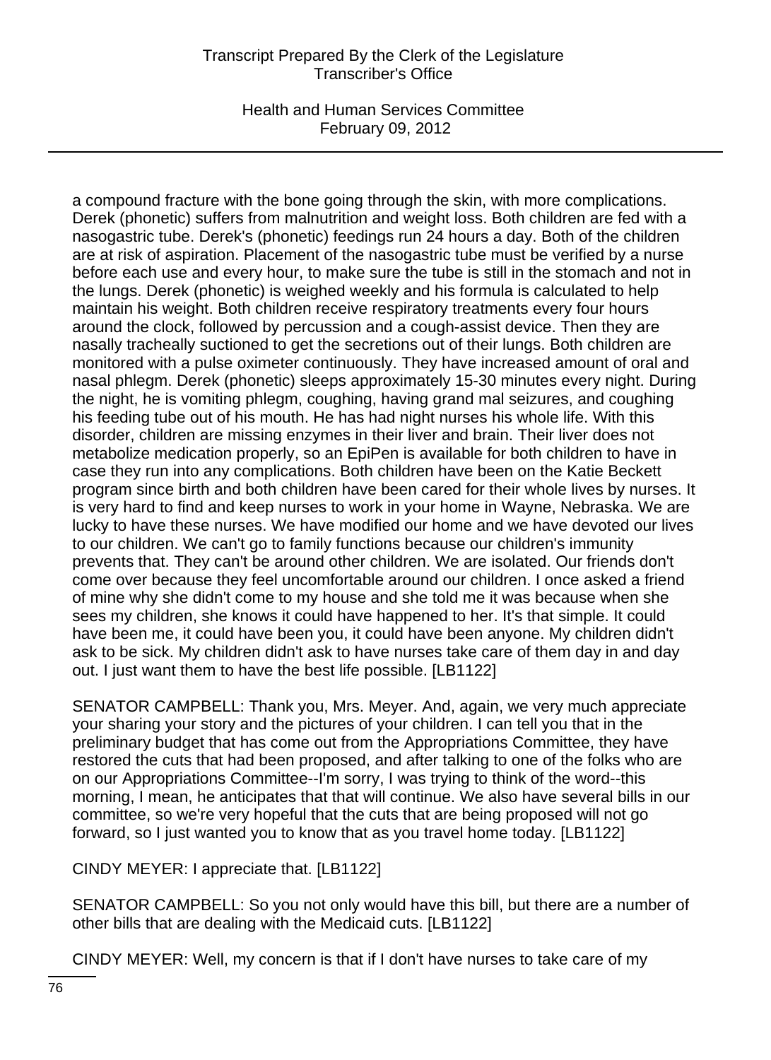a compound fracture with the bone going through the skin, with more complications. Derek (phonetic) suffers from malnutrition and weight loss. Both children are fed with a nasogastric tube. Derek's (phonetic) feedings run 24 hours a day. Both of the children are at risk of aspiration. Placement of the nasogastric tube must be verified by a nurse before each use and every hour, to make sure the tube is still in the stomach and not in the lungs. Derek (phonetic) is weighed weekly and his formula is calculated to help maintain his weight. Both children receive respiratory treatments every four hours around the clock, followed by percussion and a cough-assist device. Then they are nasally tracheally suctioned to get the secretions out of their lungs. Both children are monitored with a pulse oximeter continuously. They have increased amount of oral and nasal phlegm. Derek (phonetic) sleeps approximately 15-30 minutes every night. During the night, he is vomiting phlegm, coughing, having grand mal seizures, and coughing his feeding tube out of his mouth. He has had night nurses his whole life. With this disorder, children are missing enzymes in their liver and brain. Their liver does not metabolize medication properly, so an EpiPen is available for both children to have in case they run into any complications. Both children have been on the Katie Beckett program since birth and both children have been cared for their whole lives by nurses. It is very hard to find and keep nurses to work in your home in Wayne, Nebraska. We are lucky to have these nurses. We have modified our home and we have devoted our lives to our children. We can't go to family functions because our children's immunity prevents that. They can't be around other children. We are isolated. Our friends don't come over because they feel uncomfortable around our children. I once asked a friend of mine why she didn't come to my house and she told me it was because when she sees my children, she knows it could have happened to her. It's that simple. It could have been me, it could have been you, it could have been anyone. My children didn't ask to be sick. My children didn't ask to have nurses take care of them day in and day out. I just want them to have the best life possible. [LB1122]

SENATOR CAMPBELL: Thank you, Mrs. Meyer. And, again, we very much appreciate your sharing your story and the pictures of your children. I can tell you that in the preliminary budget that has come out from the Appropriations Committee, they have restored the cuts that had been proposed, and after talking to one of the folks who are on our Appropriations Committee--I'm sorry, I was trying to think of the word--this morning, I mean, he anticipates that that will continue. We also have several bills in our committee, so we're very hopeful that the cuts that are being proposed will not go forward, so I just wanted you to know that as you travel home today. [LB1122]

CINDY MEYER: I appreciate that. [LB1122]

SENATOR CAMPBELL: So you not only would have this bill, but there are a number of other bills that are dealing with the Medicaid cuts. [LB1122]

CINDY MEYER: Well, my concern is that if I don't have nurses to take care of my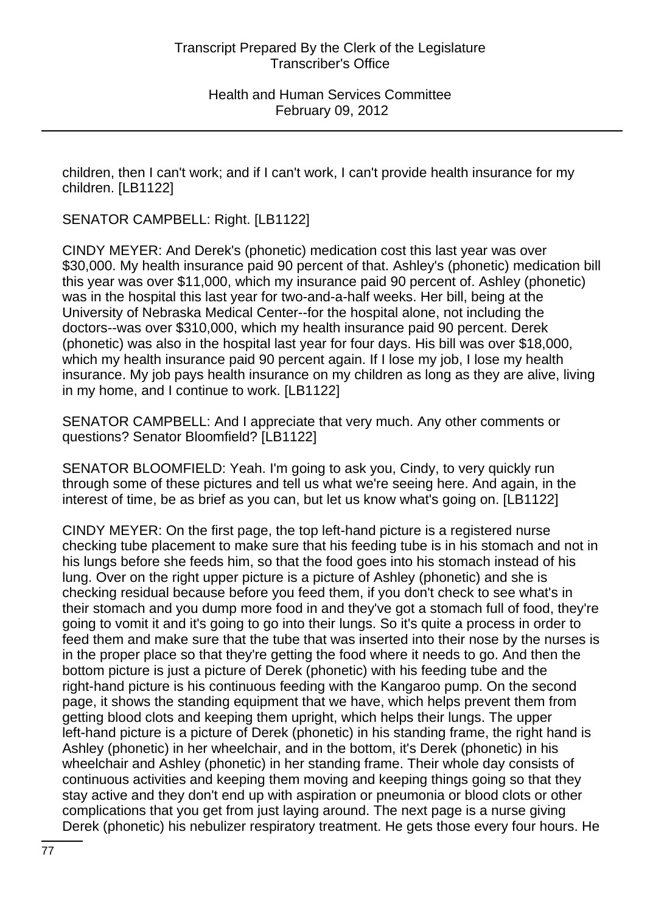children, then I can't work; and if I can't work, I can't provide health insurance for my children. [LB1122]

SENATOR CAMPBELL: Right. [LB1122]

CINDY MEYER: And Derek's (phonetic) medication cost this last year was over $30,000. My health insurance paid 90 percent of that. Ashley's (phonetic) medication bill this year was over $11,000, which my insurance paid 90 percent of. Ashley (phonetic) was in the hospital this last year for two-and-a-half weeks. Her bill, being at the University of Nebraska Medical Center--for the hospital alone, not including the doctors--was over $310,000, which my health insurance paid 90 percent. Derek (phonetic) was also in the hospital last year for four days. His bill was over $18,000, which my health insurance paid 90 percent again. If I lose my job, I lose my health insurance. My job pays health insurance on my children as long as they are alive, living in my home, and I continue to work. [LB1122]

SENATOR CAMPBELL: And I appreciate that very much. Any other comments or questions? Senator Bloomfield? [LB1122]

SENATOR BLOOMFIELD: Yeah. I'm going to ask you, Cindy, to very quickly run through some of these pictures and tell us what we're seeing here. And again, in the interest of time, be as brief as you can, but let us know what's going on. [LB1122]

CINDY MEYER: On the first page, the top left-hand picture is a registered nurse checking tube placement to make sure that his feeding tube is in his stomach and not in his lungs before she feeds him, so that the food goes into his stomach instead of his lung. Over on the right upper picture is a picture of Ashley (phonetic) and she is checking residual because before you feed them, if you don't check to see what's in their stomach and you dump more food in and they've got a stomach full of food, they're going to vomit it and it's going to go into their lungs. So it's quite a process in order to feed them and make sure that the tube that was inserted into their nose by the nurses is in the proper place so that they're getting the food where it needs to go. And then the bottom picture is just a picture of Derek (phonetic) with his feeding tube and the right-hand picture is his continuous feeding with the Kangaroo pump. On the second page, it shows the standing equipment that we have, which helps prevent them from getting blood clots and keeping them upright, which helps their lungs. The upper left-hand picture is a picture of Derek (phonetic) in his standing frame, the right hand is Ashley (phonetic) in her wheelchair, and in the bottom, it's Derek (phonetic) in his wheelchair and Ashley (phonetic) in her standing frame. Their whole day consists of continuous activities and keeping them moving and keeping things going so that they stay active and they don't end up with aspiration or pneumonia or blood clots or other complications that you get from just laying around. The next page is a nurse giving Derek (phonetic) his nebulizer respiratory treatment. He gets those every four hours. He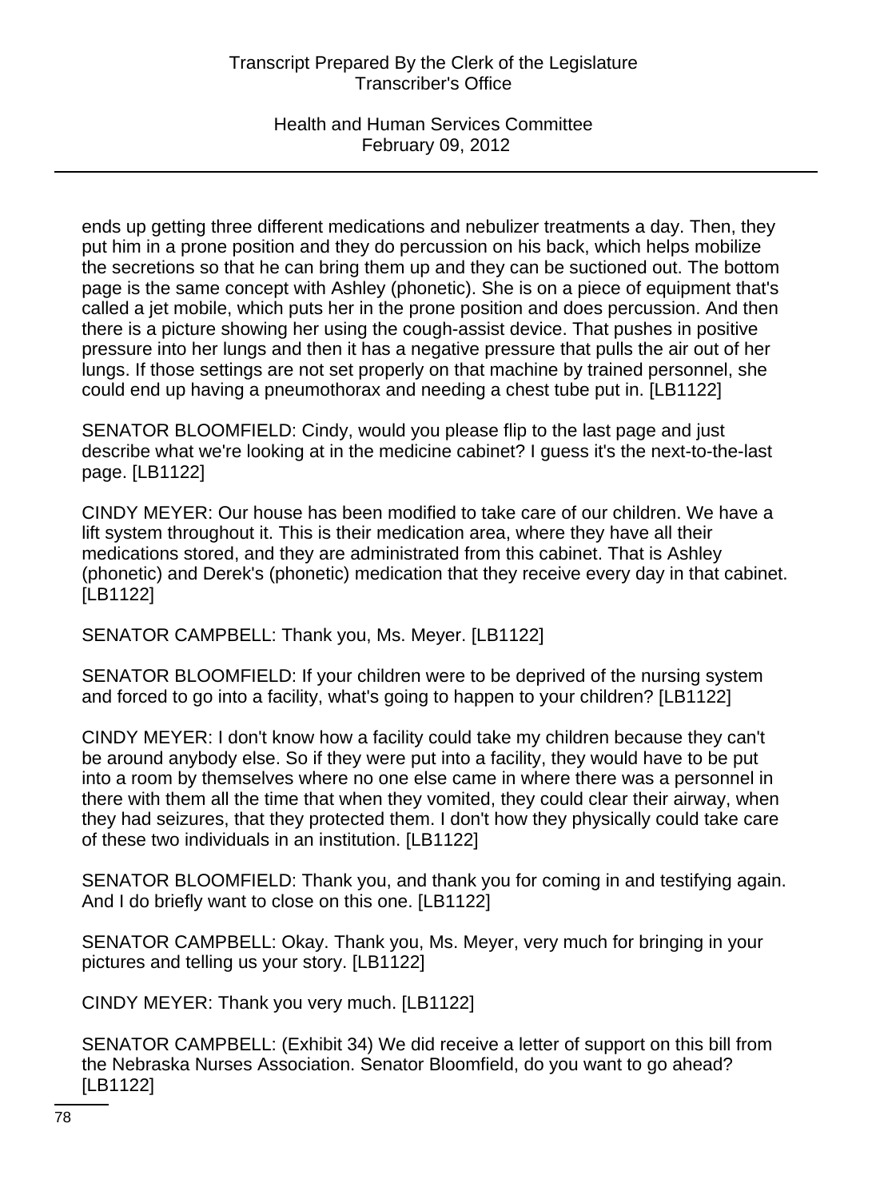ends up getting three different medications and nebulizer treatments a day. Then, they put him in a prone position and they do percussion on his back, which helps mobilize the secretions so that he can bring them up and they can be suctioned out. The bottom page is the same concept with Ashley (phonetic). She is on a piece of equipment that's called a jet mobile, which puts her in the prone position and does percussion. And then there is a picture showing her using the cough-assist device. That pushes in positive pressure into her lungs and then it has a negative pressure that pulls the air out of her lungs. If those settings are not set properly on that machine by trained personnel, she could end up having a pneumothorax and needing a chest tube put in. [LB1122]

SENATOR BLOOMFIELD: Cindy, would you please flip to the last page and just describe what we're looking at in the medicine cabinet? I guess it's the next-to-the-last page. [LB1122]

CINDY MEYER: Our house has been modified to take care of our children. We have a lift system throughout it. This is their medication area, where they have all their medications stored, and they are administrated from this cabinet. That is Ashley (phonetic) and Derek's (phonetic) medication that they receive every day in that cabinet. [LB1122]

SENATOR CAMPBELL: Thank you, Ms. Meyer. [LB1122]

SENATOR BLOOMFIELD: If your children were to be deprived of the nursing system and forced to go into a facility, what's going to happen to your children? [LB1122]

CINDY MEYER: I don't know how a facility could take my children because they can't be around anybody else. So if they were put into a facility, they would have to be put into a room by themselves where no one else came in where there was a personnel in there with them all the time that when they vomited, they could clear their airway, when they had seizures, that they protected them. I don't how they physically could take care of these two individuals in an institution. [LB1122]

SENATOR BLOOMFIELD: Thank you, and thank you for coming in and testifying again. And I do briefly want to close on this one. [LB1122]

SENATOR CAMPBELL: Okay. Thank you, Ms. Meyer, very much for bringing in your pictures and telling us your story. [LB1122]

CINDY MEYER: Thank you very much. [LB1122]

SENATOR CAMPBELL: (Exhibit 34) We did receive a letter of support on this bill from the Nebraska Nurses Association. Senator Bloomfield, do you want to go ahead? [LB1122]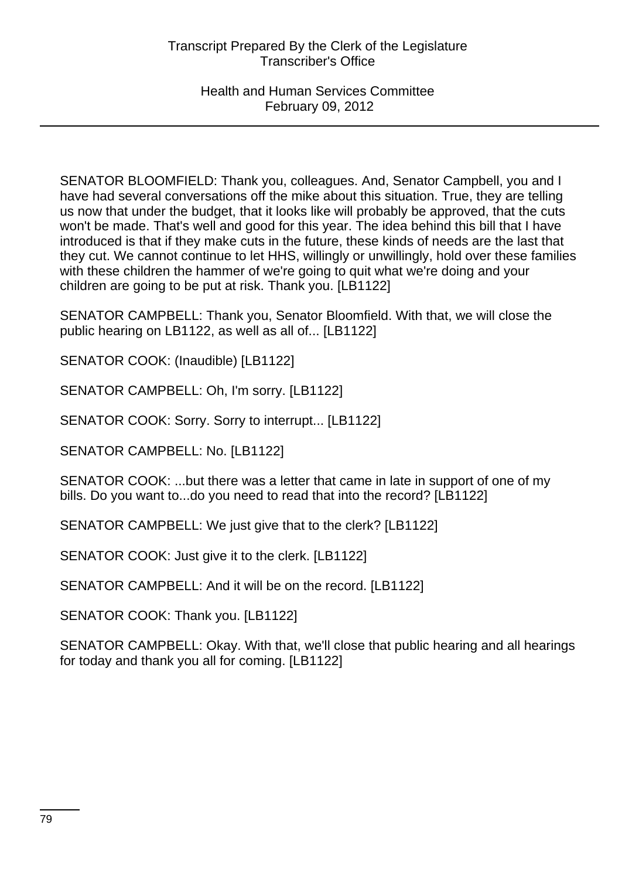SENATOR BLOOMFIELD: Thank you, colleagues. And, Senator Campbell, you and I have had several conversations off the mike about this situation. True, they are telling us now that under the budget, that it looks like will probably be approved, that the cuts won't be made. That's well and good for this year. The idea behind this bill that I have introduced is that if they make cuts in the future, these kinds of needs are the last that they cut. We cannot continue to let HHS, willingly or unwillingly, hold over these families with these children the hammer of we're going to quit what we're doing and your children are going to be put at risk. Thank you. [LB1122]

SENATOR CAMPBELL: Thank you, Senator Bloomfield. With that, we will close the public hearing on LB1122, as well as all of... [LB1122]

SENATOR COOK: (Inaudible) [LB1122]

SENATOR CAMPBELL: Oh, I'm sorry. [LB1122]

SENATOR COOK: Sorry. Sorry to interrupt... [LB1122]

SENATOR CAMPBELL: No. [LB1122]

SENATOR COOK: ...but there was a letter that came in late in support of one of my bills. Do you want to...do you need to read that into the record? [LB1122]

SENATOR CAMPBELL: We just give that to the clerk? [LB1122]

SENATOR COOK: Just give it to the clerk. [LB1122]

SENATOR CAMPBELL: And it will be on the record. [LB1122]

SENATOR COOK: Thank you. [LB1122]

SENATOR CAMPBELL: Okay. With that, we'll close that public hearing and all hearings for today and thank you all for coming. [LB1122]